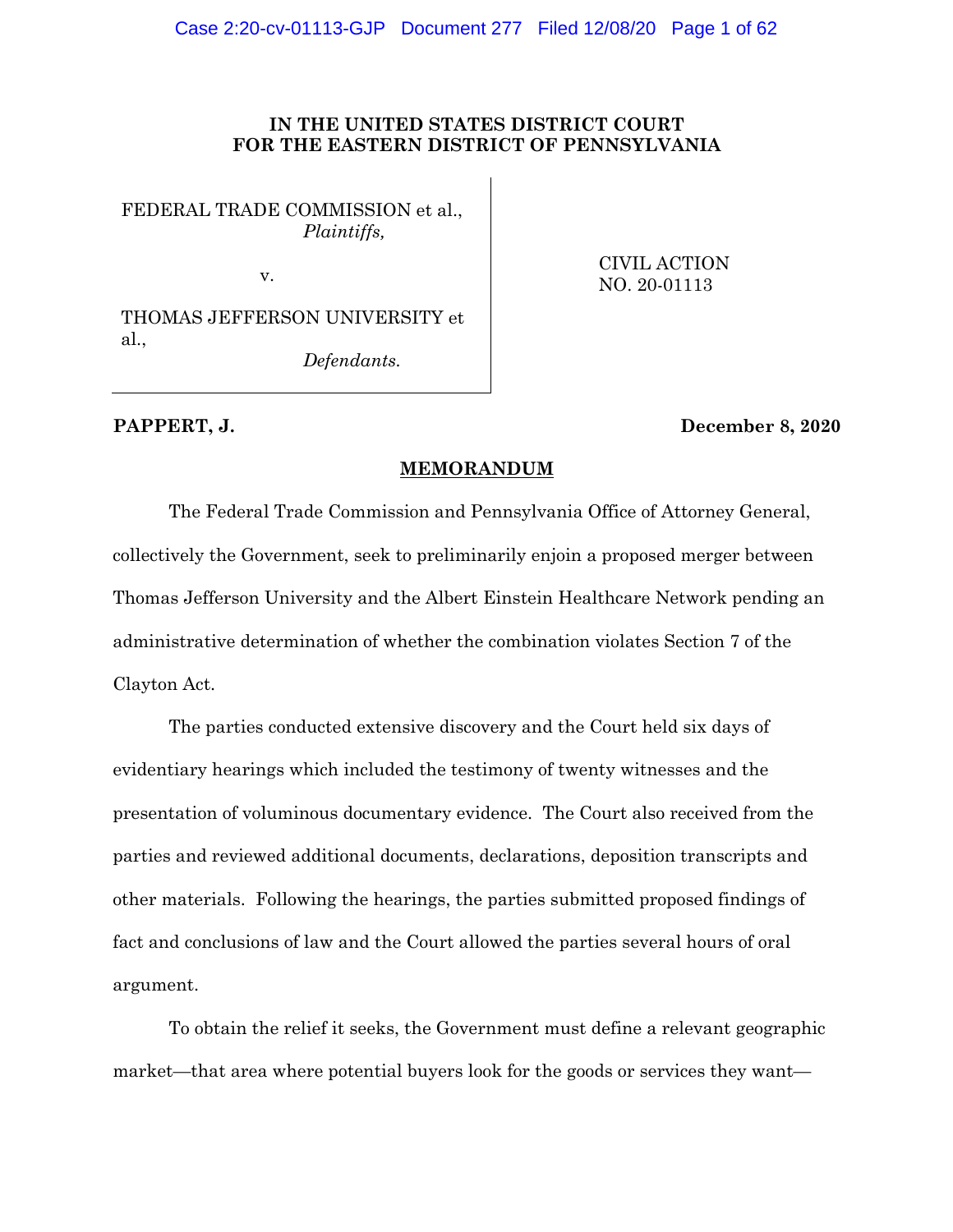**IN THE UNITED STATES DISTRICT COURT**
**FOR THE EASTERN DISTRICT OF PENNSYLVANIA**

| | |
|---|---|
| FEDERAL TRADE COMMISSION et al., *Plaintiffs,* <br><br> v. <br><br> THOMAS JEFFERSON UNIVERSITY et al., *Defendants.* | CIVIL ACTION NO. 20-01113 |

**PAPPERT, J.** **December 8, 2020**

**MEMORANDUM**

The Federal Trade Commission and Pennsylvania Office of Attorney General, collectively the Government, seek to preliminarily enjoin a proposed merger between Thomas Jefferson University and the Albert Einstein Healthcare Network pending an administrative determination of whether the combination violates Section 7 of the Clayton Act.

The parties conducted extensive discovery and the Court held six days of evidentiary hearings which included the testimony of twenty witnesses and the presentation of voluminous documentary evidence. The Court also received from the parties and reviewed additional documents, declarations, deposition transcripts and other materials. Following the hearings, the parties submitted proposed findings of fact and conclusions of law and the Court allowed the parties several hours of oral argument.

To obtain the relief it seeks, the Government must define a relevant geographic market—that area where potential buyers look for the goods or services they want—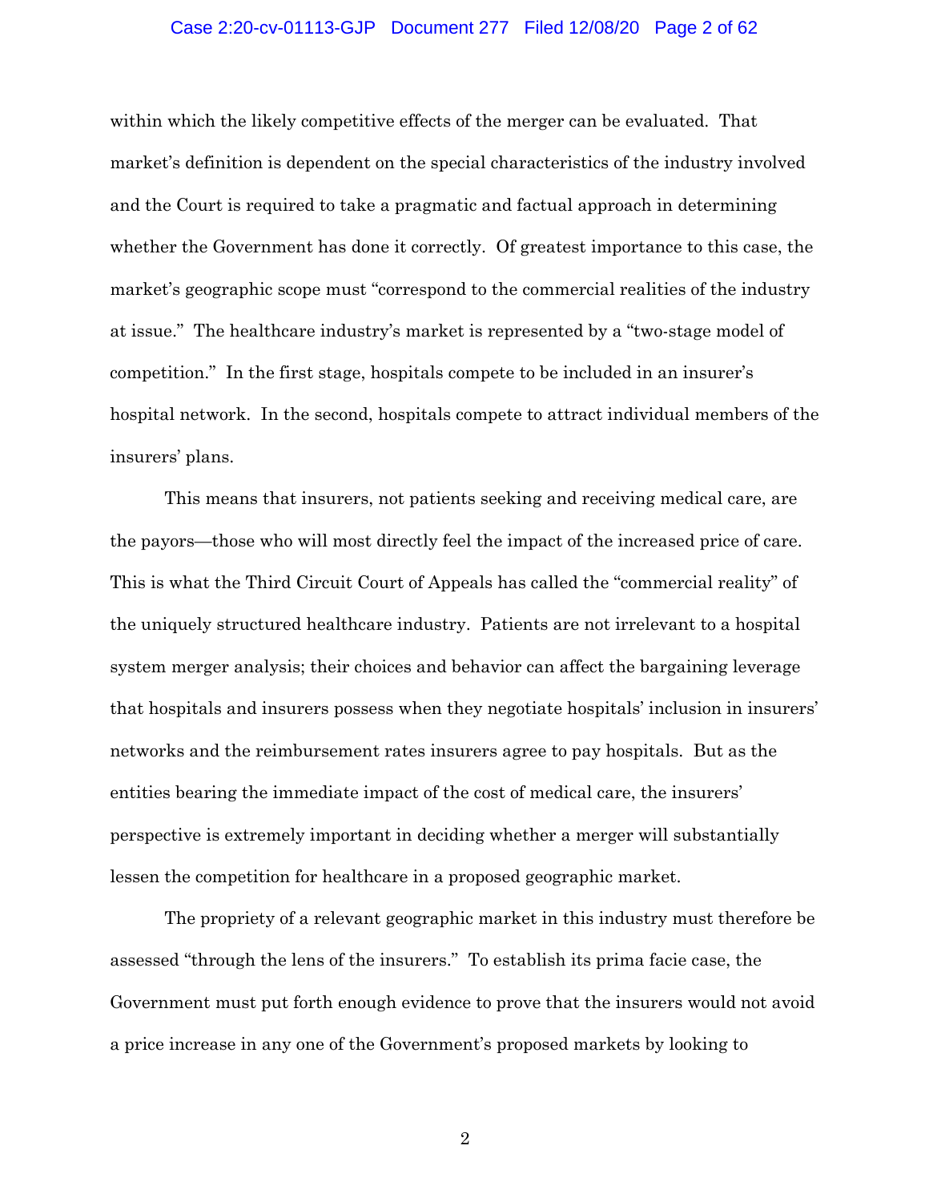within which the likely competitive effects of the merger can be evaluated. That market's definition is dependent on the special characteristics of the industry involved and the Court is required to take a pragmatic and factual approach in determining whether the Government has done it correctly. Of greatest importance to this case, the market's geographic scope must "correspond to the commercial realities of the industry at issue." The healthcare industry's market is represented by a "two-stage model of competition." In the first stage, hospitals compete to be included in an insurer's hospital network. In the second, hospitals compete to attract individual members of the insurers' plans.

This means that insurers, not patients seeking and receiving medical care, are the payors—those who will most directly feel the impact of the increased price of care. This is what the Third Circuit Court of Appeals has called the "commercial reality" of the uniquely structured healthcare industry. Patients are not irrelevant to a hospital system merger analysis; their choices and behavior can affect the bargaining leverage that hospitals and insurers possess when they negotiate hospitals' inclusion in insurers' networks and the reimbursement rates insurers agree to pay hospitals. But as the entities bearing the immediate impact of the cost of medical care, the insurers' perspective is extremely important in deciding whether a merger will substantially lessen the competition for healthcare in a proposed geographic market.

The propriety of a relevant geographic market in this industry must therefore be assessed "through the lens of the insurers." To establish its prima facie case, the Government must put forth enough evidence to prove that the insurers would not avoid a price increase in any one of the Government's proposed markets by looking to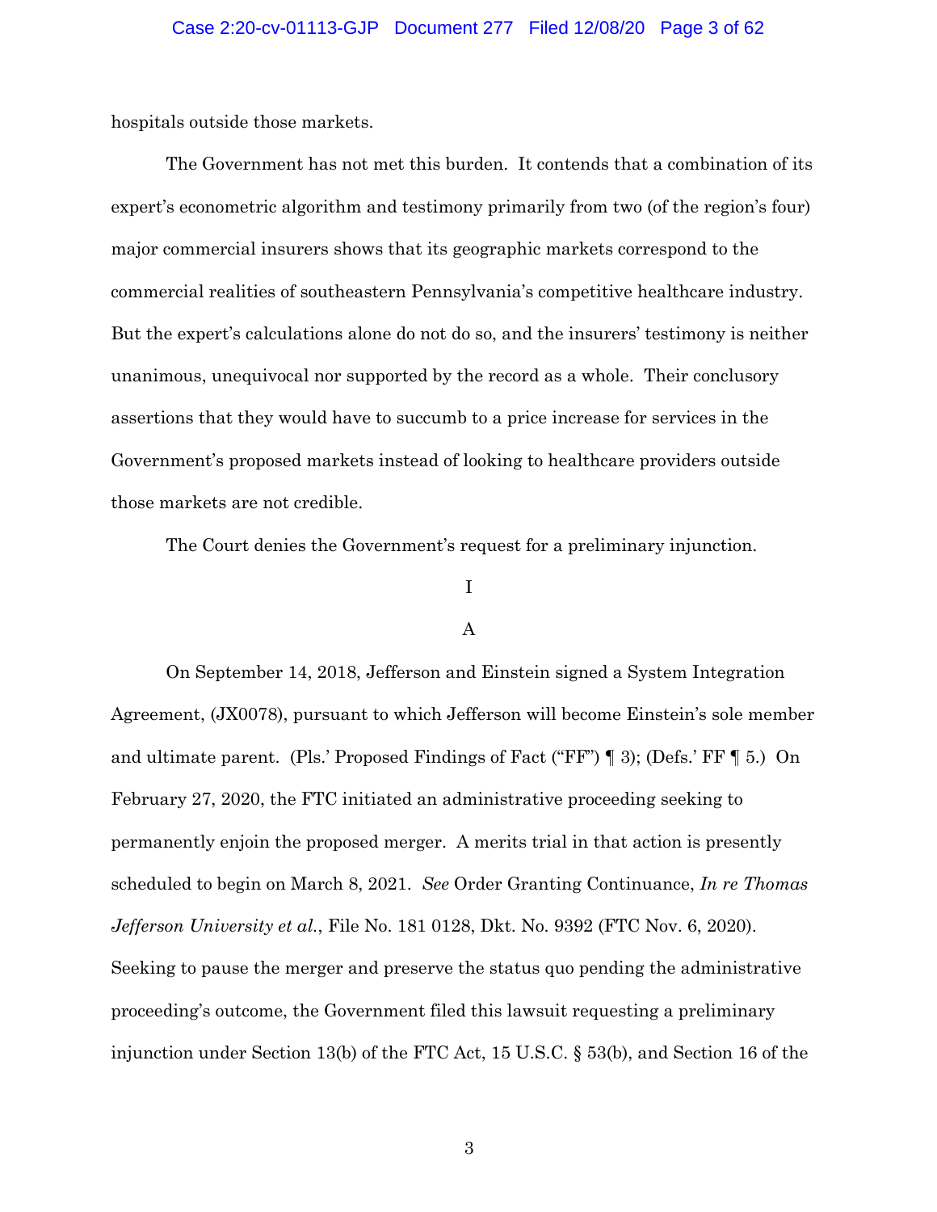hospitals outside those markets.

The Government has not met this burden. It contends that a combination of its expert's econometric algorithm and testimony primarily from two (of the region's four) major commercial insurers shows that its geographic markets correspond to the commercial realities of southeastern Pennsylvania's competitive healthcare industry. But the expert's calculations alone do not do so, and the insurers' testimony is neither unanimous, unequivocal nor supported by the record as a whole. Their conclusory assertions that they would have to succumb to a price increase for services in the Government's proposed markets instead of looking to healthcare providers outside those markets are not credible.

The Court denies the Government's request for a preliminary injunction.

# I

## A

On September 14, 2018, Jefferson and Einstein signed a System Integration Agreement, (JX0078), pursuant to which Jefferson will become Einstein's sole member and ultimate parent. (Pls.' Proposed Findings of Fact ("FF") ¶ 3); (Defs.' FF ¶ 5.) On February 27, 2020, the FTC initiated an administrative proceeding seeking to permanently enjoin the proposed merger. A merits trial in that action is presently scheduled to begin on March 8, 2021. *See* Order Granting Continuance, *In re Thomas Jefferson University et al.*, File No. 181 0128, Dkt. No. 9392 (FTC Nov. 6, 2020). Seeking to pause the merger and preserve the status quo pending the administrative proceeding's outcome, the Government filed this lawsuit requesting a preliminary injunction under Section 13(b) of the FTC Act, 15 U.S.C. § 53(b), and Section 16 of the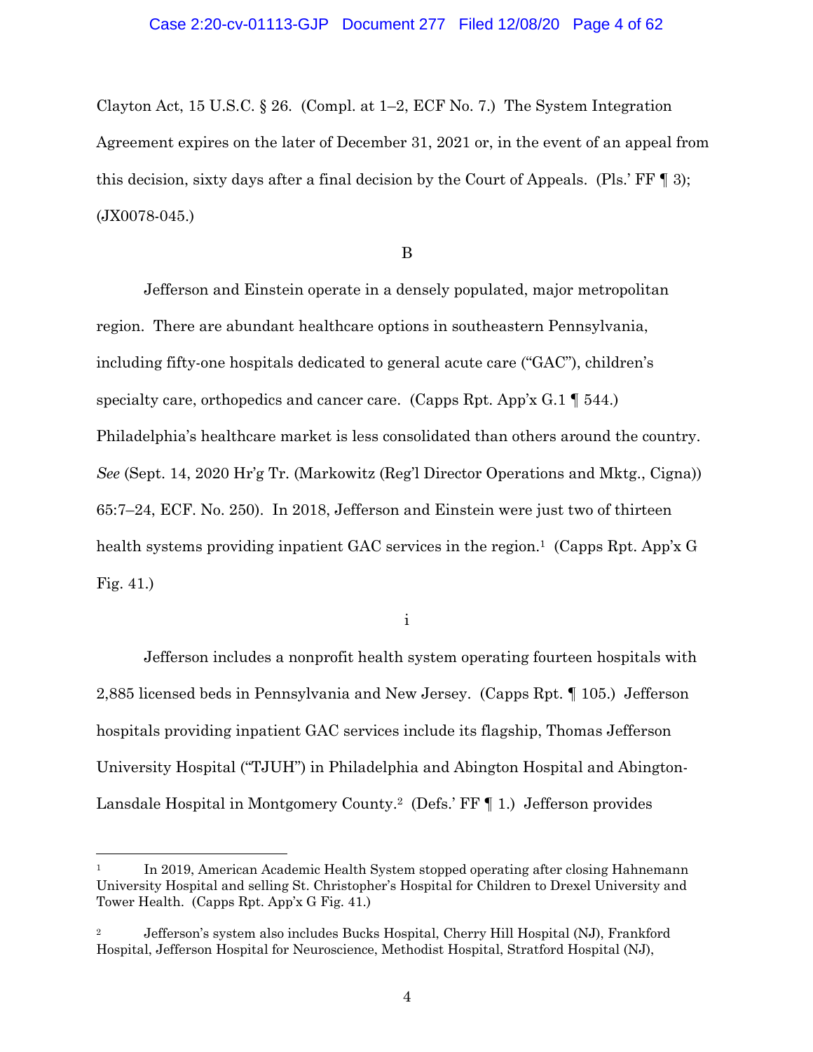Clayton Act, 15 U.S.C. § 26. (Compl. at 1–2, ECF No. 7.) The System Integration Agreement expires on the later of December 31, 2021 or, in the event of an appeal from this decision, sixty days after a final decision by the Court of Appeals. (Pls.' FF ¶ 3); (JX0078-045.)

B

Jefferson and Einstein operate in a densely populated, major metropolitan region. There are abundant healthcare options in southeastern Pennsylvania, including fifty-one hospitals dedicated to general acute care ("GAC"), children's specialty care, orthopedics and cancer care. (Capps Rpt. App'x G.1 ¶ 544.) Philadelphia's healthcare market is less consolidated than others around the country. *See* (Sept. 14, 2020 Hr'g Tr. (Markowitz (Reg'l Director Operations and Mktg., Cigna)) 65:7–24, ECF. No. 250). In 2018, Jefferson and Einstein were just two of thirteen health systems providing inpatient GAC services in the region.[1] (Capps Rpt. App'x G Fig. 41.)

i

Jefferson includes a nonprofit health system operating fourteen hospitals with 2,885 licensed beds in Pennsylvania and New Jersey. (Capps Rpt. ¶ 105.) Jefferson hospitals providing inpatient GAC services include its flagship, Thomas Jefferson University Hospital ("TJUH") in Philadelphia and Abington Hospital and Abington-Lansdale Hospital in Montgomery County.[2] (Defs.' FF ¶ 1.) Jefferson provides

---

[1] In 2019, American Academic Health System stopped operating after closing Hahnemann University Hospital and selling St. Christopher's Hospital for Children to Drexel University and Tower Health. (Capps Rpt. App'x G Fig. 41.)

[2] Jefferson's system also includes Bucks Hospital, Cherry Hill Hospital (NJ), Frankford Hospital, Jefferson Hospital for Neuroscience, Methodist Hospital, Stratford Hospital (NJ),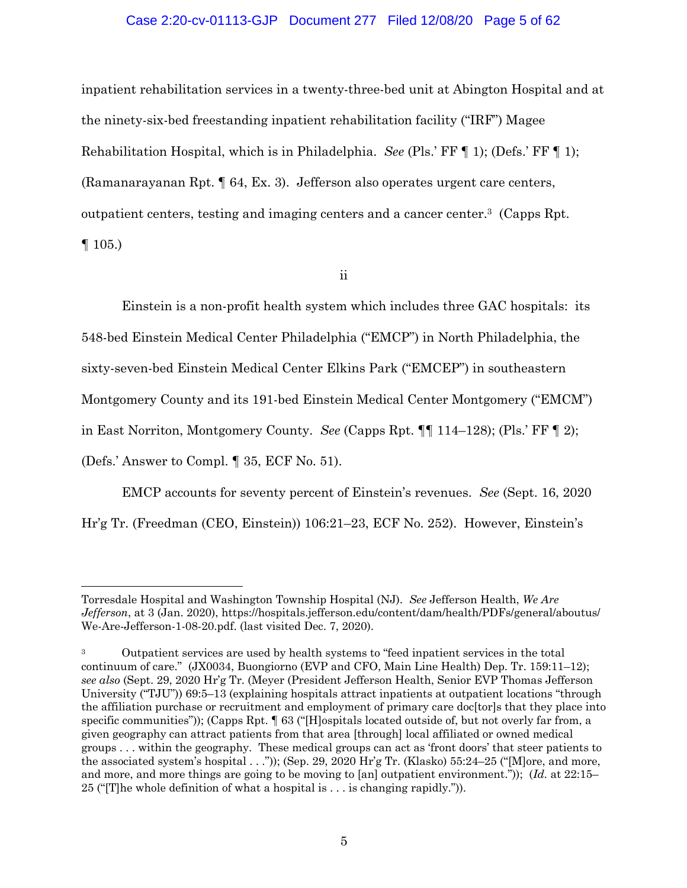inpatient rehabilitation services in a twenty-three-bed unit at Abington Hospital and at the ninety-six-bed freestanding inpatient rehabilitation facility ("IRF") Magee Rehabilitation Hospital, which is in Philadelphia. *See* (Pls.' FF ¶ 1); (Defs.' FF ¶ 1); (Ramanarayanan Rpt. ¶ 64, Ex. 3). Jefferson also operates urgent care centers, outpatient centers, testing and imaging centers and a cancer center.[3] (Capps Rpt. ¶ 105.)

ii

Einstein is a non-profit health system which includes three GAC hospitals: its 548-bed Einstein Medical Center Philadelphia ("EMCP") in North Philadelphia, the sixty-seven-bed Einstein Medical Center Elkins Park ("EMCEP") in southeastern Montgomery County and its 191-bed Einstein Medical Center Montgomery ("EMCM") in East Norriton, Montgomery County. *See* (Capps Rpt. ¶¶ 114–128); (Pls.' FF ¶ 2); (Defs.' Answer to Compl. ¶ 35, ECF No. 51).

EMCP accounts for seventy percent of Einstein's revenues. *See* (Sept. 16, 2020 Hr'g Tr. (Freedman (CEO, Einstein)) 106:21–23, ECF No. 252). However, Einstein's

---

Torresdale Hospital and Washington Township Hospital (NJ). *See* Jefferson Health, *We Are Jefferson*, at 3 (Jan. 2020), https://hospitals.jefferson.edu/content/dam/health/PDFs/general/aboutus/We-Are-Jefferson-1-08-20.pdf. (last visited Dec. 7, 2020).

[3] Outpatient services are used by health systems to "feed inpatient services in the total continuum of care." (JX0034, Buongiorno (EVP and CFO, Main Line Health) Dep. Tr. 159:11–12); *see also* (Sept. 29, 2020 Hr'g Tr. (Meyer (President Jefferson Health, Senior EVP Thomas Jefferson University ("TJU")) 69:5–13 (explaining hospitals attract inpatients at outpatient locations "through the affiliation purchase or recruitment and employment of primary care doc[tor]s that they place into specific communities")); (Capps Rpt. ¶ 63 ("[H]ospitals located outside of, but not overly far from, a given geography can attract patients from that area [through] local affiliated or owned medical groups . . . within the geography. These medical groups can act as 'front doors' that steer patients to the associated system's hospital . . .")); (Sep. 29, 2020 Hr'g Tr. (Klasko) 55:24–25 ("[M]ore, and more, and more, and more things are going to be moving to [an] outpatient environment.")); (*Id.* at 22:15–25 ("[T]he whole definition of what a hospital is . . . is changing rapidly.")).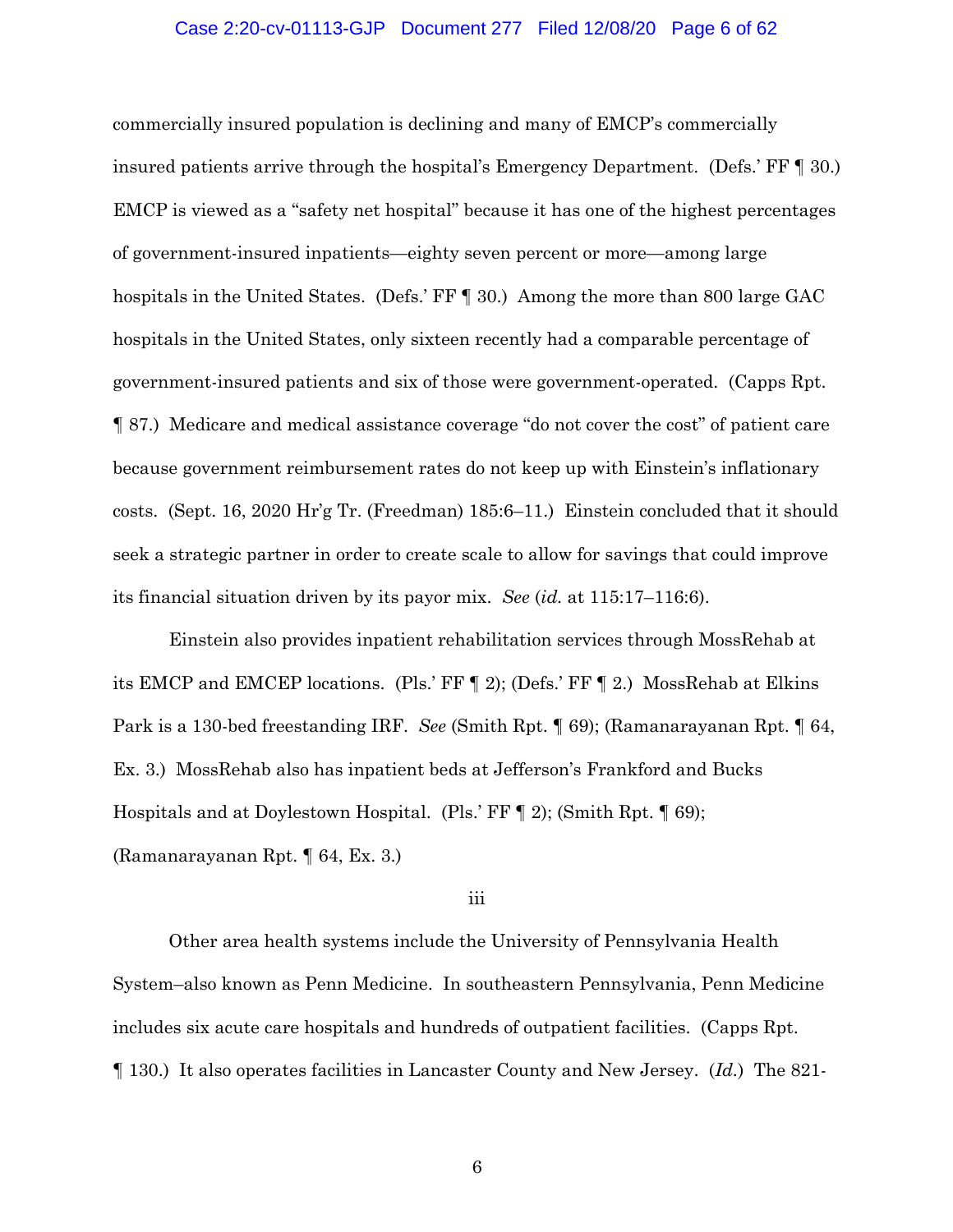commercially insured population is declining and many of EMCP's commercially insured patients arrive through the hospital's Emergency Department. (Defs.' FF ¶ 30.) EMCP is viewed as a "safety net hospital" because it has one of the highest percentages of government-insured inpatients—eighty seven percent or more—among large hospitals in the United States. (Defs.' FF ¶ 30.) Among the more than 800 large GAC hospitals in the United States, only sixteen recently had a comparable percentage of government-insured patients and six of those were government-operated. (Capps Rpt. ¶ 87.) Medicare and medical assistance coverage "do not cover the cost" of patient care because government reimbursement rates do not keep up with Einstein's inflationary costs. (Sept. 16, 2020 Hr'g Tr. (Freedman) 185:6–11.) Einstein concluded that it should seek a strategic partner in order to create scale to allow for savings that could improve its financial situation driven by its payor mix. *See* (*id.* at 115:17–116:6).

Einstein also provides inpatient rehabilitation services through MossRehab at its EMCP and EMCEP locations. (Pls.' FF ¶ 2); (Defs.' FF ¶ 2.) MossRehab at Elkins Park is a 130-bed freestanding IRF. *See* (Smith Rpt. ¶ 69); (Ramanarayanan Rpt. ¶ 64, Ex. 3.) MossRehab also has inpatient beds at Jefferson's Frankford and Bucks Hospitals and at Doylestown Hospital. (Pls.' FF ¶ 2); (Smith Rpt. ¶ 69); (Ramanarayanan Rpt. ¶ 64, Ex. 3.)

iii

Other area health systems include the University of Pennsylvania Health System–also known as Penn Medicine. In southeastern Pennsylvania, Penn Medicine includes six acute care hospitals and hundreds of outpatient facilities. (Capps Rpt. ¶ 130.) It also operates facilities in Lancaster County and New Jersey. (*Id.*) The 821-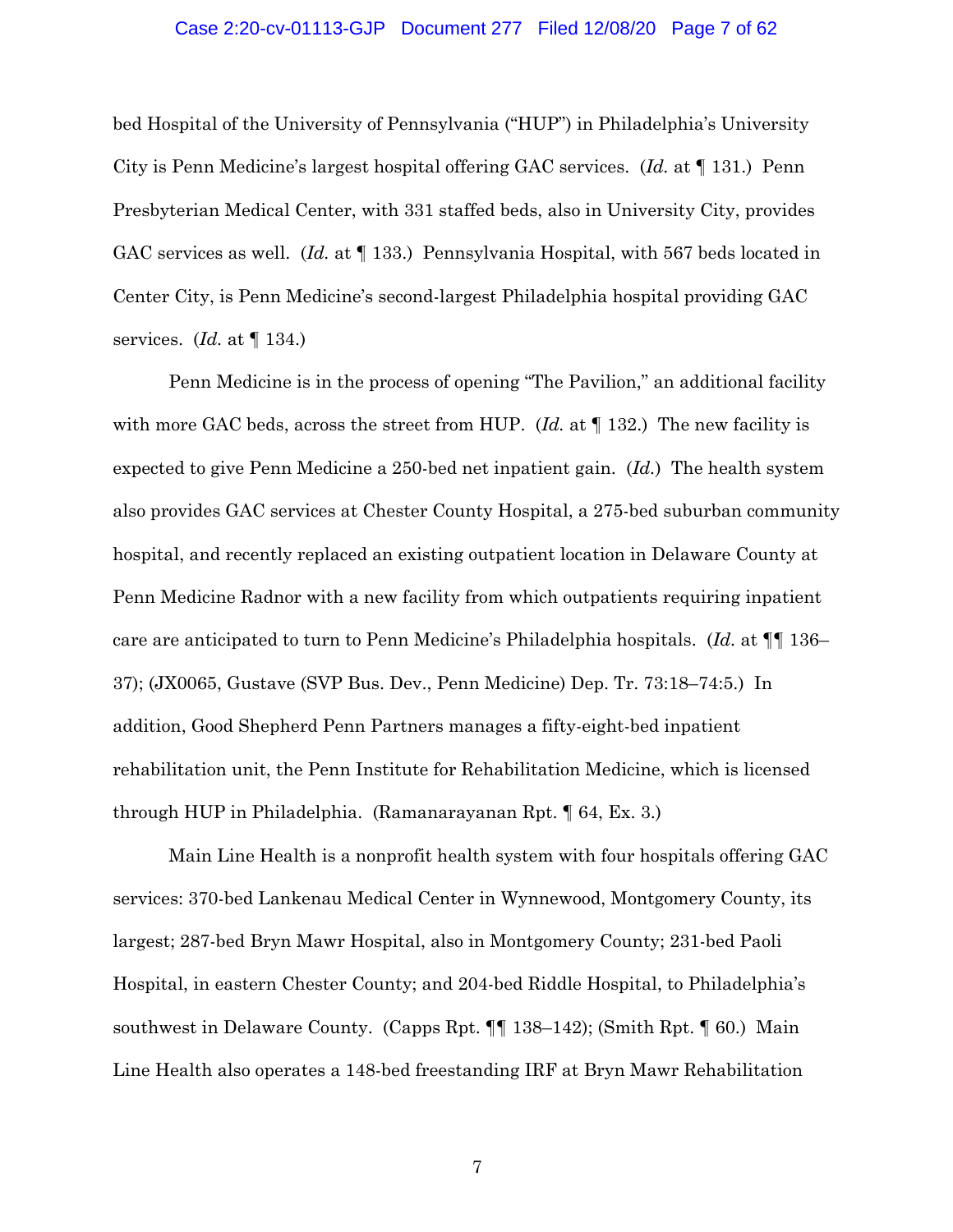bed Hospital of the University of Pennsylvania ("HUP") in Philadelphia's University City is Penn Medicine's largest hospital offering GAC services. (*Id.* at ¶ 131.) Penn Presbyterian Medical Center, with 331 staffed beds, also in University City, provides GAC services as well. (*Id.* at ¶ 133.) Pennsylvania Hospital, with 567 beds located in Center City, is Penn Medicine's second-largest Philadelphia hospital providing GAC services. (*Id.* at ¶ 134.)

Penn Medicine is in the process of opening "The Pavilion," an additional facility with more GAC beds, across the street from HUP. (*Id.* at ¶ 132.) The new facility is expected to give Penn Medicine a 250-bed net inpatient gain. (*Id.*) The health system also provides GAC services at Chester County Hospital, a 275-bed suburban community hospital, and recently replaced an existing outpatient location in Delaware County at Penn Medicine Radnor with a new facility from which outpatients requiring inpatient care are anticipated to turn to Penn Medicine's Philadelphia hospitals. (*Id.* at ¶¶ 136–37); (JX0065, Gustave (SVP Bus. Dev., Penn Medicine) Dep. Tr. 73:18–74:5.) In addition, Good Shepherd Penn Partners manages a fifty-eight-bed inpatient rehabilitation unit, the Penn Institute for Rehabilitation Medicine, which is licensed through HUP in Philadelphia. (Ramanarayanan Rpt. ¶ 64, Ex. 3.)

Main Line Health is a nonprofit health system with four hospitals offering GAC services: 370-bed Lankenau Medical Center in Wynnewood, Montgomery County, its largest; 287-bed Bryn Mawr Hospital, also in Montgomery County; 231-bed Paoli Hospital, in eastern Chester County; and 204-bed Riddle Hospital, to Philadelphia's southwest in Delaware County. (Capps Rpt. ¶¶ 138–142); (Smith Rpt. ¶ 60.) Main Line Health also operates a 148-bed freestanding IRF at Bryn Mawr Rehabilitation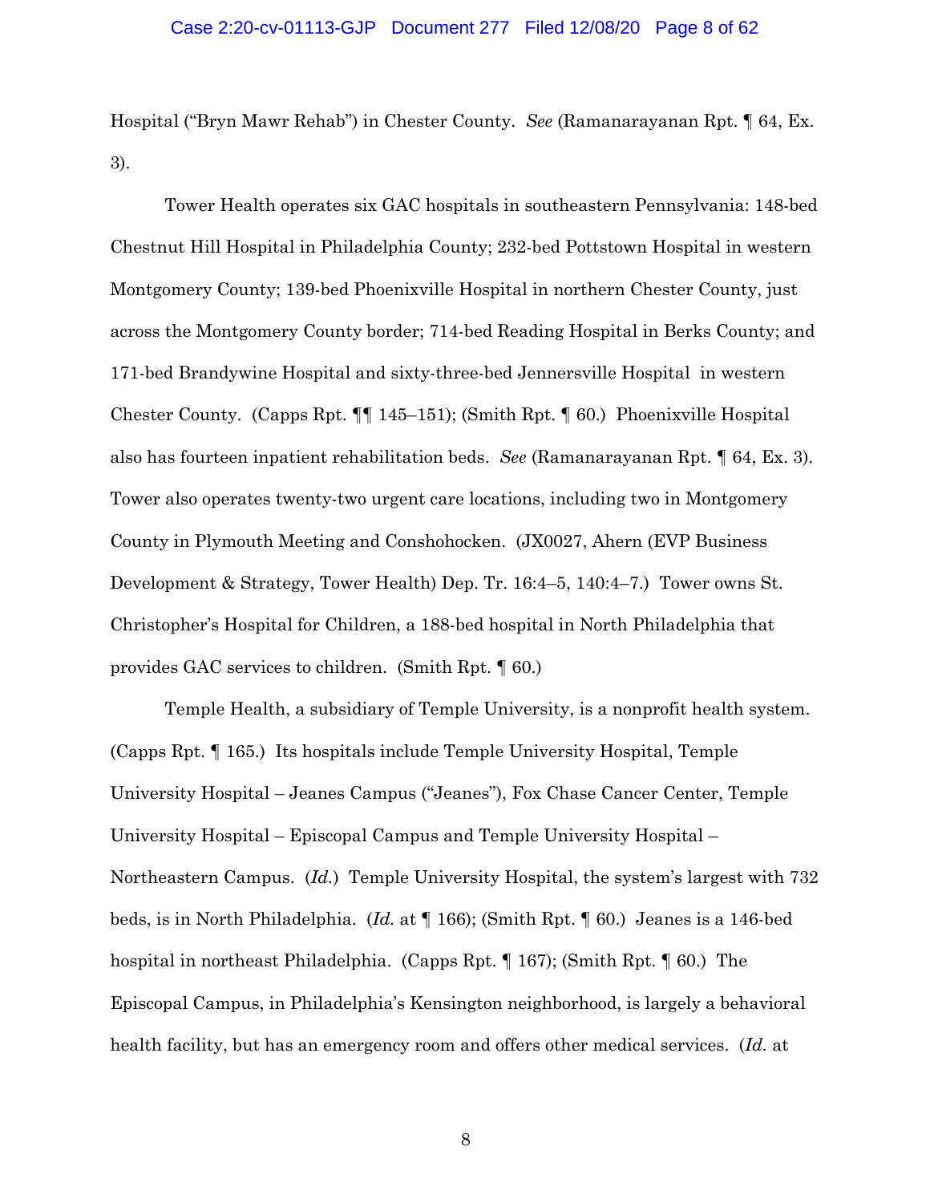Hospital ("Bryn Mawr Rehab") in Chester County. *See* (Ramanarayanan Rpt. ¶ 64, Ex. 3).

Tower Health operates six GAC hospitals in southeastern Pennsylvania: 148-bed Chestnut Hill Hospital in Philadelphia County; 232-bed Pottstown Hospital in western Montgomery County; 139-bed Phoenixville Hospital in northern Chester County, just across the Montgomery County border; 714-bed Reading Hospital in Berks County; and 171-bed Brandywine Hospital and sixty-three-bed Jennersville Hospital in western Chester County. (Capps Rpt. ¶¶ 145–151); (Smith Rpt. ¶ 60.) Phoenixville Hospital also has fourteen inpatient rehabilitation beds. *See* (Ramanarayanan Rpt. ¶ 64, Ex. 3). Tower also operates twenty-two urgent care locations, including two in Montgomery County in Plymouth Meeting and Conshohocken. (JX0027, Ahern (EVP Business Development & Strategy, Tower Health) Dep. Tr. 16:4–5, 140:4–7.) Tower owns St. Christopher's Hospital for Children, a 188-bed hospital in North Philadelphia that provides GAC services to children. (Smith Rpt. ¶ 60.)

Temple Health, a subsidiary of Temple University, is a nonprofit health system. (Capps Rpt. ¶ 165.) Its hospitals include Temple University Hospital, Temple University Hospital – Jeanes Campus ("Jeanes"), Fox Chase Cancer Center, Temple University Hospital – Episcopal Campus and Temple University Hospital – Northeastern Campus. (*Id.*) Temple University Hospital, the system's largest with 732 beds, is in North Philadelphia. (*Id.* at ¶ 166); (Smith Rpt. ¶ 60.) Jeanes is a 146-bed hospital in northeast Philadelphia. (Capps Rpt. ¶ 167); (Smith Rpt. ¶ 60.) The Episcopal Campus, in Philadelphia's Kensington neighborhood, is largely a behavioral health facility, but has an emergency room and offers other medical services. (*Id.* at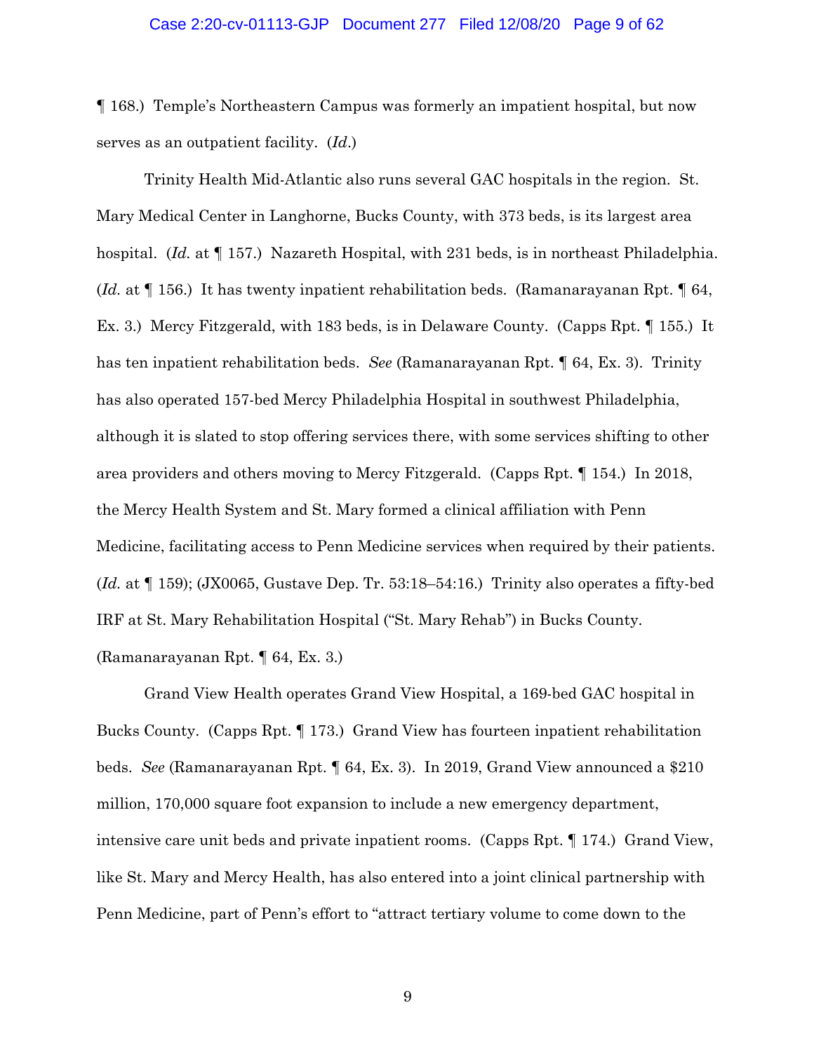¶ 168.) Temple's Northeastern Campus was formerly an impatient hospital, but now serves as an outpatient facility. (*Id.*)

Trinity Health Mid-Atlantic also runs several GAC hospitals in the region. St. Mary Medical Center in Langhorne, Bucks County, with 373 beds, is its largest area hospital. (*Id.* at ¶ 157.) Nazareth Hospital, with 231 beds, is in northeast Philadelphia. (*Id.* at ¶ 156.) It has twenty inpatient rehabilitation beds. (Ramanarayanan Rpt. ¶ 64, Ex. 3.) Mercy Fitzgerald, with 183 beds, is in Delaware County. (Capps Rpt. ¶ 155.) It has ten inpatient rehabilitation beds. *See* (Ramanarayanan Rpt. ¶ 64, Ex. 3). Trinity has also operated 157-bed Mercy Philadelphia Hospital in southwest Philadelphia, although it is slated to stop offering services there, with some services shifting to other area providers and others moving to Mercy Fitzgerald. (Capps Rpt. ¶ 154.) In 2018, the Mercy Health System and St. Mary formed a clinical affiliation with Penn Medicine, facilitating access to Penn Medicine services when required by their patients. (*Id.* at ¶ 159); (JX0065, Gustave Dep. Tr. 53:18–54:16.) Trinity also operates a fifty-bed IRF at St. Mary Rehabilitation Hospital ("St. Mary Rehab") in Bucks County. (Ramanarayanan Rpt. ¶ 64, Ex. 3.)

Grand View Health operates Grand View Hospital, a 169-bed GAC hospital in Bucks County. (Capps Rpt. ¶ 173.) Grand View has fourteen inpatient rehabilitation beds. *See* (Ramanarayanan Rpt. ¶ 64, Ex. 3). In 2019, Grand View announced a $210 million, 170,000 square foot expansion to include a new emergency department, intensive care unit beds and private inpatient rooms. (Capps Rpt. ¶ 174.) Grand View, like St. Mary and Mercy Health, has also entered into a joint clinical partnership with Penn Medicine, part of Penn's effort to "attract tertiary volume to come down to the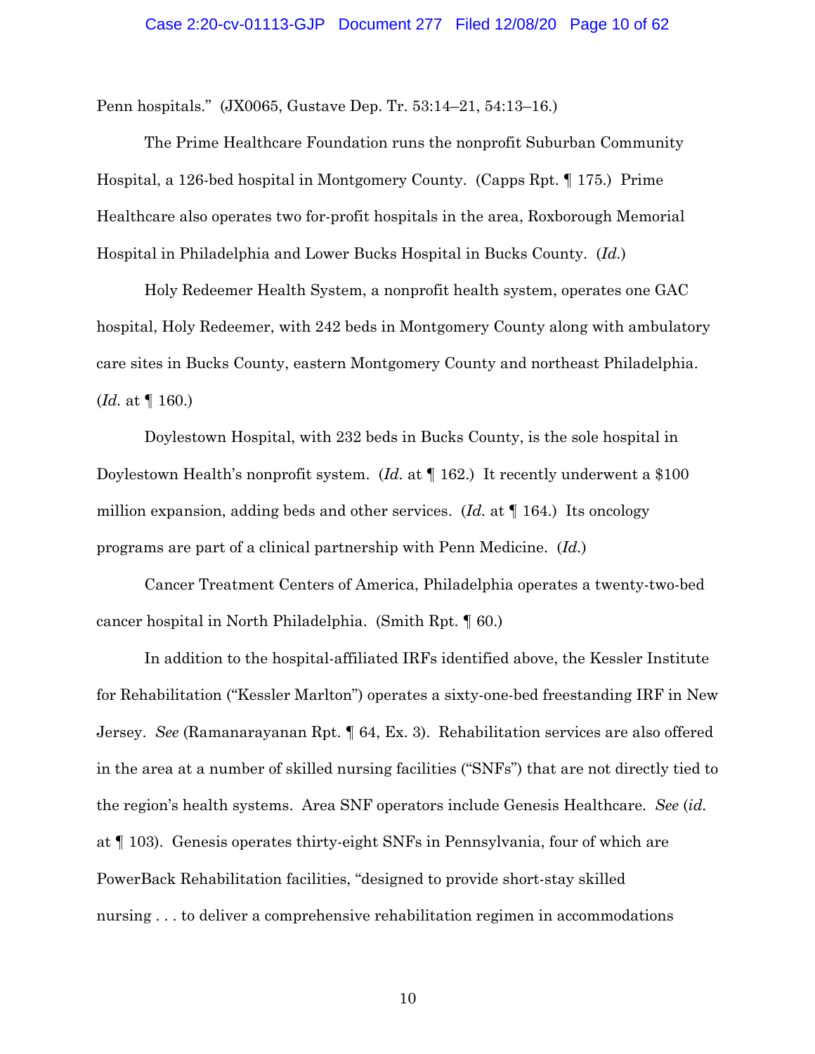Penn hospitals." (JX0065, Gustave Dep. Tr. 53:14–21, 54:13–16.)

The Prime Healthcare Foundation runs the nonprofit Suburban Community Hospital, a 126-bed hospital in Montgomery County. (Capps Rpt. ¶ 175.) Prime Healthcare also operates two for-profit hospitals in the area, Roxborough Memorial Hospital in Philadelphia and Lower Bucks Hospital in Bucks County. (*Id.*)

Holy Redeemer Health System, a nonprofit health system, operates one GAC hospital, Holy Redeemer, with 242 beds in Montgomery County along with ambulatory care sites in Bucks County, eastern Montgomery County and northeast Philadelphia. (*Id.* at ¶ 160.)

Doylestown Hospital, with 232 beds in Bucks County, is the sole hospital in Doylestown Health's nonprofit system. (*Id.* at ¶ 162.) It recently underwent a $100 million expansion, adding beds and other services. (*Id.* at ¶ 164.) Its oncology programs are part of a clinical partnership with Penn Medicine. (*Id.*)

Cancer Treatment Centers of America, Philadelphia operates a twenty-two-bed cancer hospital in North Philadelphia. (Smith Rpt. ¶ 60.)

In addition to the hospital-affiliated IRFs identified above, the Kessler Institute for Rehabilitation ("Kessler Marlton") operates a sixty-one-bed freestanding IRF in New Jersey. *See* (Ramanarayanan Rpt. ¶ 64, Ex. 3). Rehabilitation services are also offered in the area at a number of skilled nursing facilities ("SNFs") that are not directly tied to the region's health systems. Area SNF operators include Genesis Healthcare. *See* (*id.* at ¶ 103). Genesis operates thirty-eight SNFs in Pennsylvania, four of which are PowerBack Rehabilitation facilities, "designed to provide short-stay skilled nursing . . . to deliver a comprehensive rehabilitation regimen in accommodations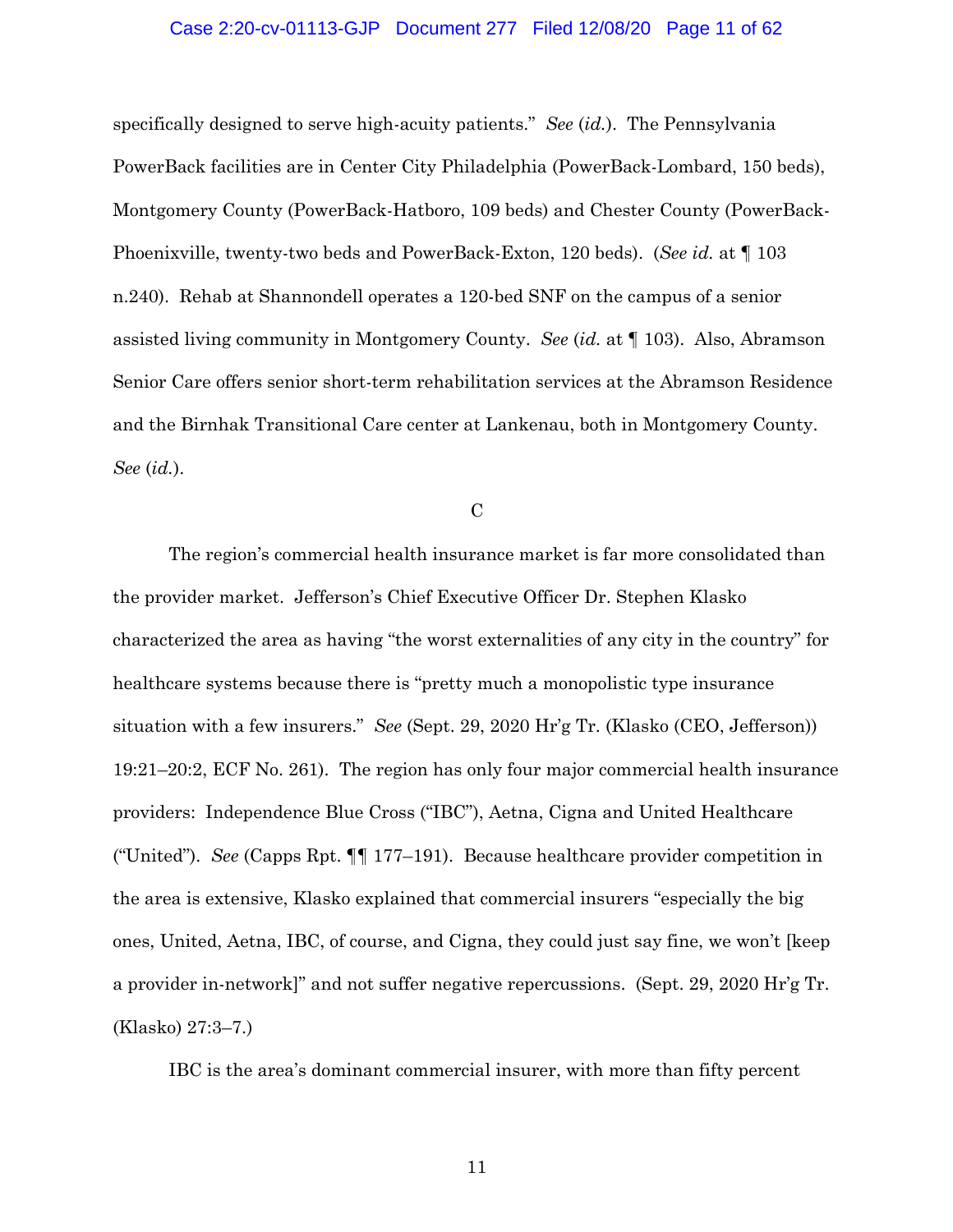specifically designed to serve high-acuity patients." *See* (*id.*). The Pennsylvania PowerBack facilities are in Center City Philadelphia (PowerBack-Lombard, 150 beds), Montgomery County (PowerBack-Hatboro, 109 beds) and Chester County (PowerBack-Phoenixville, twenty-two beds and PowerBack-Exton, 120 beds). (*See id.* at ¶ 103 n.240). Rehab at Shannondell operates a 120-bed SNF on the campus of a senior assisted living community in Montgomery County. *See* (*id.* at ¶ 103). Also, Abramson Senior Care offers senior short-term rehabilitation services at the Abramson Residence and the Birnhak Transitional Care center at Lankenau, both in Montgomery County. *See* (*id.*).

C

The region's commercial health insurance market is far more consolidated than the provider market. Jefferson's Chief Executive Officer Dr. Stephen Klasko characterized the area as having "the worst externalities of any city in the country" for healthcare systems because there is "pretty much a monopolistic type insurance situation with a few insurers." *See* (Sept. 29, 2020 Hr'g Tr. (Klasko (CEO, Jefferson)) 19:21–20:2, ECF No. 261). The region has only four major commercial health insurance providers: Independence Blue Cross ("IBC"), Aetna, Cigna and United Healthcare ("United"). *See* (Capps Rpt. ¶¶ 177–191). Because healthcare provider competition in the area is extensive, Klasko explained that commercial insurers "especially the big ones, United, Aetna, IBC, of course, and Cigna, they could just say fine, we won't [keep a provider in-network]" and not suffer negative repercussions. (Sept. 29, 2020 Hr'g Tr. (Klasko) 27:3–7.)

IBC is the area's dominant commercial insurer, with more than fifty percent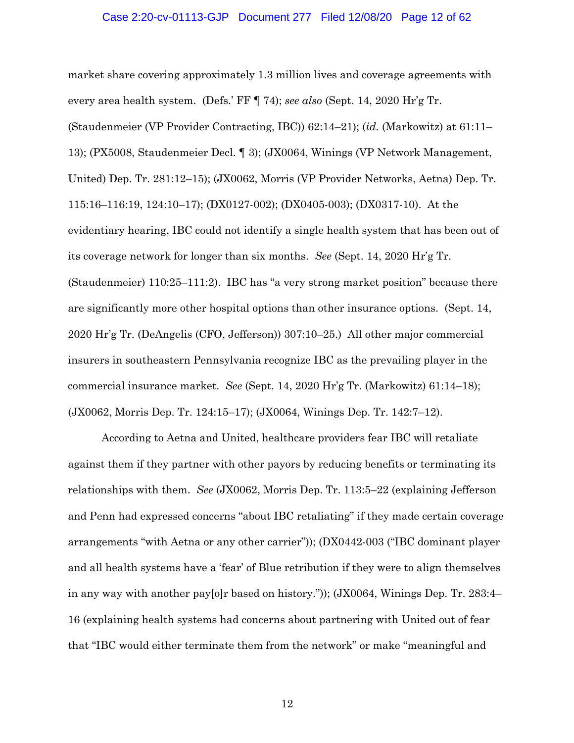market share covering approximately 1.3 million lives and coverage agreements with every area health system. (Defs.' FF ¶ 74); *see also* (Sept. 14, 2020 Hr'g Tr. (Staudenmeier (VP Provider Contracting, IBC)) 62:14–21); (*id.* (Markowitz) at 61:11–13); (PX5008, Staudenmeier Decl. ¶ 3); (JX0064, Winings (VP Network Management, United) Dep. Tr. 281:12–15); (JX0062, Morris (VP Provider Networks, Aetna) Dep. Tr. 115:16–116:19, 124:10–17); (DX0127-002); (DX0405-003); (DX0317-10). At the evidentiary hearing, IBC could not identify a single health system that has been out of its coverage network for longer than six months. *See* (Sept. 14, 2020 Hr'g Tr. (Staudenmeier) 110:25–111:2). IBC has "a very strong market position" because there are significantly more other hospital options than other insurance options. (Sept. 14, 2020 Hr'g Tr. (DeAngelis (CFO, Jefferson)) 307:10–25.) All other major commercial insurers in southeastern Pennsylvania recognize IBC as the prevailing player in the commercial insurance market. *See* (Sept. 14, 2020 Hr'g Tr. (Markowitz) 61:14–18); (JX0062, Morris Dep. Tr. 124:15–17); (JX0064, Winings Dep. Tr. 142:7–12).

According to Aetna and United, healthcare providers fear IBC will retaliate against them if they partner with other payors by reducing benefits or terminating its relationships with them. *See* (JX0062, Morris Dep. Tr. 113:5–22 (explaining Jefferson and Penn had expressed concerns "about IBC retaliating" if they made certain coverage arrangements "with Aetna or any other carrier")); (DX0442-003 ("IBC dominant player and all health systems have a 'fear' of Blue retribution if they were to align themselves in any way with another pay[o]r based on history.")); (JX0064, Winings Dep. Tr. 283:4–16 (explaining health systems had concerns about partnering with United out of fear that "IBC would either terminate them from the network" or make "meaningful and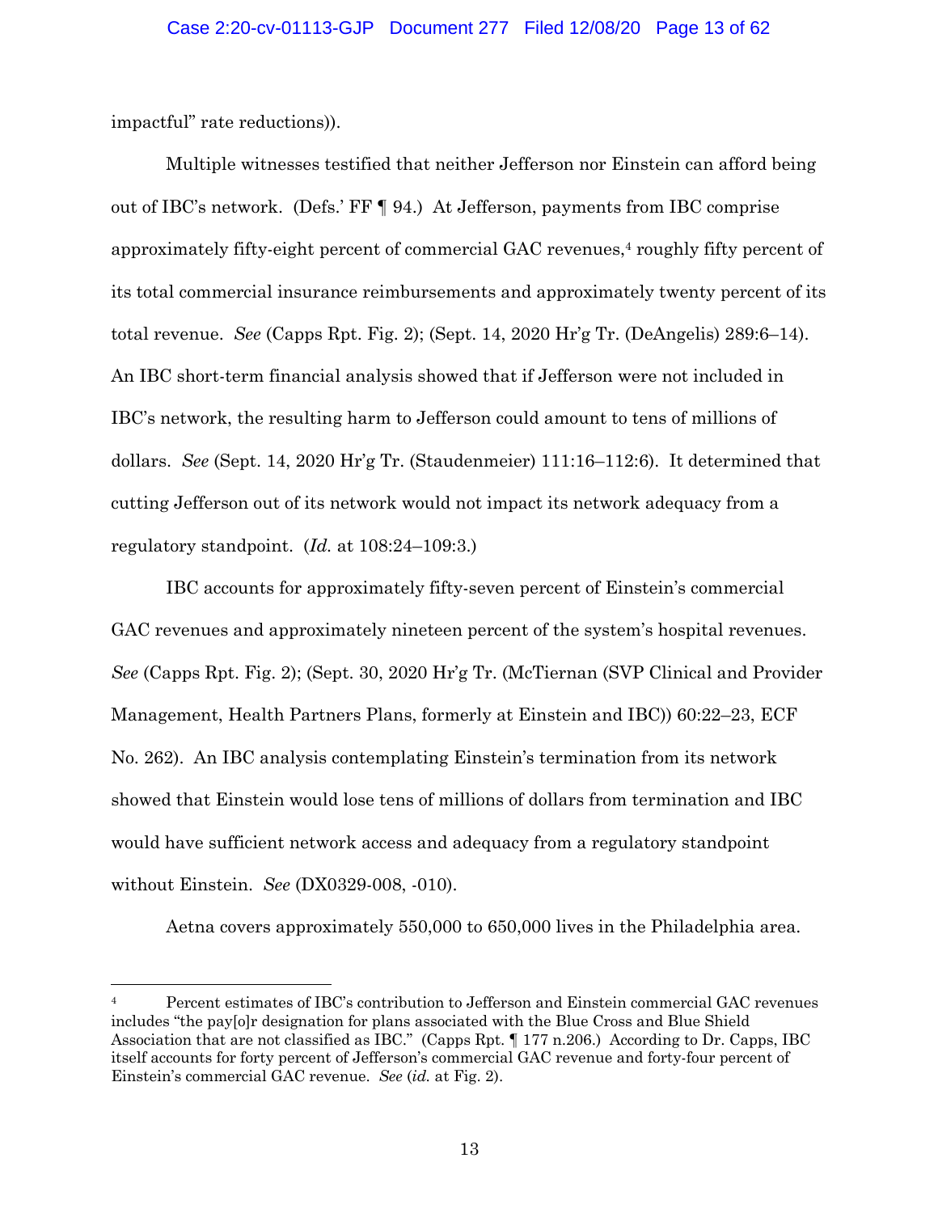impactful" rate reductions)).

Multiple witnesses testified that neither Jefferson nor Einstein can afford being out of IBC's network. (Defs.' FF ¶ 94.) At Jefferson, payments from IBC comprise approximately fifty-eight percent of commercial GAC revenues,[4] roughly fifty percent of its total commercial insurance reimbursements and approximately twenty percent of its total revenue. *See* (Capps Rpt. Fig. 2); (Sept. 14, 2020 Hr'g Tr. (DeAngelis) 289:6–14). An IBC short-term financial analysis showed that if Jefferson were not included in IBC's network, the resulting harm to Jefferson could amount to tens of millions of dollars. *See* (Sept. 14, 2020 Hr'g Tr. (Staudenmeier) 111:16–112:6). It determined that cutting Jefferson out of its network would not impact its network adequacy from a regulatory standpoint. (*Id.* at 108:24–109:3.)

IBC accounts for approximately fifty-seven percent of Einstein's commercial GAC revenues and approximately nineteen percent of the system's hospital revenues. *See* (Capps Rpt. Fig. 2); (Sept. 30, 2020 Hr'g Tr. (McTiernan (SVP Clinical and Provider Management, Health Partners Plans, formerly at Einstein and IBC)) 60:22–23, ECF No. 262). An IBC analysis contemplating Einstein's termination from its network showed that Einstein would lose tens of millions of dollars from termination and IBC would have sufficient network access and adequacy from a regulatory standpoint without Einstein. *See* (DX0329-008, -010).

Aetna covers approximately 550,000 to 650,000 lives in the Philadelphia area.

---

[4] Percent estimates of IBC's contribution to Jefferson and Einstein commercial GAC revenues includes "the pay[o]r designation for plans associated with the Blue Cross and Blue Shield Association that are not classified as IBC." (Capps Rpt. ¶ 177 n.206.) According to Dr. Capps, IBC itself accounts for forty percent of Jefferson's commercial GAC revenue and forty-four percent of Einstein's commercial GAC revenue. *See* (*id.* at Fig. 2).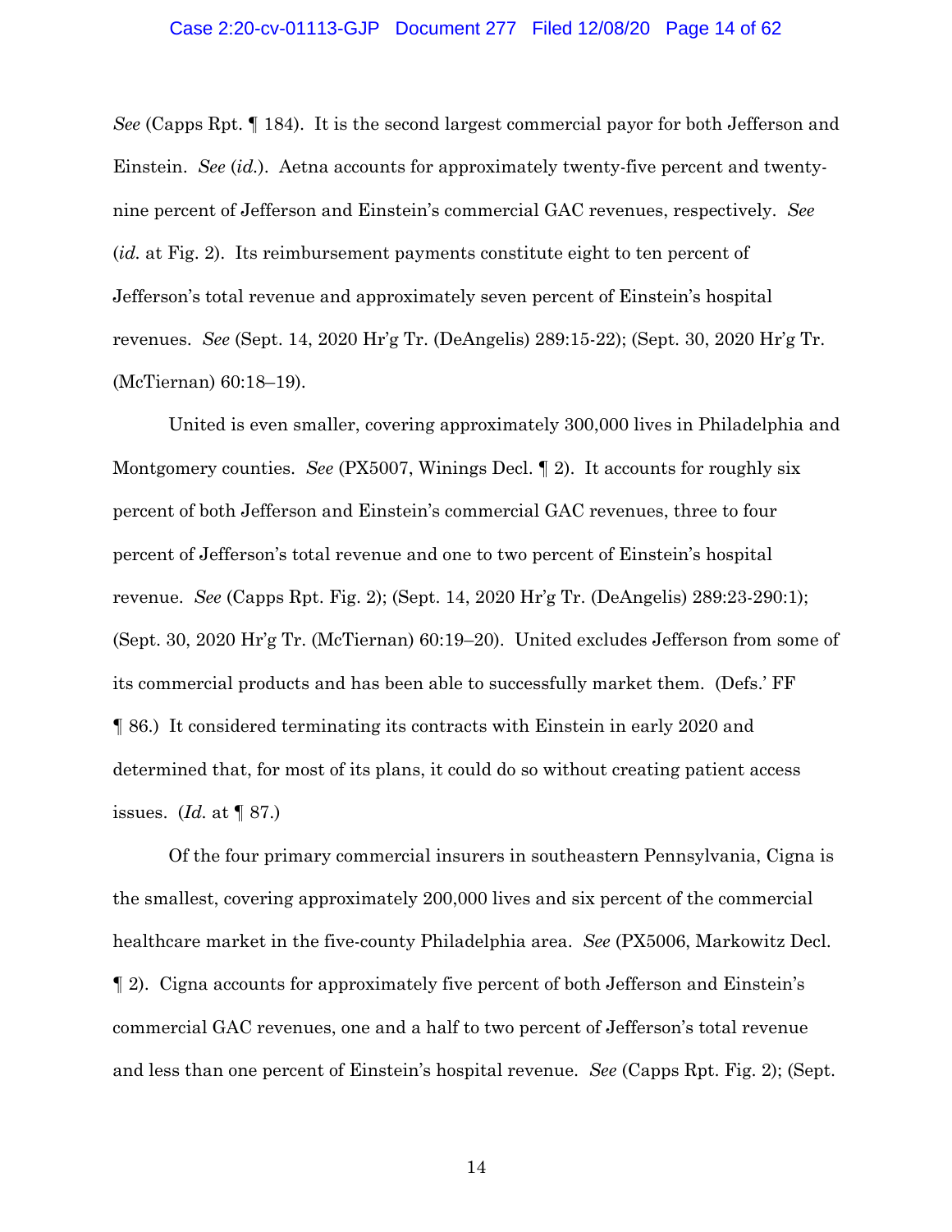*See* (Capps Rpt. ¶ 184). It is the second largest commercial payor for both Jefferson and Einstein. *See* (*id.*). Aetna accounts for approximately twenty-five percent and twenty-nine percent of Jefferson and Einstein's commercial GAC revenues, respectively. *See* (*id.* at Fig. 2). Its reimbursement payments constitute eight to ten percent of Jefferson's total revenue and approximately seven percent of Einstein's hospital revenues. *See* (Sept. 14, 2020 Hr'g Tr. (DeAngelis) 289:15-22); (Sept. 30, 2020 Hr'g Tr. (McTiernan) 60:18–19).

United is even smaller, covering approximately 300,000 lives in Philadelphia and Montgomery counties. *See* (PX5007, Winings Decl. ¶ 2). It accounts for roughly six percent of both Jefferson and Einstein's commercial GAC revenues, three to four percent of Jefferson's total revenue and one to two percent of Einstein's hospital revenue. *See* (Capps Rpt. Fig. 2); (Sept. 14, 2020 Hr'g Tr. (DeAngelis) 289:23-290:1); (Sept. 30, 2020 Hr'g Tr. (McTiernan) 60:19–20). United excludes Jefferson from some of its commercial products and has been able to successfully market them. (Defs.' FF ¶ 86.) It considered terminating its contracts with Einstein in early 2020 and determined that, for most of its plans, it could do so without creating patient access issues. (*Id.* at ¶ 87.)

Of the four primary commercial insurers in southeastern Pennsylvania, Cigna is the smallest, covering approximately 200,000 lives and six percent of the commercial healthcare market in the five-county Philadelphia area. *See* (PX5006, Markowitz Decl. ¶ 2). Cigna accounts for approximately five percent of both Jefferson and Einstein's commercial GAC revenues, one and a half to two percent of Jefferson's total revenue and less than one percent of Einstein's hospital revenue. *See* (Capps Rpt. Fig. 2); (Sept.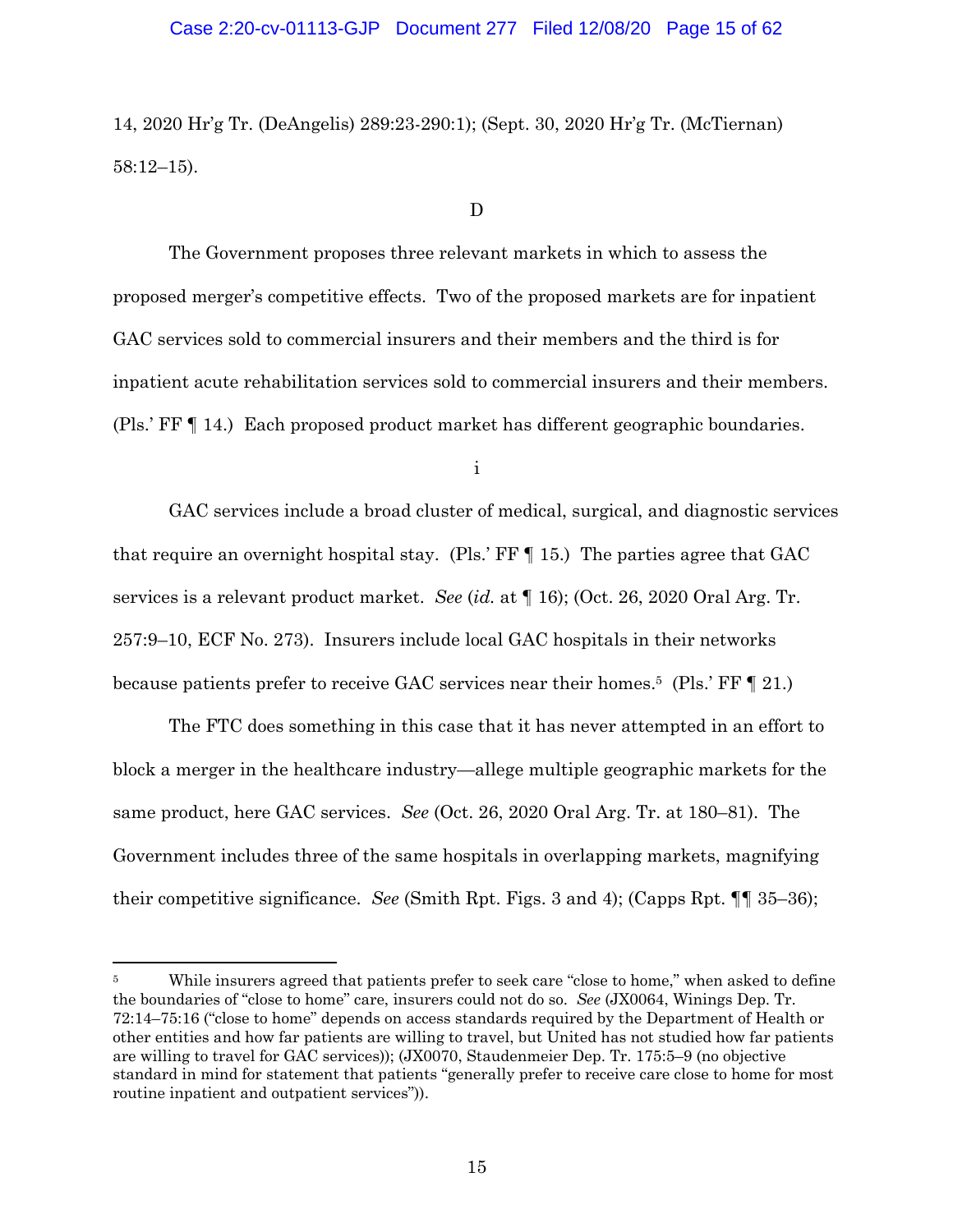14, 2020 Hr'g Tr. (DeAngelis) 289:23-290:1); (Sept. 30, 2020 Hr'g Tr. (McTiernan) 58:12–15).

D

The Government proposes three relevant markets in which to assess the proposed merger's competitive effects. Two of the proposed markets are for inpatient GAC services sold to commercial insurers and their members and the third is for inpatient acute rehabilitation services sold to commercial insurers and their members. (Pls.' FF ¶ 14.) Each proposed product market has different geographic boundaries.

i

GAC services include a broad cluster of medical, surgical, and diagnostic services that require an overnight hospital stay. (Pls.' FF ¶ 15.) The parties agree that GAC services is a relevant product market. *See* (*id.* at ¶ 16); (Oct. 26, 2020 Oral Arg. Tr. 257:9–10, ECF No. 273). Insurers include local GAC hospitals in their networks because patients prefer to receive GAC services near their homes.[5] (Pls.' FF ¶ 21.)

The FTC does something in this case that it has never attempted in an effort to block a merger in the healthcare industry—allege multiple geographic markets for the same product, here GAC services. *See* (Oct. 26, 2020 Oral Arg. Tr. at 180–81). The Government includes three of the same hospitals in overlapping markets, magnifying their competitive significance. *See* (Smith Rpt. Figs. 3 and 4); (Capps Rpt. ¶¶ 35–36);

---

[5] While insurers agreed that patients prefer to seek care "close to home," when asked to define the boundaries of "close to home" care, insurers could not do so. *See* (JX0064, Winings Dep. Tr. 72:14–75:16 ("close to home" depends on access standards required by the Department of Health or other entities and how far patients are willing to travel, but United has not studied how far patients are willing to travel for GAC services)); (JX0070, Staudenmeier Dep. Tr. 175:5–9 (no objective standard in mind for statement that patients "generally prefer to receive care close to home for most routine inpatient and outpatient services")).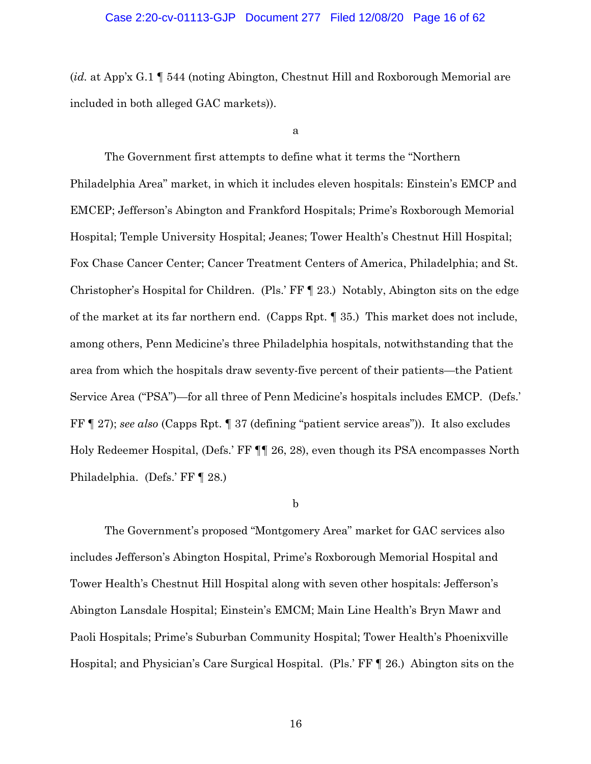(*id.* at App'x G.1 ¶ 544 (noting Abington, Chestnut Hill and Roxborough Memorial are included in both alleged GAC markets)).

a

The Government first attempts to define what it terms the "Northern Philadelphia Area" market, in which it includes eleven hospitals: Einstein's EMCP and EMCEP; Jefferson's Abington and Frankford Hospitals; Prime's Roxborough Memorial Hospital; Temple University Hospital; Jeanes; Tower Health's Chestnut Hill Hospital; Fox Chase Cancer Center; Cancer Treatment Centers of America, Philadelphia; and St. Christopher's Hospital for Children. (Pls.' FF ¶ 23.) Notably, Abington sits on the edge of the market at its far northern end. (Capps Rpt. ¶ 35.) This market does not include, among others, Penn Medicine's three Philadelphia hospitals, notwithstanding that the area from which the hospitals draw seventy-five percent of their patients—the Patient Service Area ("PSA")—for all three of Penn Medicine's hospitals includes EMCP. (Defs.' FF ¶ 27); *see also* (Capps Rpt. ¶ 37 (defining "patient service areas")). It also excludes Holy Redeemer Hospital, (Defs.' FF ¶¶ 26, 28), even though its PSA encompasses North Philadelphia. (Defs.' FF ¶ 28.)

b

The Government's proposed "Montgomery Area" market for GAC services also includes Jefferson's Abington Hospital, Prime's Roxborough Memorial Hospital and Tower Health's Chestnut Hill Hospital along with seven other hospitals: Jefferson's Abington Lansdale Hospital; Einstein's EMCM; Main Line Health's Bryn Mawr and Paoli Hospitals; Prime's Suburban Community Hospital; Tower Health's Phoenixville Hospital; and Physician's Care Surgical Hospital. (Pls.' FF ¶ 26.) Abington sits on the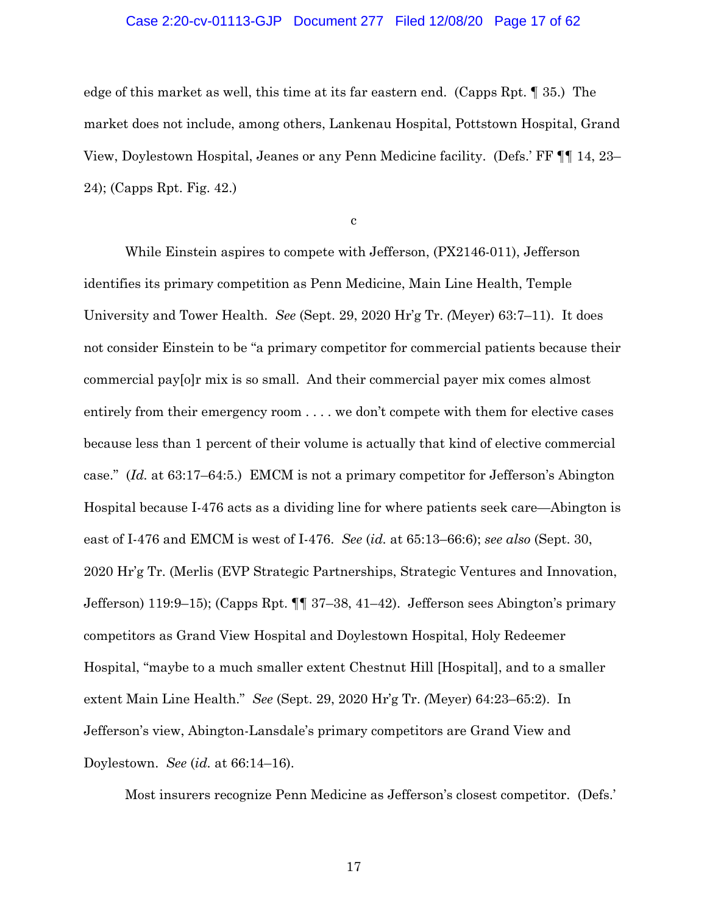edge of this market as well, this time at its far eastern end. (Capps Rpt. ¶ 35.) The market does not include, among others, Lankenau Hospital, Pottstown Hospital, Grand View, Doylestown Hospital, Jeanes or any Penn Medicine facility. (Defs.' FF ¶¶ 14, 23–24); (Capps Rpt. Fig. 42.)

c

While Einstein aspires to compete with Jefferson, (PX2146-011), Jefferson identifies its primary competition as Penn Medicine, Main Line Health, Temple University and Tower Health. *See* (Sept. 29, 2020 Hr'g Tr. (Meyer) 63:7–11). It does not consider Einstein to be "a primary competitor for commercial patients because their commercial pay[o]r mix is so small. And their commercial payer mix comes almost entirely from their emergency room . . . . we don't compete with them for elective cases because less than 1 percent of their volume is actually that kind of elective commercial case." (*Id.* at 63:17–64:5.) EMCM is not a primary competitor for Jefferson's Abington Hospital because I-476 acts as a dividing line for where patients seek care—Abington is east of I-476 and EMCM is west of I-476. *See* (*id.* at 65:13–66:6); *see also* (Sept. 30, 2020 Hr'g Tr. (Merlis (EVP Strategic Partnerships, Strategic Ventures and Innovation, Jefferson) 119:9–15); (Capps Rpt. ¶¶ 37–38, 41–42). Jefferson sees Abington's primary competitors as Grand View Hospital and Doylestown Hospital, Holy Redeemer Hospital, "maybe to a much smaller extent Chestnut Hill [Hospital], and to a smaller extent Main Line Health." *See* (Sept. 29, 2020 Hr'g Tr. (Meyer) 64:23–65:2). In Jefferson's view, Abington-Lansdale's primary competitors are Grand View and Doylestown. *See* (*id.* at 66:14–16).

Most insurers recognize Penn Medicine as Jefferson's closest competitor. (Defs.'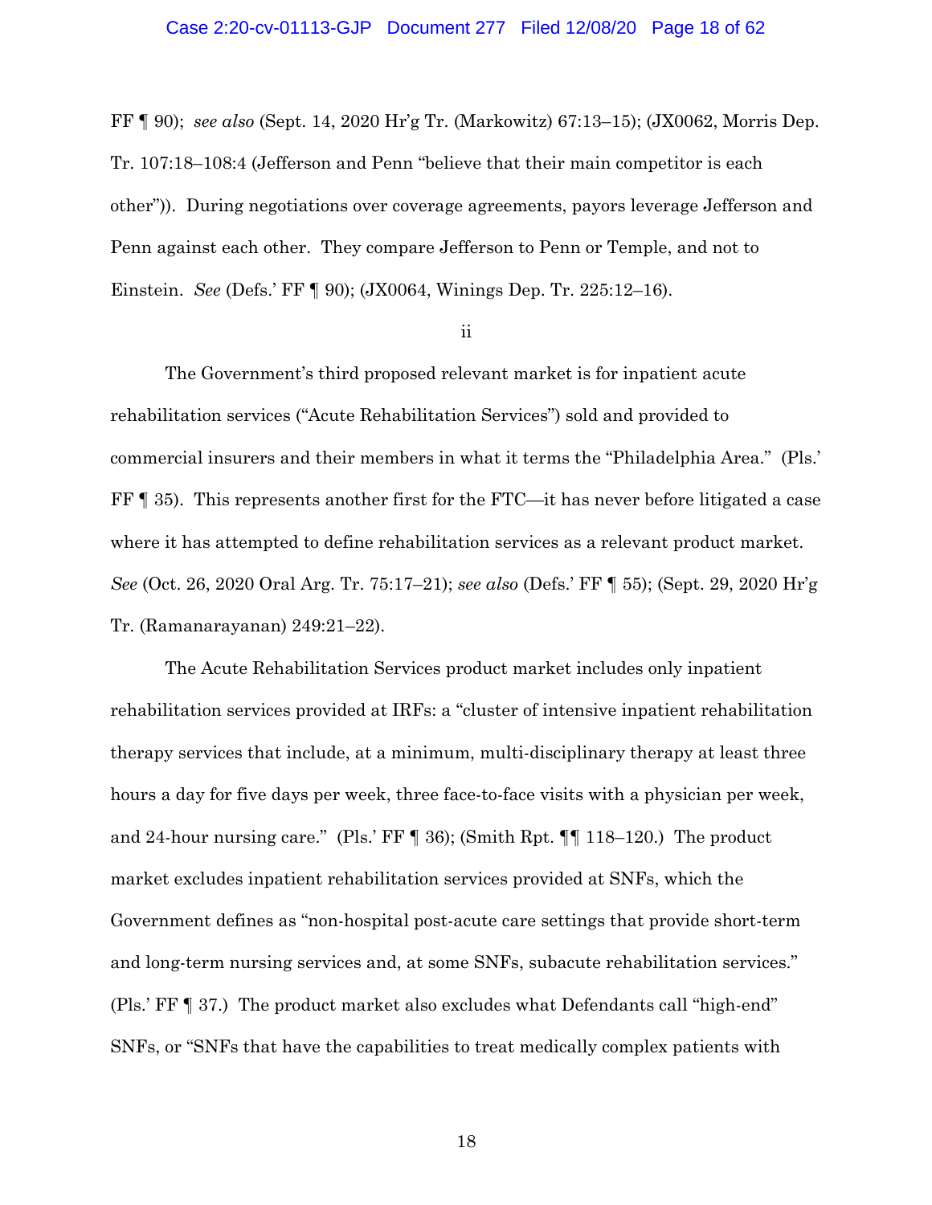FF ¶ 90); *see also* (Sept. 14, 2020 Hr'g Tr. (Markowitz) 67:13–15); (JX0062, Morris Dep. Tr. 107:18–108:4 (Jefferson and Penn "believe that their main competitor is each other")). During negotiations over coverage agreements, payors leverage Jefferson and Penn against each other. They compare Jefferson to Penn or Temple, and not to Einstein. *See* (Defs.' FF ¶ 90); (JX0064, Winings Dep. Tr. 225:12–16).

ii

The Government's third proposed relevant market is for inpatient acute rehabilitation services ("Acute Rehabilitation Services") sold and provided to commercial insurers and their members in what it terms the "Philadelphia Area." (Pls.' FF ¶ 35). This represents another first for the FTC—it has never before litigated a case where it has attempted to define rehabilitation services as a relevant product market. *See* (Oct. 26, 2020 Oral Arg. Tr. 75:17–21); *see also* (Defs.' FF ¶ 55); (Sept. 29, 2020 Hr'g Tr. (Ramanarayanan) 249:21–22).

The Acute Rehabilitation Services product market includes only inpatient rehabilitation services provided at IRFs: a "cluster of intensive inpatient rehabilitation therapy services that include, at a minimum, multi-disciplinary therapy at least three hours a day for five days per week, three face-to-face visits with a physician per week, and 24-hour nursing care." (Pls.' FF ¶ 36); (Smith Rpt. ¶¶ 118–120.) The product market excludes inpatient rehabilitation services provided at SNFs, which the Government defines as "non-hospital post-acute care settings that provide short-term and long-term nursing services and, at some SNFs, subacute rehabilitation services." (Pls.' FF ¶ 37.) The product market also excludes what Defendants call "high-end" SNFs, or "SNFs that have the capabilities to treat medically complex patients with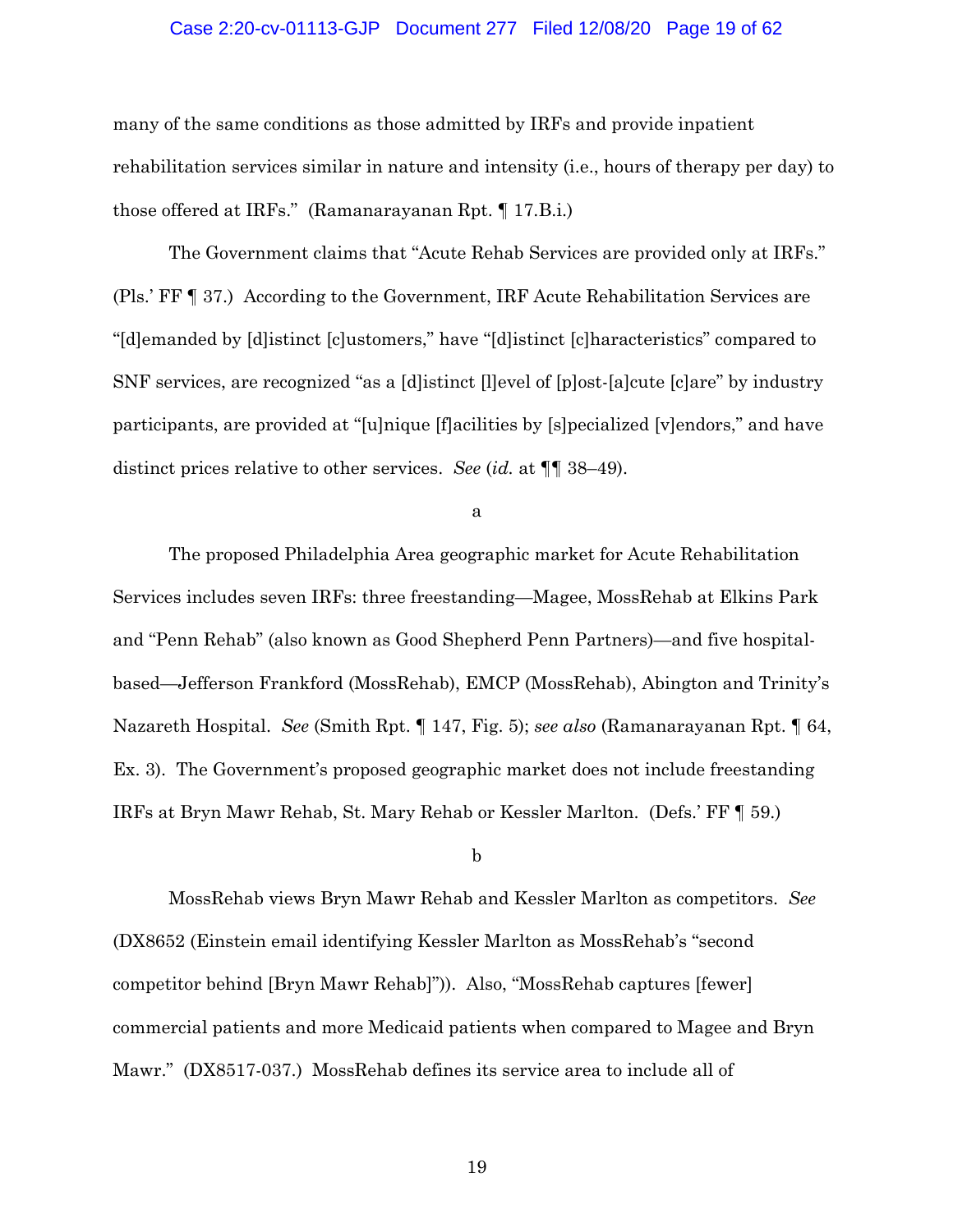many of the same conditions as those admitted by IRFs and provide inpatient rehabilitation services similar in nature and intensity (i.e., hours of therapy per day) to those offered at IRFs." (Ramanarayanan Rpt. ¶ 17.B.i.)

The Government claims that "Acute Rehab Services are provided only at IRFs." (Pls.' FF ¶ 37.) According to the Government, IRF Acute Rehabilitation Services are "[d]emanded by [d]istinct [c]ustomers," have "[d]istinct [c]haracteristics" compared to SNF services, are recognized "as a [d]istinct [l]evel of [p]ost-[a]cute [c]are" by industry participants, are provided at "[u]nique [f]acilities by [s]pecialized [v]endors," and have distinct prices relative to other services. *See* (*id.* at ¶¶ 38–49).

a

The proposed Philadelphia Area geographic market for Acute Rehabilitation Services includes seven IRFs: three freestanding—Magee, MossRehab at Elkins Park and "Penn Rehab" (also known as Good Shepherd Penn Partners)—and five hospital-based—Jefferson Frankford (MossRehab), EMCP (MossRehab), Abington and Trinity's Nazareth Hospital. *See* (Smith Rpt. ¶ 147, Fig. 5); *see also* (Ramanarayanan Rpt. ¶ 64, Ex. 3). The Government's proposed geographic market does not include freestanding IRFs at Bryn Mawr Rehab, St. Mary Rehab or Kessler Marlton. (Defs.' FF ¶ 59.)

b

MossRehab views Bryn Mawr Rehab and Kessler Marlton as competitors. *See* (DX8652 (Einstein email identifying Kessler Marlton as MossRehab's "second competitor behind [Bryn Mawr Rehab]")). Also, "MossRehab captures [fewer] commercial patients and more Medicaid patients when compared to Magee and Bryn Mawr." (DX8517-037.) MossRehab defines its service area to include all of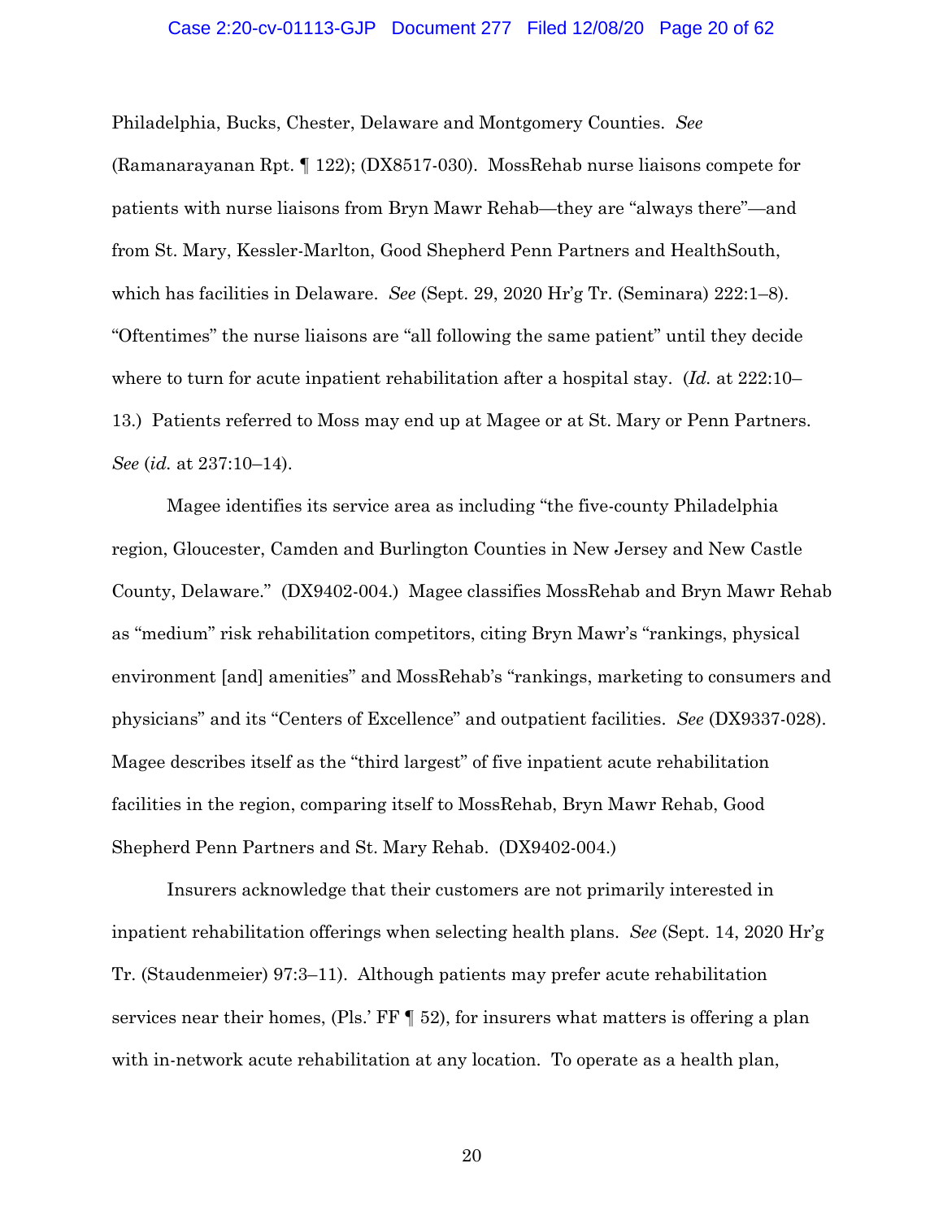Philadelphia, Bucks, Chester, Delaware and Montgomery Counties. *See* (Ramanarayanan Rpt. ¶ 122); (DX8517-030). MossRehab nurse liaisons compete for patients with nurse liaisons from Bryn Mawr Rehab—they are "always there"—and from St. Mary, Kessler-Marlton, Good Shepherd Penn Partners and HealthSouth, which has facilities in Delaware. *See* (Sept. 29, 2020 Hr'g Tr. (Seminara) 222:1–8). "Oftentimes" the nurse liaisons are "all following the same patient" until they decide where to turn for acute inpatient rehabilitation after a hospital stay. (*Id.* at 222:10–13.) Patients referred to Moss may end up at Magee or at St. Mary or Penn Partners. *See* (*id.* at 237:10–14).

Magee identifies its service area as including "the five-county Philadelphia region, Gloucester, Camden and Burlington Counties in New Jersey and New Castle County, Delaware." (DX9402-004.) Magee classifies MossRehab and Bryn Mawr Rehab as "medium" risk rehabilitation competitors, citing Bryn Mawr's "rankings, physical environment [and] amenities" and MossRehab's "rankings, marketing to consumers and physicians" and its "Centers of Excellence" and outpatient facilities. *See* (DX9337-028). Magee describes itself as the "third largest" of five inpatient acute rehabilitation facilities in the region, comparing itself to MossRehab, Bryn Mawr Rehab, Good Shepherd Penn Partners and St. Mary Rehab. (DX9402-004.)

Insurers acknowledge that their customers are not primarily interested in inpatient rehabilitation offerings when selecting health plans. *See* (Sept. 14, 2020 Hr'g Tr. (Staudenmeier) 97:3–11). Although patients may prefer acute rehabilitation services near their homes, (Pls.' FF ¶ 52), for insurers what matters is offering a plan with in-network acute rehabilitation at any location. To operate as a health plan,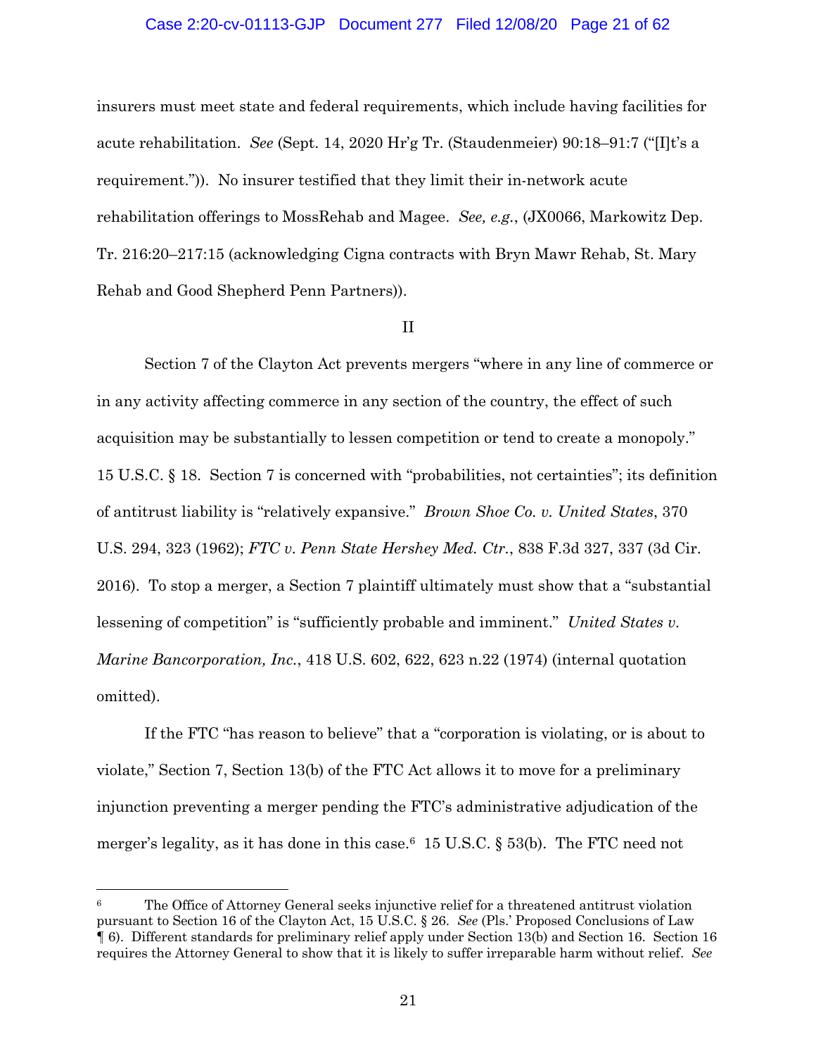insurers must meet state and federal requirements, which include having facilities for acute rehabilitation. *See* (Sept. 14, 2020 Hr'g Tr. (Staudenmeier) 90:18–91:7 ("[I]t's a requirement.")). No insurer testified that they limit their in-network acute rehabilitation offerings to MossRehab and Magee. *See, e.g.*, (JX0066, Markowitz Dep. Tr. 216:20–217:15 (acknowledging Cigna contracts with Bryn Mawr Rehab, St. Mary Rehab and Good Shepherd Penn Partners)).

II

Section 7 of the Clayton Act prevents mergers "where in any line of commerce or in any activity affecting commerce in any section of the country, the effect of such acquisition may be substantially to lessen competition or tend to create a monopoly." 15 U.S.C. § 18. Section 7 is concerned with "probabilities, not certainties"; its definition of antitrust liability is "relatively expansive." *Brown Shoe Co. v. United States*, 370 U.S. 294, 323 (1962); *FTC v. Penn State Hershey Med. Ctr.*, 838 F.3d 327, 337 (3d Cir. 2016). To stop a merger, a Section 7 plaintiff ultimately must show that a "substantial lessening of competition" is "sufficiently probable and imminent." *United States v. Marine Bancorporation, Inc.*, 418 U.S. 602, 622, 623 n.22 (1974) (internal quotation omitted).

If the FTC "has reason to believe" that a "corporation is violating, or is about to violate," Section 7, Section 13(b) of the FTC Act allows it to move for a preliminary injunction preventing a merger pending the FTC's administrative adjudication of the merger's legality, as it has done in this case.[6] 15 U.S.C. § 53(b). The FTC need not

---

[6] The Office of Attorney General seeks injunctive relief for a threatened antitrust violation pursuant to Section 16 of the Clayton Act, 15 U.S.C. § 26. *See* (Pls.' Proposed Conclusions of Law ¶ 6). Different standards for preliminary relief apply under Section 13(b) and Section 16. Section 16 requires the Attorney General to show that it is likely to suffer irreparable harm without relief. *See*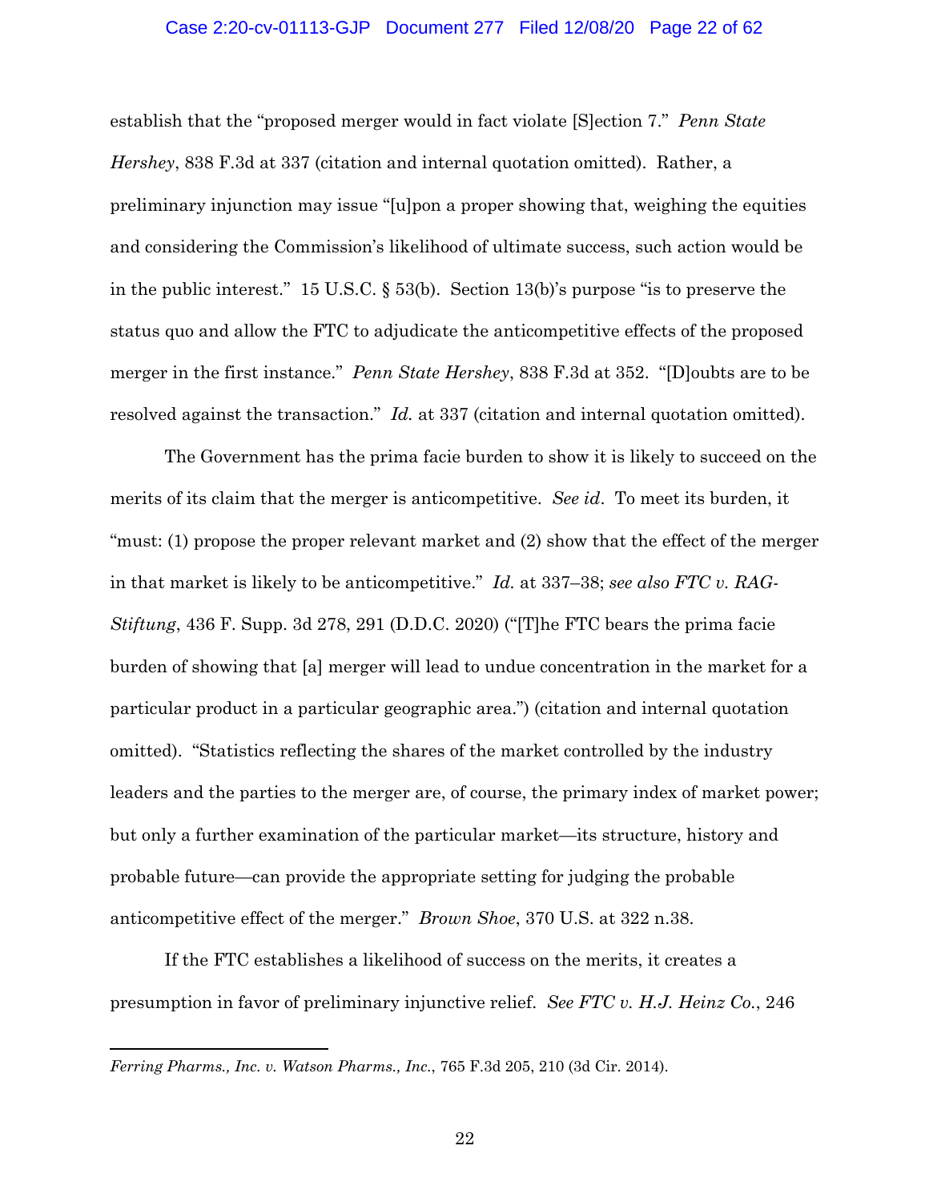establish that the "proposed merger would in fact violate [S]ection 7." *Penn State Hershey*, 838 F.3d at 337 (citation and internal quotation omitted). Rather, a preliminary injunction may issue "[u]pon a proper showing that, weighing the equities and considering the Commission's likelihood of ultimate success, such action would be in the public interest." 15 U.S.C. § 53(b). Section 13(b)'s purpose "is to preserve the status quo and allow the FTC to adjudicate the anticompetitive effects of the proposed merger in the first instance." *Penn State Hershey*, 838 F.3d at 352. "[D]oubts are to be resolved against the transaction." *Id.* at 337 (citation and internal quotation omitted).

The Government has the prima facie burden to show it is likely to succeed on the merits of its claim that the merger is anticompetitive. *See id*. To meet its burden, it "must: (1) propose the proper relevant market and (2) show that the effect of the merger in that market is likely to be anticompetitive." *Id.* at 337–38; *see also FTC v. RAG-Stiftung*, 436 F. Supp. 3d 278, 291 (D.D.C. 2020) ("[T]he FTC bears the prima facie burden of showing that [a] merger will lead to undue concentration in the market for a particular product in a particular geographic area.") (citation and internal quotation omitted). "Statistics reflecting the shares of the market controlled by the industry leaders and the parties to the merger are, of course, the primary index of market power; but only a further examination of the particular market—its structure, history and probable future—can provide the appropriate setting for judging the probable anticompetitive effect of the merger." *Brown Shoe*, 370 U.S. at 322 n.38.

If the FTC establishes a likelihood of success on the merits, it creates a presumption in favor of preliminary injunctive relief. *See FTC v. H.J. Heinz Co.*, 246

---

*Ferring Pharms., Inc. v. Watson Pharms., Inc.*, 765 F.3d 205, 210 (3d Cir. 2014).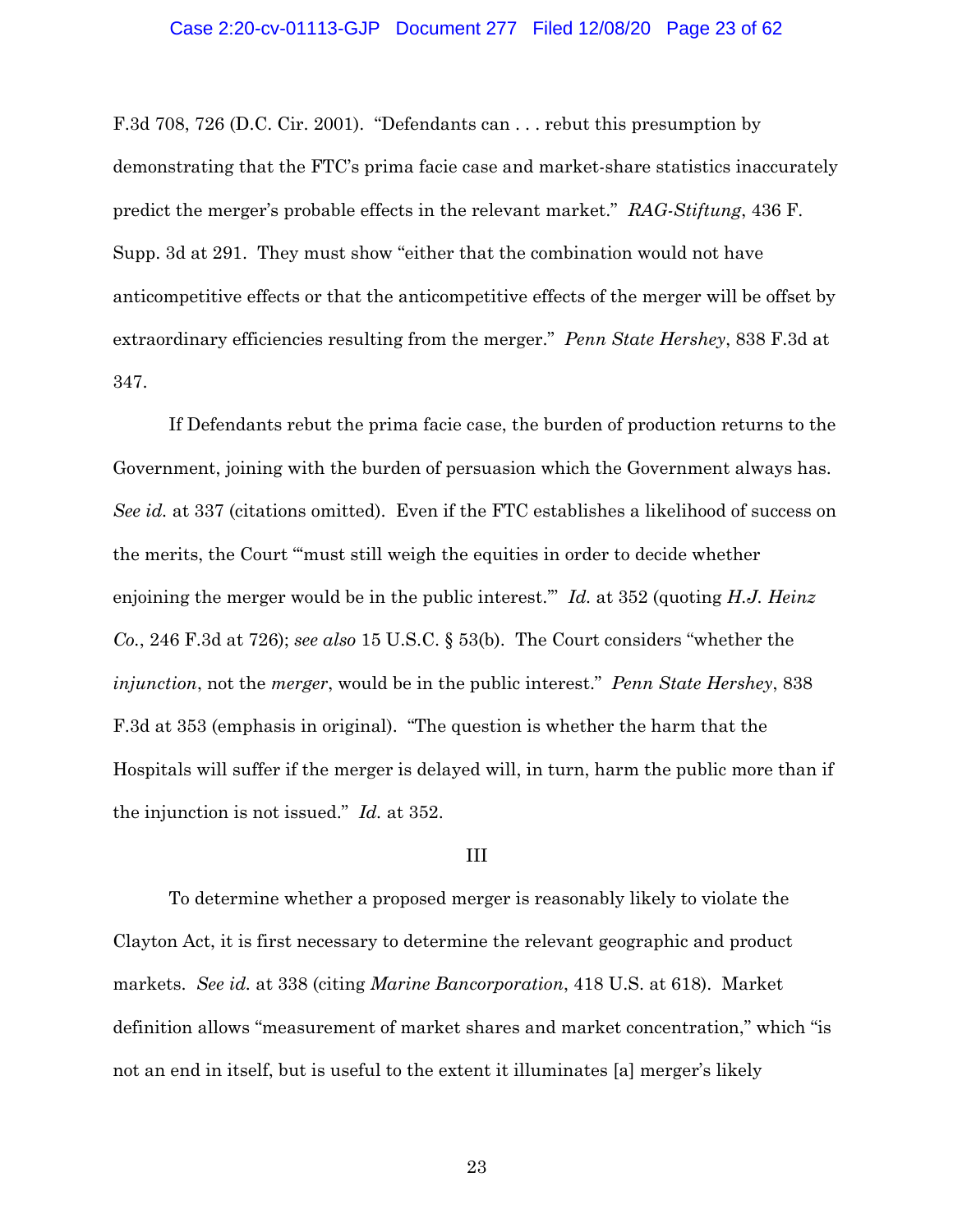F.3d 708, 726 (D.C. Cir. 2001). "Defendants can . . . rebut this presumption by demonstrating that the FTC's prima facie case and market-share statistics inaccurately predict the merger's probable effects in the relevant market." *RAG-Stiftung*, 436 F. Supp. 3d at 291. They must show "either that the combination would not have anticompetitive effects or that the anticompetitive effects of the merger will be offset by extraordinary efficiencies resulting from the merger." *Penn State Hershey*, 838 F.3d at 347.

If Defendants rebut the prima facie case, the burden of production returns to the Government, joining with the burden of persuasion which the Government always has. *See id.* at 337 (citations omitted). Even if the FTC establishes a likelihood of success on the merits, the Court "'must still weigh the equities in order to decide whether enjoining the merger would be in the public interest.'" *Id.* at 352 (quoting *H.J. Heinz Co.*, 246 F.3d at 726); *see also* 15 U.S.C. § 53(b). The Court considers "whether the *injunction*, not the *merger*, would be in the public interest." *Penn State Hershey*, 838 F.3d at 353 (emphasis in original). "The question is whether the harm that the Hospitals will suffer if the merger is delayed will, in turn, harm the public more than if the injunction is not issued." *Id.* at 352.

## III

To determine whether a proposed merger is reasonably likely to violate the Clayton Act, it is first necessary to determine the relevant geographic and product markets. *See id.* at 338 (citing *Marine Bancorporation*, 418 U.S. at 618). Market definition allows "measurement of market shares and market concentration," which "is not an end in itself, but is useful to the extent it illuminates [a] merger's likely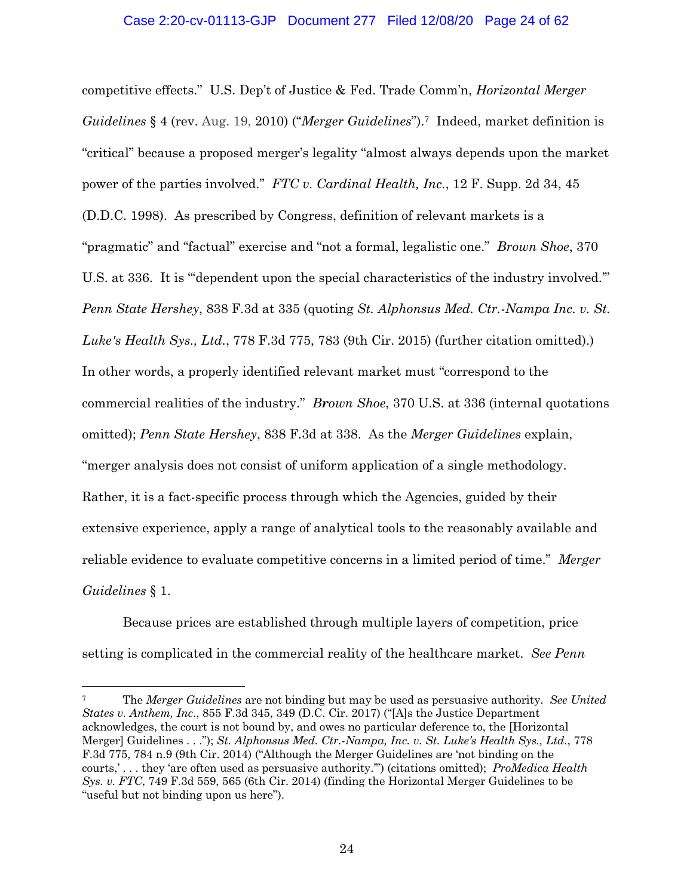competitive effects." U.S. Dep't of Justice & Fed. Trade Comm'n, *Horizontal Merger Guidelines* § 4 (rev. Aug. 19, 2010) ("*Merger Guidelines*").[7] Indeed, market definition is "critical" because a proposed merger's legality "almost always depends upon the market power of the parties involved." *FTC v. Cardinal Health, Inc.*, 12 F. Supp. 2d 34, 45 (D.D.C. 1998). As prescribed by Congress, definition of relevant markets is a "pragmatic" and "factual" exercise and "not a formal, legalistic one." *Brown Shoe*, 370 U.S. at 336. It is "'dependent upon the special characteristics of the industry involved.'" *Penn State Hershey*, 838 F.3d at 335 (quoting *St. Alphonsus Med. Ctr.-Nampa Inc. v. St. Luke's Health Sys., Ltd.*, 778 F.3d 775, 783 (9th Cir. 2015) (further citation omitted).) In other words, a properly identified relevant market must "correspond to the commercial realities of the industry." *Brown Shoe*, 370 U.S. at 336 (internal quotations omitted); *Penn State Hershey*, 838 F.3d at 338. As the *Merger Guidelines* explain, "merger analysis does not consist of uniform application of a single methodology. Rather, it is a fact-specific process through which the Agencies, guided by their extensive experience, apply a range of analytical tools to the reasonably available and reliable evidence to evaluate competitive concerns in a limited period of time." *Merger Guidelines* § 1.

Because prices are established through multiple layers of competition, price setting is complicated in the commercial reality of the healthcare market. *See Penn*

---

[7] The *Merger Guidelines* are not binding but may be used as persuasive authority. *See United States v. Anthem, Inc.*, 855 F.3d 345, 349 (D.C. Cir. 2017) ("[A]s the Justice Department acknowledges, the court is not bound by, and owes no particular deference to, the [Horizontal Merger] Guidelines . . ."); *St. Alphonsus Med. Ctr.-Nampa, Inc. v. St. Luke's Health Sys., Ltd.*, 778 F.3d 775, 784 n.9 (9th Cir. 2014) ("Although the Merger Guidelines are 'not binding on the courts,' . . . they 'are often used as persuasive authority.'") (citations omitted); *ProMedica Health Sys. v. FTC*, 749 F.3d 559, 565 (6th Cir. 2014) (finding the Horizontal Merger Guidelines to be "useful but not binding upon us here").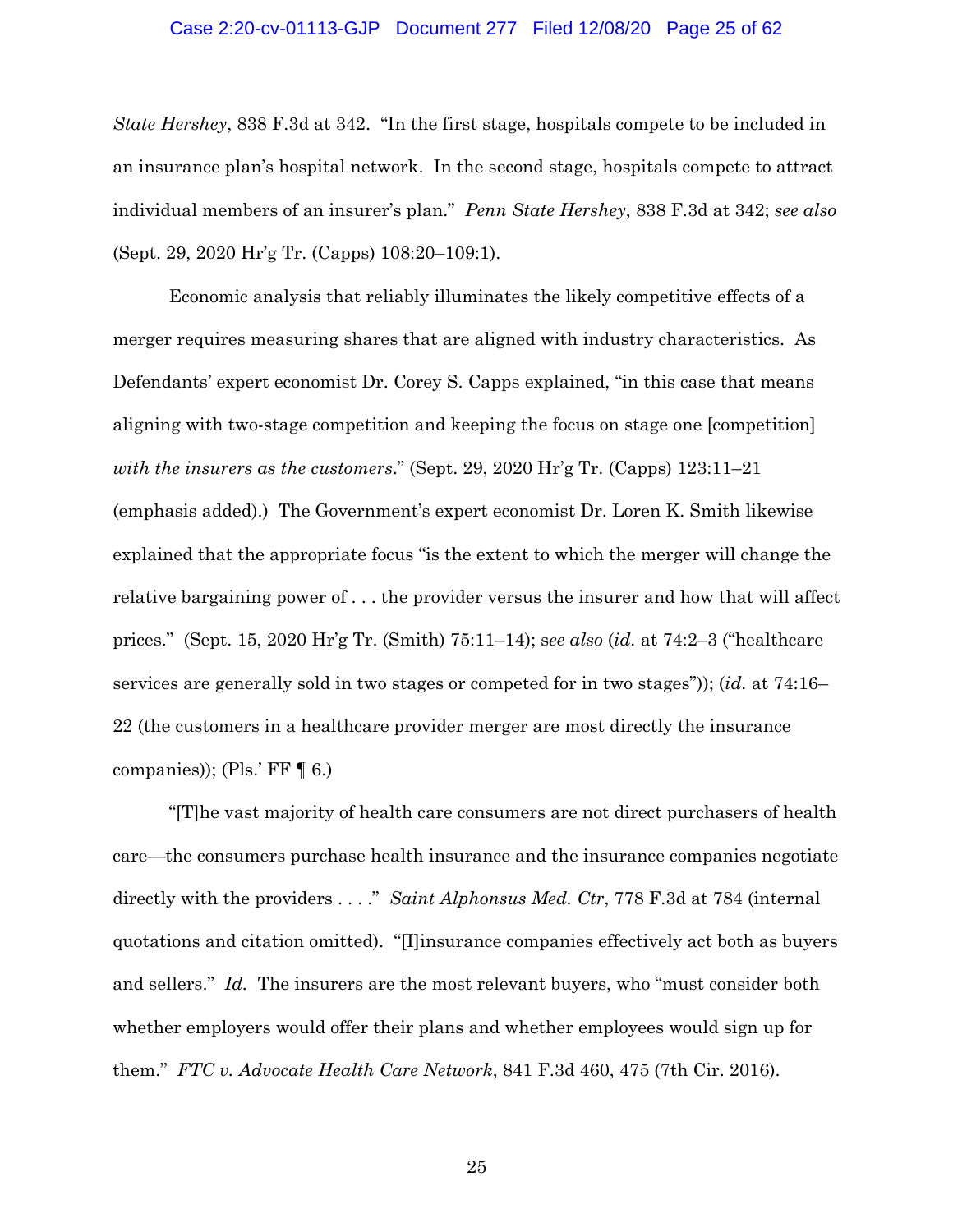*State Hershey*, 838 F.3d at 342. "In the first stage, hospitals compete to be included in an insurance plan's hospital network. In the second stage, hospitals compete to attract individual members of an insurer's plan." *Penn State Hershey*, 838 F.3d at 342; *see also* (Sept. 29, 2020 Hr'g Tr. (Capps) 108:20–109:1).

Economic analysis that reliably illuminates the likely competitive effects of a merger requires measuring shares that are aligned with industry characteristics. As Defendants' expert economist Dr. Corey S. Capps explained, "in this case that means aligning with two-stage competition and keeping the focus on stage one [competition] *with the insurers as the customers*." (Sept. 29, 2020 Hr'g Tr. (Capps) 123:11–21 (emphasis added).) The Government's expert economist Dr. Loren K. Smith likewise explained that the appropriate focus "is the extent to which the merger will change the relative bargaining power of . . . the provider versus the insurer and how that will affect prices." (Sept. 15, 2020 Hr'g Tr. (Smith) 75:11–14); s*ee also* (*id.* at 74:2–3 ("healthcare services are generally sold in two stages or competed for in two stages")); (*id.* at 74:16–22 (the customers in a healthcare provider merger are most directly the insurance companies)); (Pls.' FF ¶ 6.)

"[T]he vast majority of health care consumers are not direct purchasers of health care—the consumers purchase health insurance and the insurance companies negotiate directly with the providers . . . ." *Saint Alphonsus Med. Ctr*, 778 F.3d at 784 (internal quotations and citation omitted). "[I]insurance companies effectively act both as buyers and sellers." *Id.* The insurers are the most relevant buyers, who "must consider both whether employers would offer their plans and whether employees would sign up for them." *FTC v. Advocate Health Care Network*, 841 F.3d 460, 475 (7th Cir. 2016).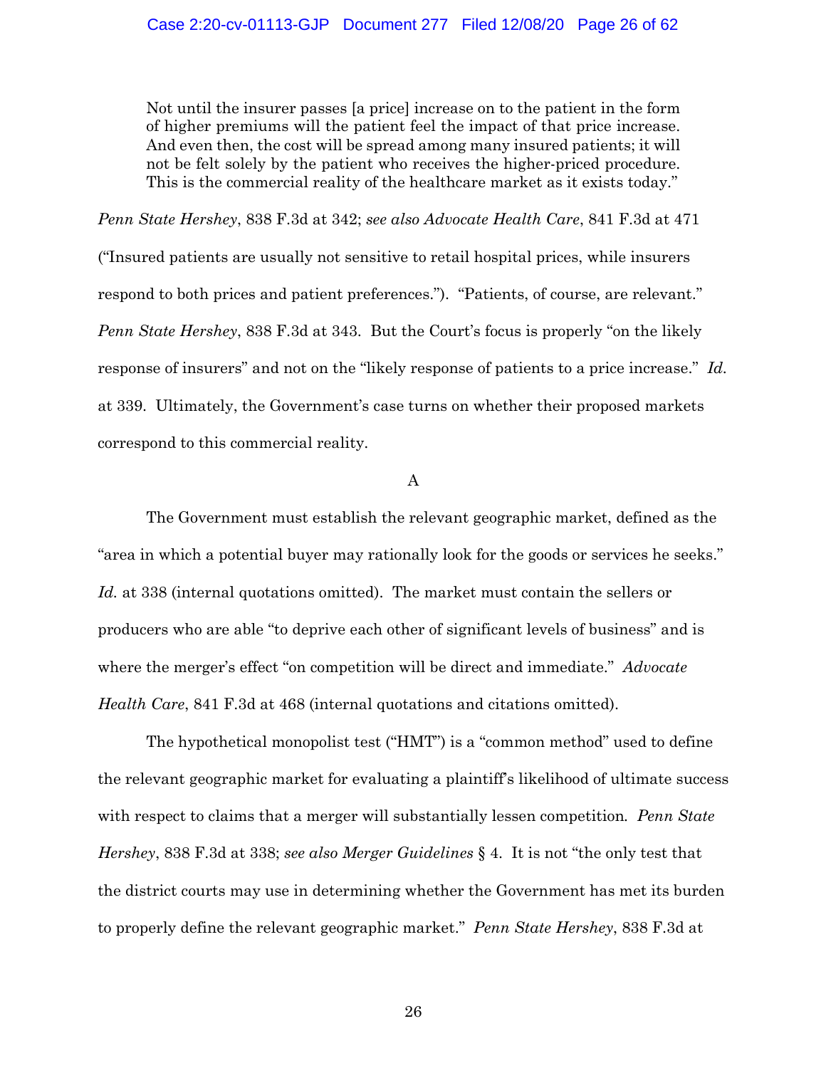> Not until the insurer passes [a price] increase on to the patient in the form of higher premiums will the patient feel the impact of that price increase. And even then, the cost will be spread among many insured patients; it will not be felt solely by the patient who receives the higher-priced procedure. This is the commercial reality of the healthcare market as it exists today."

*Penn State Hershey*, 838 F.3d at 342; *see also Advocate Health Care*, 841 F.3d at 471 ("Insured patients are usually not sensitive to retail hospital prices, while insurers respond to both prices and patient preferences."). "Patients, of course, are relevant." *Penn State Hershey*, 838 F.3d at 343. But the Court's focus is properly "on the likely response of insurers" and not on the "likely response of patients to a price increase." *Id.* at 339. Ultimately, the Government's case turns on whether their proposed markets correspond to this commercial reality.

A

The Government must establish the relevant geographic market, defined as the "area in which a potential buyer may rationally look for the goods or services he seeks." *Id.* at 338 (internal quotations omitted). The market must contain the sellers or producers who are able "to deprive each other of significant levels of business" and is where the merger's effect "on competition will be direct and immediate." *Advocate Health Care*, 841 F.3d at 468 (internal quotations and citations omitted).

The hypothetical monopolist test ("HMT") is a "common method" used to define the relevant geographic market for evaluating a plaintiff's likelihood of ultimate success with respect to claims that a merger will substantially lessen competition. *Penn State Hershey*, 838 F.3d at 338; *see also Merger Guidelines* § 4. It is not "the only test that the district courts may use in determining whether the Government has met its burden to properly define the relevant geographic market." *Penn State Hershey*, 838 F.3d at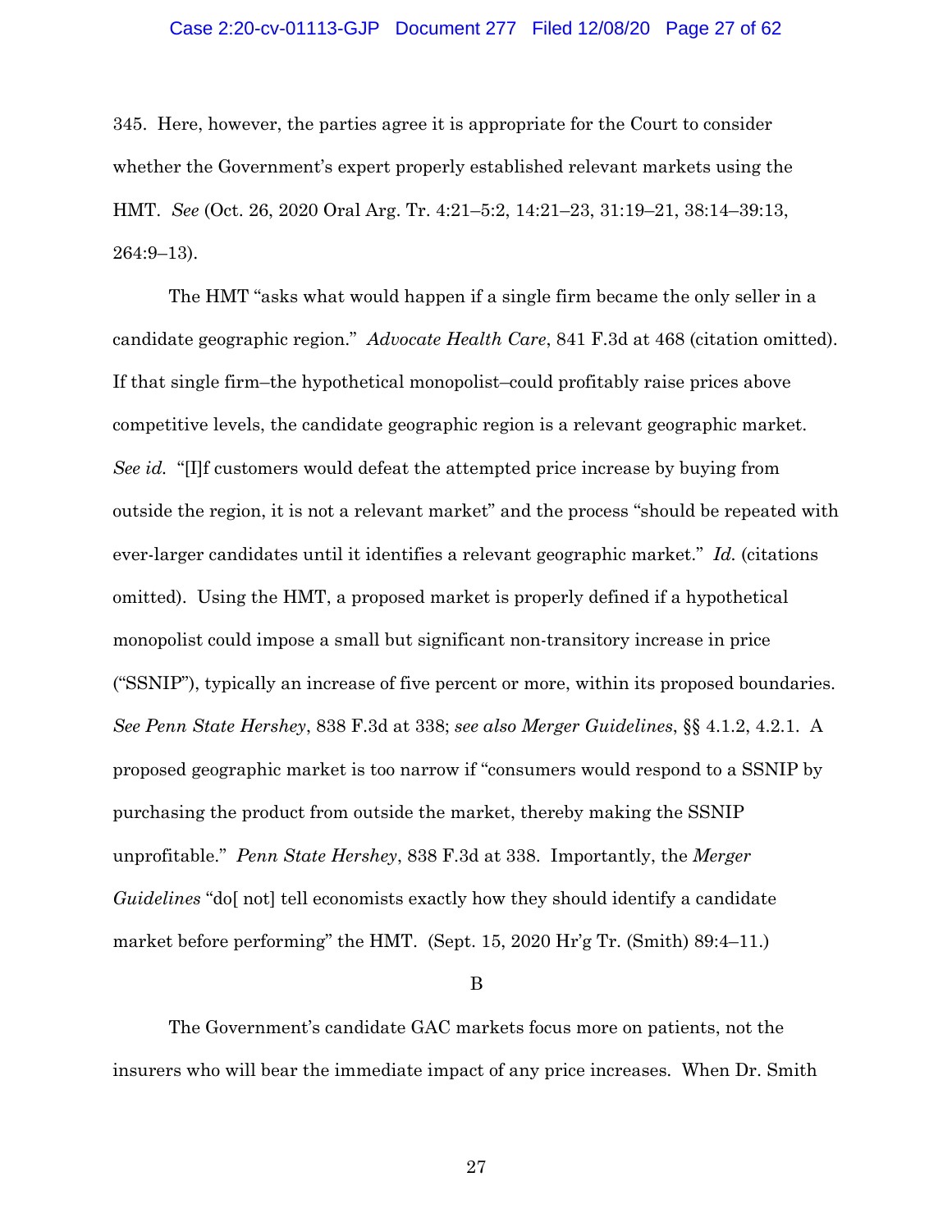345. Here, however, the parties agree it is appropriate for the Court to consider whether the Government's expert properly established relevant markets using the HMT. *See* (Oct. 26, 2020 Oral Arg. Tr. 4:21–5:2, 14:21–23, 31:19–21, 38:14–39:13, 264:9–13).

The HMT "asks what would happen if a single firm became the only seller in a candidate geographic region." *Advocate Health Care*, 841 F.3d at 468 (citation omitted). If that single firm–the hypothetical monopolist–could profitably raise prices above competitive levels, the candidate geographic region is a relevant geographic market. *See id.* "[I]f customers would defeat the attempted price increase by buying from outside the region, it is not a relevant market" and the process "should be repeated with ever-larger candidates until it identifies a relevant geographic market." *Id.* (citations omitted). Using the HMT, a proposed market is properly defined if a hypothetical monopolist could impose a small but significant non-transitory increase in price ("SSNIP"), typically an increase of five percent or more, within its proposed boundaries. *See Penn State Hershey*, 838 F.3d at 338; *see also Merger Guidelines*, §§ 4.1.2, 4.2.1. A proposed geographic market is too narrow if "consumers would respond to a SSNIP by purchasing the product from outside the market, thereby making the SSNIP unprofitable." *Penn State Hershey*, 838 F.3d at 338. Importantly, the *Merger Guidelines* "do[ not] tell economists exactly how they should identify a candidate market before performing" the HMT. (Sept. 15, 2020 Hr'g Tr. (Smith) 89:4–11.)

B

The Government's candidate GAC markets focus more on patients, not the insurers who will bear the immediate impact of any price increases. When Dr. Smith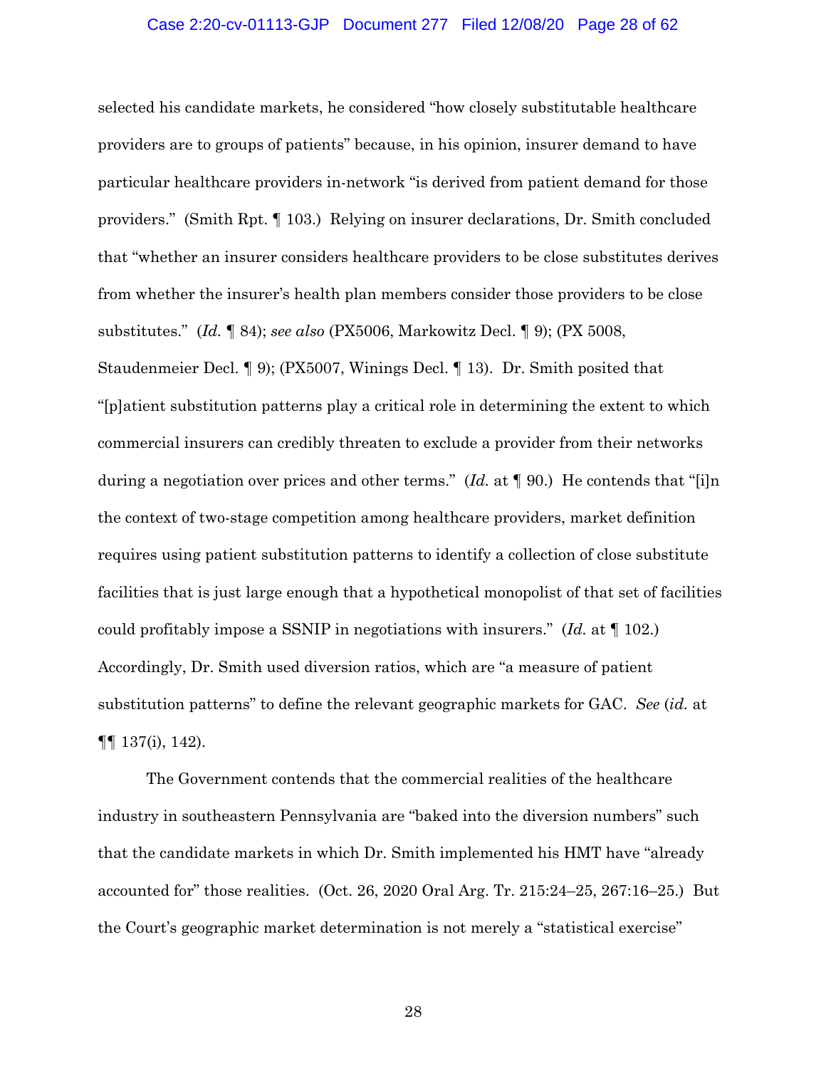selected his candidate markets, he considered "how closely substitutable healthcare providers are to groups of patients" because, in his opinion, insurer demand to have particular healthcare providers in-network "is derived from patient demand for those providers." (Smith Rpt. ¶ 103.) Relying on insurer declarations, Dr. Smith concluded that "whether an insurer considers healthcare providers to be close substitutes derives from whether the insurer's health plan members consider those providers to be close substitutes." (*Id.* ¶ 84); *see also* (PX5006, Markowitz Decl. ¶ 9); (PX 5008, Staudenmeier Decl. ¶ 9); (PX5007, Winings Decl. ¶ 13). Dr. Smith posited that "[p]atient substitution patterns play a critical role in determining the extent to which commercial insurers can credibly threaten to exclude a provider from their networks during a negotiation over prices and other terms." (*Id.* at ¶ 90.) He contends that "[i]n the context of two-stage competition among healthcare providers, market definition requires using patient substitution patterns to identify a collection of close substitute facilities that is just large enough that a hypothetical monopolist of that set of facilities could profitably impose a SSNIP in negotiations with insurers." (*Id.* at ¶ 102.) Accordingly, Dr. Smith used diversion ratios, which are "a measure of patient substitution patterns" to define the relevant geographic markets for GAC. *See* (*id.* at ¶¶ 137(i), 142).

The Government contends that the commercial realities of the healthcare industry in southeastern Pennsylvania are "baked into the diversion numbers" such that the candidate markets in which Dr. Smith implemented his HMT have "already accounted for" those realities. (Oct. 26, 2020 Oral Arg. Tr. 215:24–25, 267:16–25.) But the Court's geographic market determination is not merely a "statistical exercise"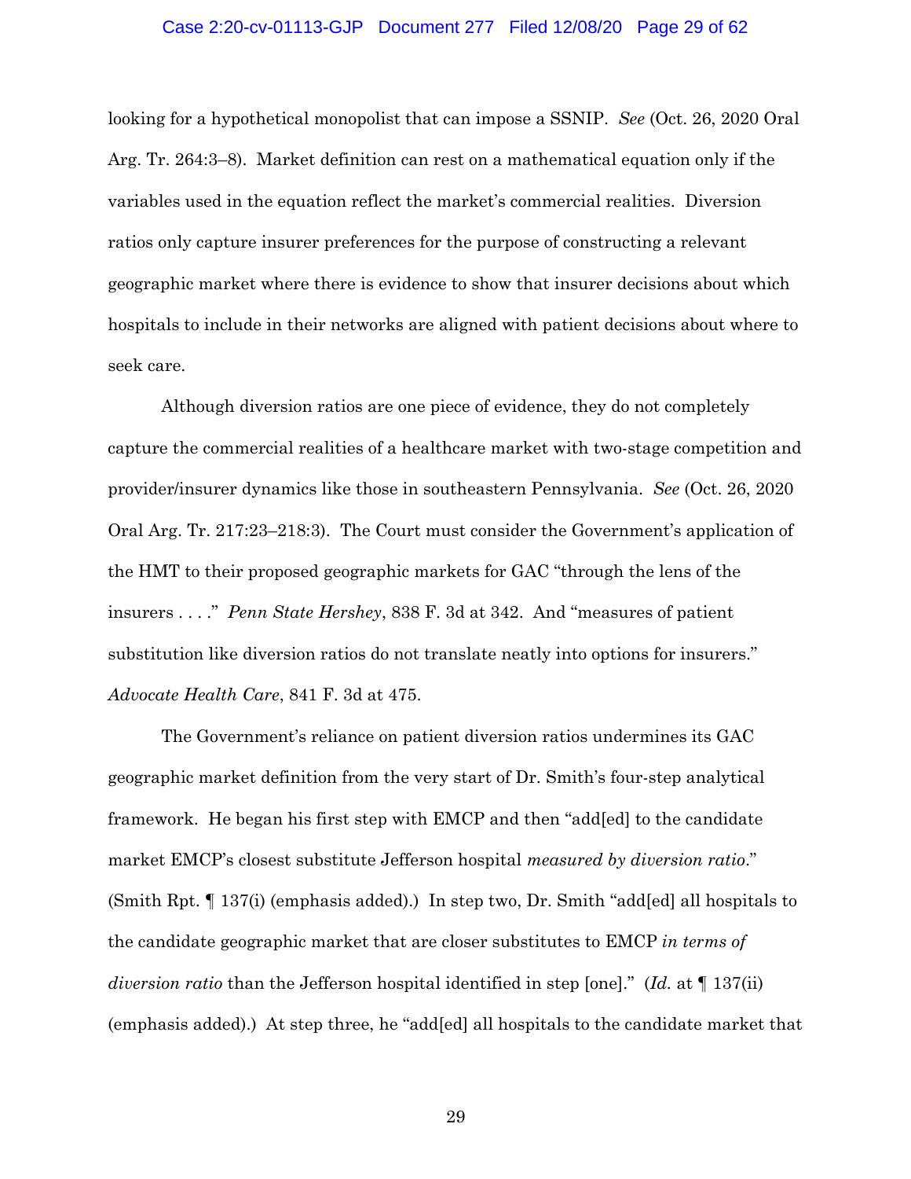looking for a hypothetical monopolist that can impose a SSNIP. *See* (Oct. 26, 2020 Oral Arg. Tr. 264:3–8). Market definition can rest on a mathematical equation only if the variables used in the equation reflect the market's commercial realities. Diversion ratios only capture insurer preferences for the purpose of constructing a relevant geographic market where there is evidence to show that insurer decisions about which hospitals to include in their networks are aligned with patient decisions about where to seek care.

Although diversion ratios are one piece of evidence, they do not completely capture the commercial realities of a healthcare market with two-stage competition and provider/insurer dynamics like those in southeastern Pennsylvania. *See* (Oct. 26, 2020 Oral Arg. Tr. 217:23–218:3). The Court must consider the Government's application of the HMT to their proposed geographic markets for GAC "through the lens of the insurers . . . ." *Penn State Hershey*, 838 F. 3d at 342. And "measures of patient substitution like diversion ratios do not translate neatly into options for insurers." *Advocate Health Care*, 841 F. 3d at 475.

The Government's reliance on patient diversion ratios undermines its GAC geographic market definition from the very start of Dr. Smith's four-step analytical framework. He began his first step with EMCP and then "add[ed] to the candidate market EMCP's closest substitute Jefferson hospital *measured by diversion ratio*." (Smith Rpt. ¶ 137(i) (emphasis added).) In step two, Dr. Smith "add[ed] all hospitals to the candidate geographic market that are closer substitutes to EMCP *in terms of diversion ratio* than the Jefferson hospital identified in step [one]." (*Id.* at ¶ 137(ii) (emphasis added).) At step three, he "add[ed] all hospitals to the candidate market that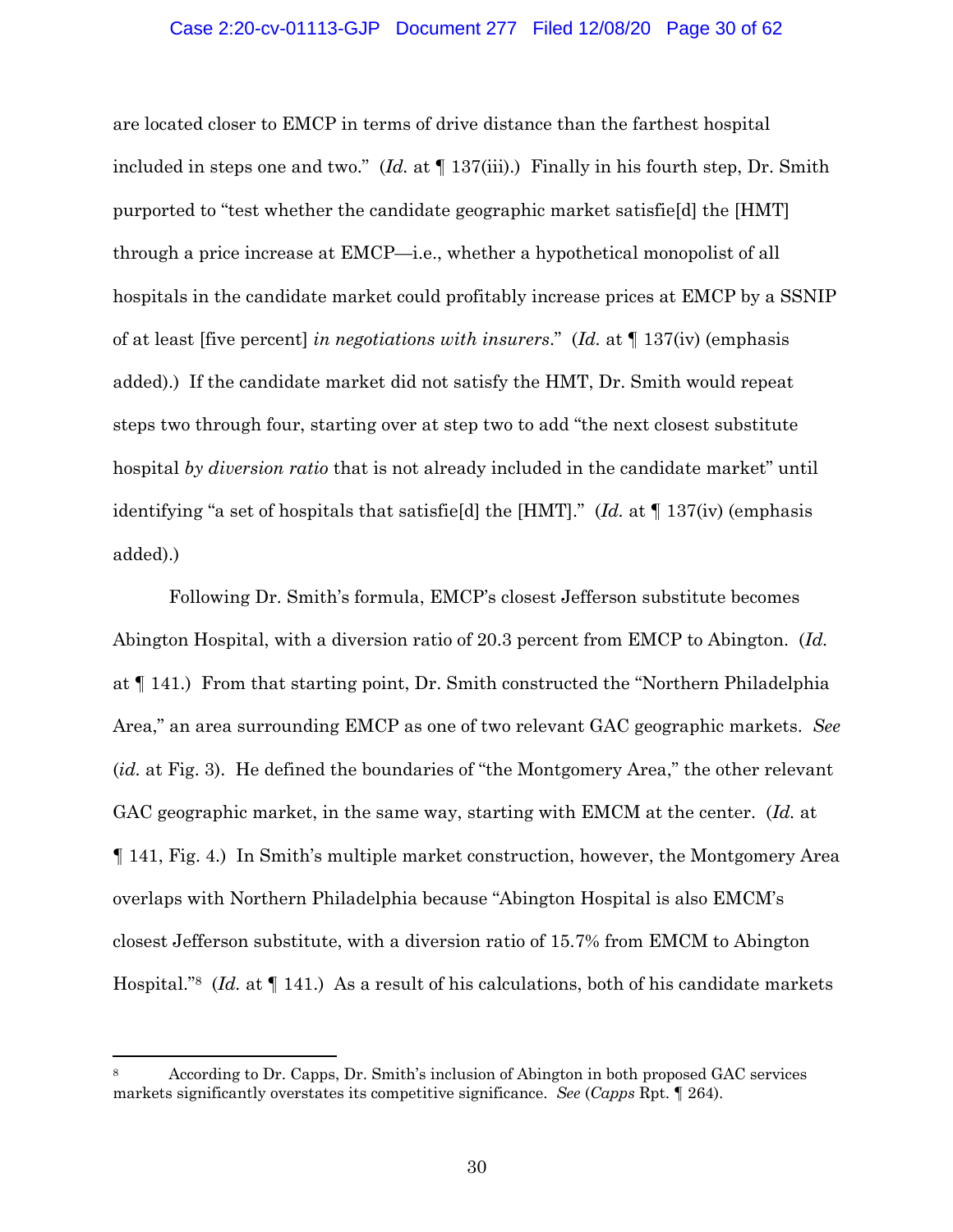are located closer to EMCP in terms of drive distance than the farthest hospital included in steps one and two." (*Id.* at ¶ 137(iii).) Finally in his fourth step, Dr. Smith purported to "test whether the candidate geographic market satisfie[d] the [HMT] through a price increase at EMCP—i.e., whether a hypothetical monopolist of all hospitals in the candidate market could profitably increase prices at EMCP by a SSNIP of at least [five percent] *in negotiations with insurers*." (*Id.* at ¶ 137(iv) (emphasis added).) If the candidate market did not satisfy the HMT, Dr. Smith would repeat steps two through four, starting over at step two to add "the next closest substitute hospital *by diversion ratio* that is not already included in the candidate market" until identifying "a set of hospitals that satisfie[d] the [HMT]." (*Id.* at ¶ 137(iv) (emphasis added).)

Following Dr. Smith's formula, EMCP's closest Jefferson substitute becomes Abington Hospital, with a diversion ratio of 20.3 percent from EMCP to Abington. (*Id.* at ¶ 141.) From that starting point, Dr. Smith constructed the "Northern Philadelphia Area," an area surrounding EMCP as one of two relevant GAC geographic markets. *See* (*id.* at Fig. 3). He defined the boundaries of "the Montgomery Area," the other relevant GAC geographic market, in the same way, starting with EMCM at the center. (*Id.* at ¶ 141, Fig. 4.) In Smith's multiple market construction, however, the Montgomery Area overlaps with Northern Philadelphia because "Abington Hospital is also EMCM's closest Jefferson substitute, with a diversion ratio of 15.7% from EMCM to Abington Hospital."[8] (*Id.* at ¶ 141.) As a result of his calculations, both of his candidate markets

---

[8] According to Dr. Capps, Dr. Smith's inclusion of Abington in both proposed GAC services markets significantly overstates its competitive significance. *See* (*Capps* Rpt. ¶ 264).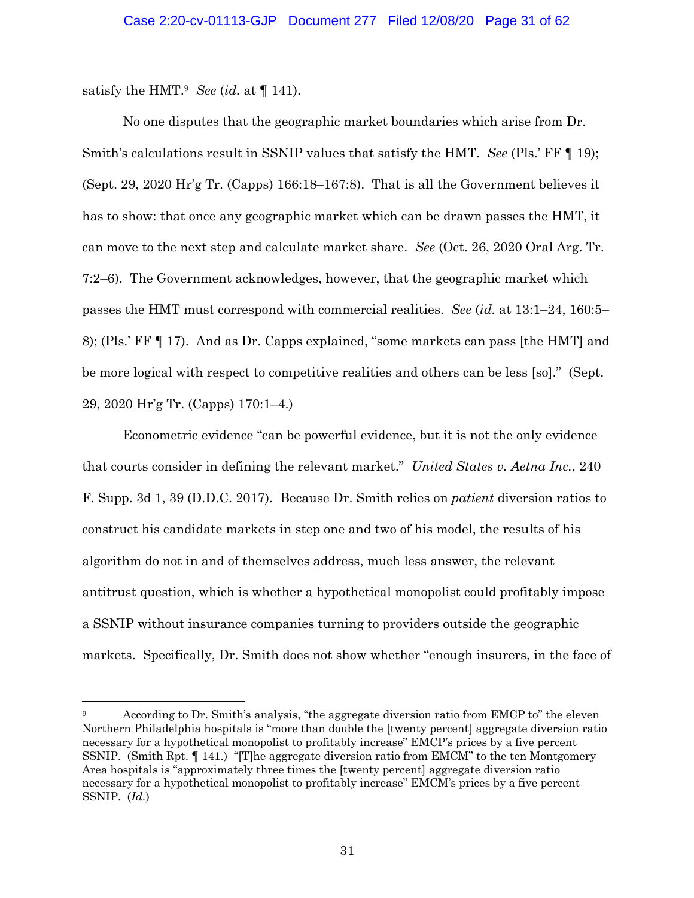satisfy the HMT.[9] *See* (*id.* at ¶ 141).

No one disputes that the geographic market boundaries which arise from Dr. Smith's calculations result in SSNIP values that satisfy the HMT. *See* (Pls.' FF ¶ 19); (Sept. 29, 2020 Hr'g Tr. (Capps) 166:18–167:8). That is all the Government believes it has to show: that once any geographic market which can be drawn passes the HMT, it can move to the next step and calculate market share. *See* (Oct. 26, 2020 Oral Arg. Tr. 7:2–6). The Government acknowledges, however, that the geographic market which passes the HMT must correspond with commercial realities. *See* (*id.* at 13:1–24, 160:5–8); (Pls.' FF ¶ 17). And as Dr. Capps explained, "some markets can pass [the HMT] and be more logical with respect to competitive realities and others can be less [so]." (Sept. 29, 2020 Hr'g Tr. (Capps) 170:1–4.)

Econometric evidence "can be powerful evidence, but it is not the only evidence that courts consider in defining the relevant market." *United States v. Aetna Inc.*, 240 F. Supp. 3d 1, 39 (D.D.C. 2017). Because Dr. Smith relies on *patient* diversion ratios to construct his candidate markets in step one and two of his model, the results of his algorithm do not in and of themselves address, much less answer, the relevant antitrust question, which is whether a hypothetical monopolist could profitably impose a SSNIP without insurance companies turning to providers outside the geographic markets. Specifically, Dr. Smith does not show whether "enough insurers, in the face of

---

[9] According to Dr. Smith's analysis, "the aggregate diversion ratio from EMCP to" the eleven Northern Philadelphia hospitals is "more than double the [twenty percent] aggregate diversion ratio necessary for a hypothetical monopolist to profitably increase" EMCP's prices by a five percent SSNIP. (Smith Rpt. ¶ 141.) "[T]he aggregate diversion ratio from EMCM" to the ten Montgomery Area hospitals is "approximately three times the [twenty percent] aggregate diversion ratio necessary for a hypothetical monopolist to profitably increase" EMCM's prices by a five percent SSNIP. (*Id.*)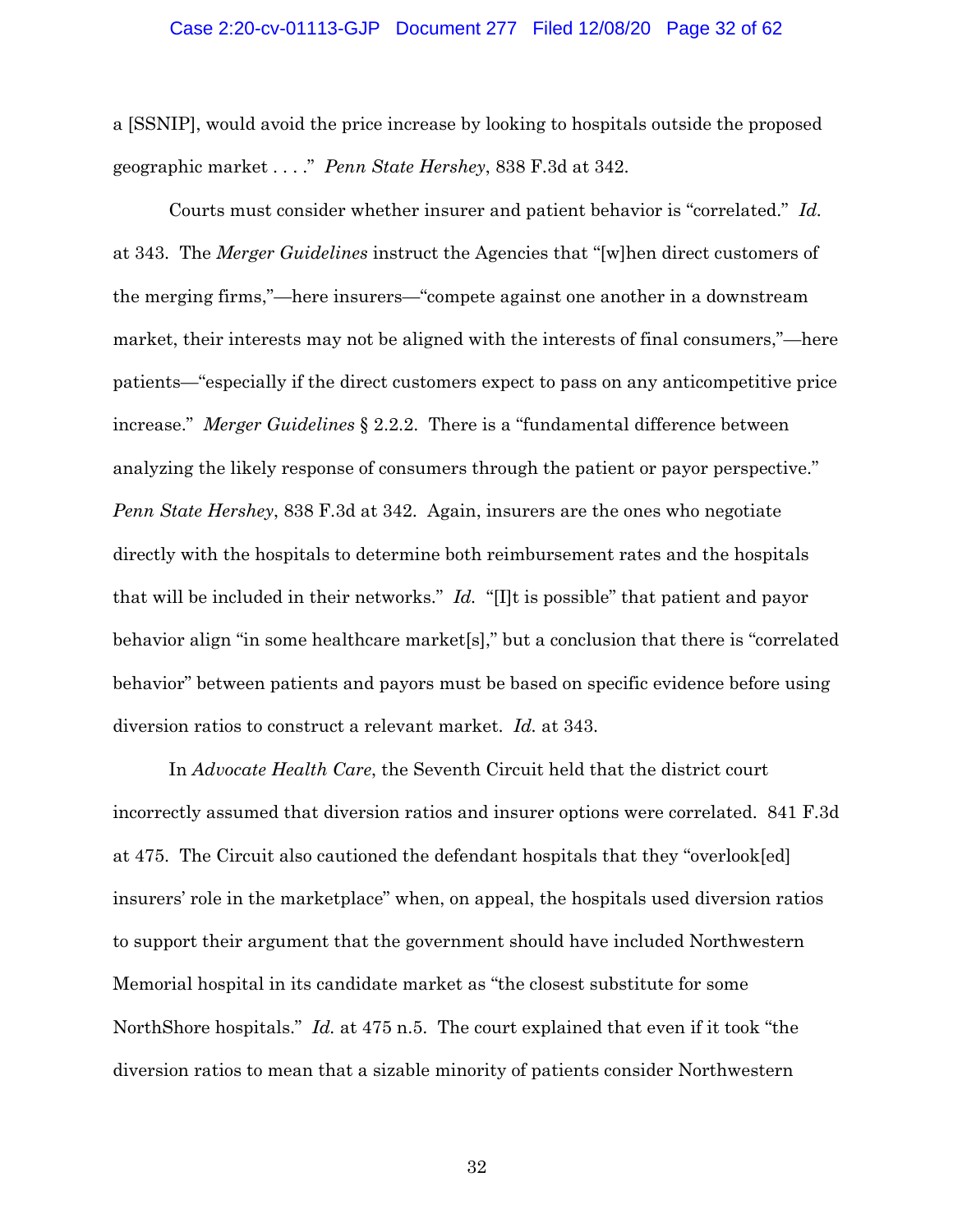a [SSNIP], would avoid the price increase by looking to hospitals outside the proposed geographic market . . . ." *Penn State Hershey*, 838 F.3d at 342.

Courts must consider whether insurer and patient behavior is "correlated." *Id.* at 343. The *Merger Guidelines* instruct the Agencies that "[w]hen direct customers of the merging firms,"—here insurers—"compete against one another in a downstream market, their interests may not be aligned with the interests of final consumers,"—here patients—"especially if the direct customers expect to pass on any anticompetitive price increase." *Merger Guidelines* § 2.2.2. There is a "fundamental difference between analyzing the likely response of consumers through the patient or payor perspective." *Penn State Hershey*, 838 F.3d at 342. Again, insurers are the ones who negotiate directly with the hospitals to determine both reimbursement rates and the hospitals that will be included in their networks." *Id.* "[I]t is possible" that patient and payor behavior align "in some healthcare market[s]," but a conclusion that there is "correlated behavior" between patients and payors must be based on specific evidence before using diversion ratios to construct a relevant market. *Id.* at 343.

In *Advocate Health Care*, the Seventh Circuit held that the district court incorrectly assumed that diversion ratios and insurer options were correlated. 841 F.3d at 475. The Circuit also cautioned the defendant hospitals that they "overlook[ed] insurers' role in the marketplace" when, on appeal, the hospitals used diversion ratios to support their argument that the government should have included Northwestern Memorial hospital in its candidate market as "the closest substitute for some NorthShore hospitals." *Id.* at 475 n.5. The court explained that even if it took "the diversion ratios to mean that a sizable minority of patients consider Northwestern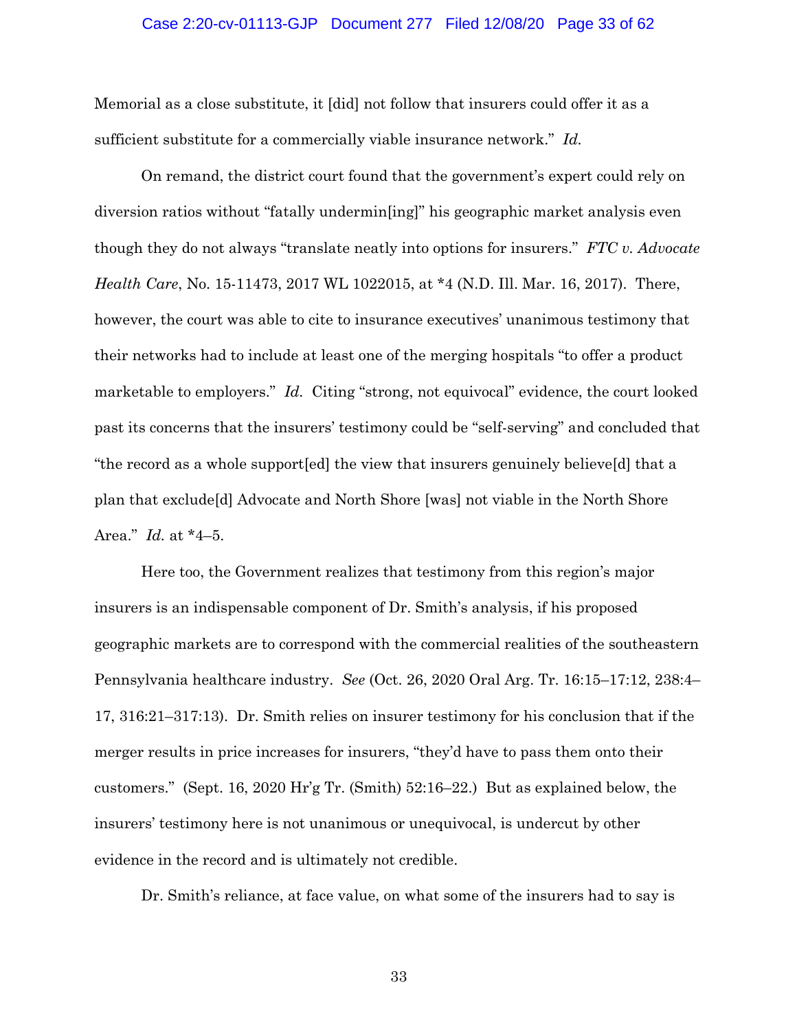Memorial as a close substitute, it [did] not follow that insurers could offer it as a sufficient substitute for a commercially viable insurance network." *Id.*

On remand, the district court found that the government's expert could rely on diversion ratios without "fatally undermin[ing]" his geographic market analysis even though they do not always "translate neatly into options for insurers." *FTC v. Advocate Health Care*, No. 15-11473, 2017 WL 1022015, at *4 (N.D. Ill. Mar. 16, 2017). There, however, the court was able to cite to insurance executives' unanimous testimony that their networks had to include at least one of the merging hospitals "to offer a product marketable to employers." *Id.* Citing "strong, not equivocal" evidence, the court looked past its concerns that the insurers' testimony could be "self-serving" and concluded that "the record as a whole support[ed] the view that insurers genuinely believe[d] that a plan that exclude[d] Advocate and North Shore [was] not viable in the North Shore Area." *Id.* at *4–5.

Here too, the Government realizes that testimony from this region's major insurers is an indispensable component of Dr. Smith's analysis, if his proposed geographic markets are to correspond with the commercial realities of the southeastern Pennsylvania healthcare industry. *See* (Oct. 26, 2020 Oral Arg. Tr. 16:15–17:12, 238:4–17, 316:21–317:13). Dr. Smith relies on insurer testimony for his conclusion that if the merger results in price increases for insurers, "they'd have to pass them onto their customers." (Sept. 16, 2020 Hr'g Tr. (Smith) 52:16–22.) But as explained below, the insurers' testimony here is not unanimous or unequivocal, is undercut by other evidence in the record and is ultimately not credible.

Dr. Smith's reliance, at face value, on what some of the insurers had to say is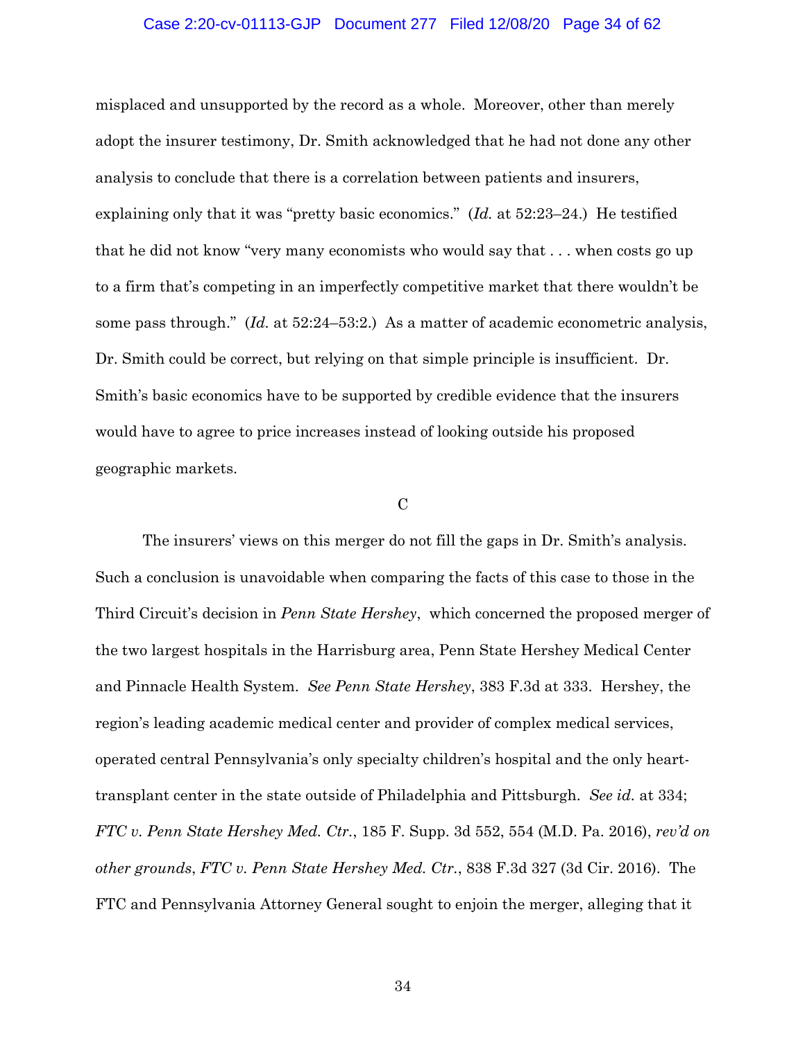misplaced and unsupported by the record as a whole. Moreover, other than merely adopt the insurer testimony, Dr. Smith acknowledged that he had not done any other analysis to conclude that there is a correlation between patients and insurers, explaining only that it was "pretty basic economics." (*Id.* at 52:23–24.) He testified that he did not know "very many economists who would say that . . . when costs go up to a firm that's competing in an imperfectly competitive market that there wouldn't be some pass through." (*Id.* at 52:24–53:2.) As a matter of academic econometric analysis, Dr. Smith could be correct, but relying on that simple principle is insufficient. Dr. Smith's basic economics have to be supported by credible evidence that the insurers would have to agree to price increases instead of looking outside his proposed geographic markets.

C

The insurers' views on this merger do not fill the gaps in Dr. Smith's analysis. Such a conclusion is unavoidable when comparing the facts of this case to those in the Third Circuit's decision in *Penn State Hershey*, which concerned the proposed merger of the two largest hospitals in the Harrisburg area, Penn State Hershey Medical Center and Pinnacle Health System. *See Penn State Hershey*, 383 F.3d at 333. Hershey, the region's leading academic medical center and provider of complex medical services, operated central Pennsylvania's only specialty children's hospital and the only heart-transplant center in the state outside of Philadelphia and Pittsburgh. *See id.* at 334; *FTC v. Penn State Hershey Med. Ctr.*, 185 F. Supp. 3d 552, 554 (M.D. Pa. 2016), *rev'd on other grounds*, *FTC v. Penn State Hershey Med. Ctr.*, 838 F.3d 327 (3d Cir. 2016). The FTC and Pennsylvania Attorney General sought to enjoin the merger, alleging that it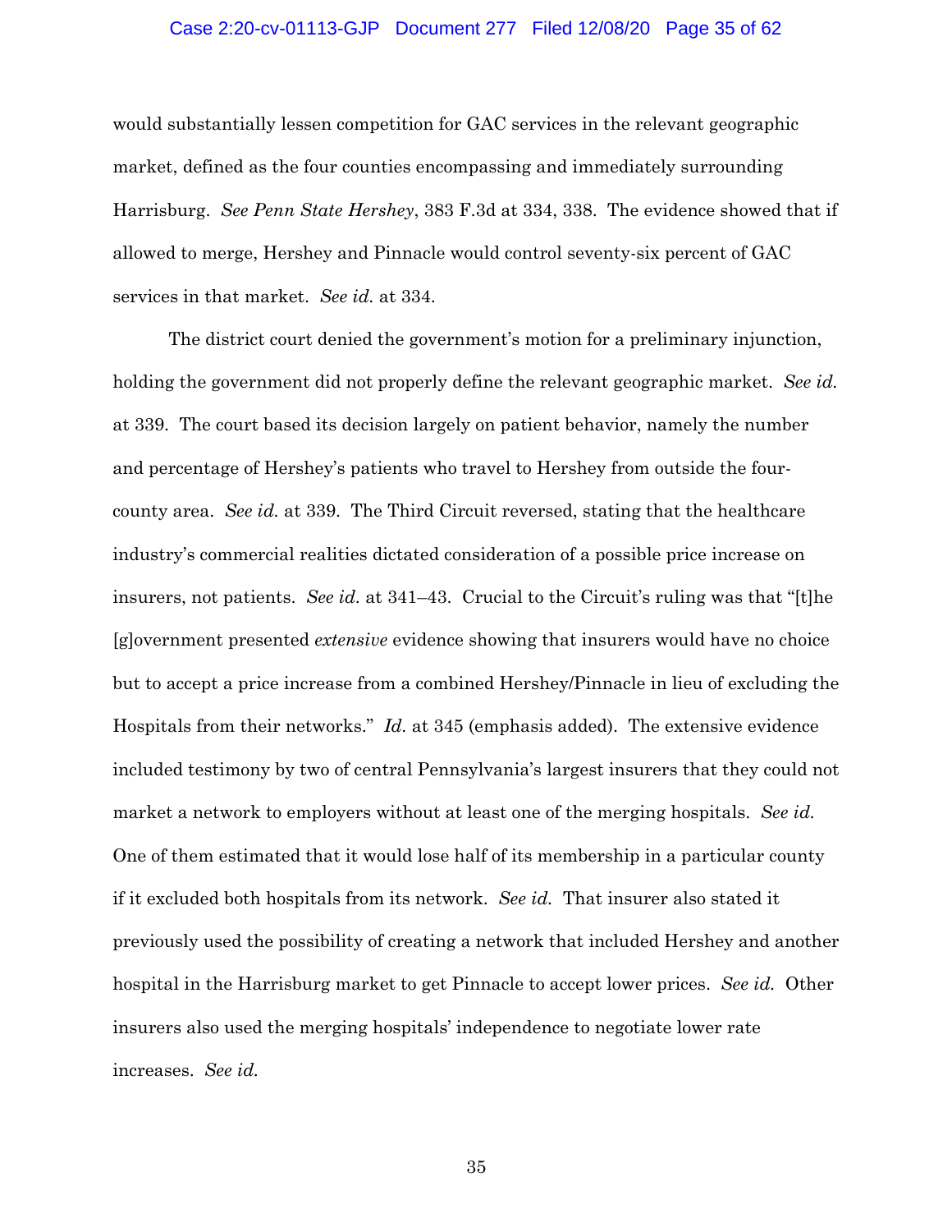would substantially lessen competition for GAC services in the relevant geographic market, defined as the four counties encompassing and immediately surrounding Harrisburg. *See Penn State Hershey*, 383 F.3d at 334, 338. The evidence showed that if allowed to merge, Hershey and Pinnacle would control seventy-six percent of GAC services in that market. *See id.* at 334.

The district court denied the government's motion for a preliminary injunction, holding the government did not properly define the relevant geographic market. *See id.* at 339. The court based its decision largely on patient behavior, namely the number and percentage of Hershey's patients who travel to Hershey from outside the four-county area. *See id.* at 339. The Third Circuit reversed, stating that the healthcare industry's commercial realities dictated consideration of a possible price increase on insurers, not patients. *See id.* at 341–43. Crucial to the Circuit's ruling was that "[t]he [g]overnment presented *extensive* evidence showing that insurers would have no choice but to accept a price increase from a combined Hershey/Pinnacle in lieu of excluding the Hospitals from their networks." *Id.* at 345 (emphasis added). The extensive evidence included testimony by two of central Pennsylvania's largest insurers that they could not market a network to employers without at least one of the merging hospitals. *See id.* One of them estimated that it would lose half of its membership in a particular county if it excluded both hospitals from its network. *See id.* That insurer also stated it previously used the possibility of creating a network that included Hershey and another hospital in the Harrisburg market to get Pinnacle to accept lower prices. *See id.* Other insurers also used the merging hospitals' independence to negotiate lower rate increases. *See id.*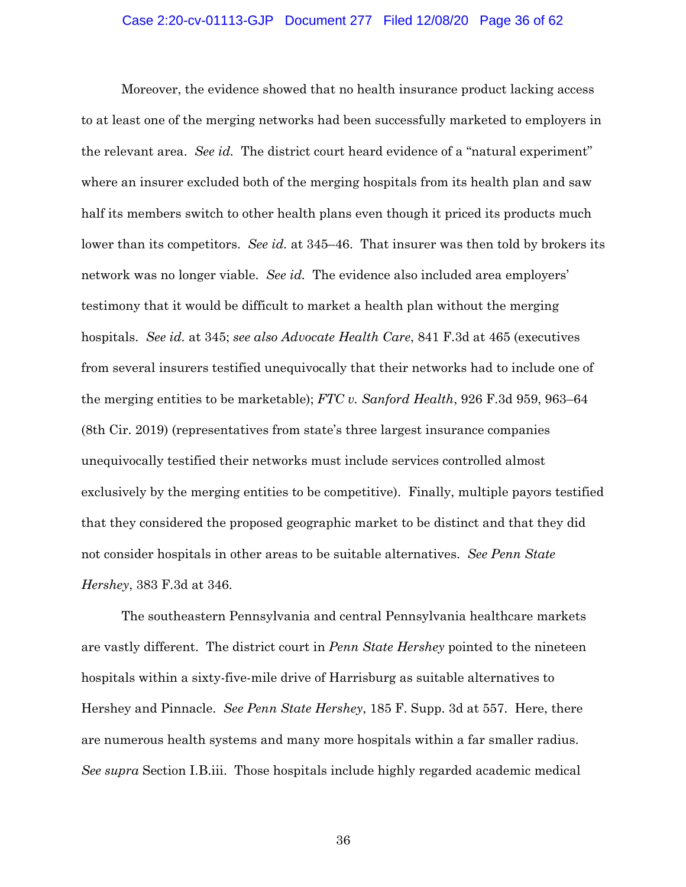Moreover, the evidence showed that no health insurance product lacking access to at least one of the merging networks had been successfully marketed to employers in the relevant area. *See id.* The district court heard evidence of a "natural experiment" where an insurer excluded both of the merging hospitals from its health plan and saw half its members switch to other health plans even though it priced its products much lower than its competitors. *See id.* at 345–46. That insurer was then told by brokers its network was no longer viable. *See id.* The evidence also included area employers' testimony that it would be difficult to market a health plan without the merging hospitals. *See id.* at 345; *see also Advocate Health Care*, 841 F.3d at 465 (executives from several insurers testified unequivocally that their networks had to include one of the merging entities to be marketable); *FTC v. Sanford Health*, 926 F.3d 959, 963–64 (8th Cir. 2019) (representatives from state's three largest insurance companies unequivocally testified their networks must include services controlled almost exclusively by the merging entities to be competitive). Finally, multiple payors testified that they considered the proposed geographic market to be distinct and that they did not consider hospitals in other areas to be suitable alternatives. *See Penn State Hershey*, 383 F.3d at 346.

The southeastern Pennsylvania and central Pennsylvania healthcare markets are vastly different. The district court in *Penn State Hershey* pointed to the nineteen hospitals within a sixty-five-mile drive of Harrisburg as suitable alternatives to Hershey and Pinnacle. *See Penn State Hershey*, 185 F. Supp. 3d at 557. Here, there are numerous health systems and many more hospitals within a far smaller radius. *See supra* Section I.B.iii. Those hospitals include highly regarded academic medical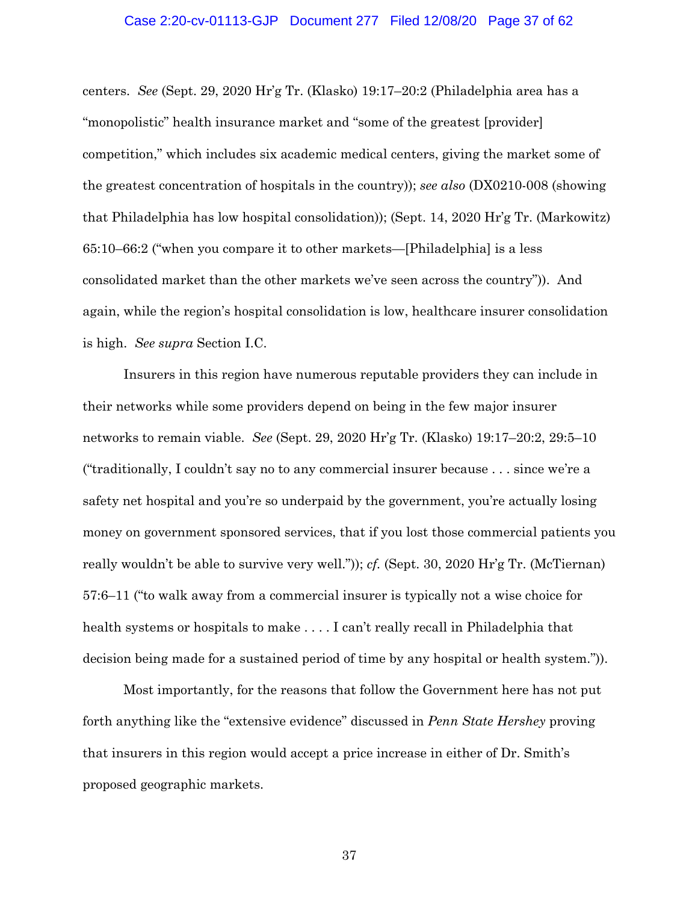centers. *See* (Sept. 29, 2020 Hr'g Tr. (Klasko) 19:17–20:2 (Philadelphia area has a "monopolistic" health insurance market and "some of the greatest [provider] competition," which includes six academic medical centers, giving the market some of the greatest concentration of hospitals in the country)); *see also* (DX0210-008 (showing that Philadelphia has low hospital consolidation)); (Sept. 14, 2020 Hr'g Tr. (Markowitz) 65:10–66:2 ("when you compare it to other markets—[Philadelphia] is a less consolidated market than the other markets we've seen across the country")). And again, while the region's hospital consolidation is low, healthcare insurer consolidation is high. *See supra* Section I.C.

Insurers in this region have numerous reputable providers they can include in their networks while some providers depend on being in the few major insurer networks to remain viable. *See* (Sept. 29, 2020 Hr'g Tr. (Klasko) 19:17–20:2, 29:5–10 ("traditionally, I couldn't say no to any commercial insurer because . . . since we're a safety net hospital and you're so underpaid by the government, you're actually losing money on government sponsored services, that if you lost those commercial patients you really wouldn't be able to survive very well.")); *cf.* (Sept. 30, 2020 Hr'g Tr. (McTiernan) 57:6–11 ("to walk away from a commercial insurer is typically not a wise choice for health systems or hospitals to make . . . . I can't really recall in Philadelphia that decision being made for a sustained period of time by any hospital or health system.")).

Most importantly, for the reasons that follow the Government here has not put forth anything like the "extensive evidence" discussed in *Penn State Hershey* proving that insurers in this region would accept a price increase in either of Dr. Smith's proposed geographic markets.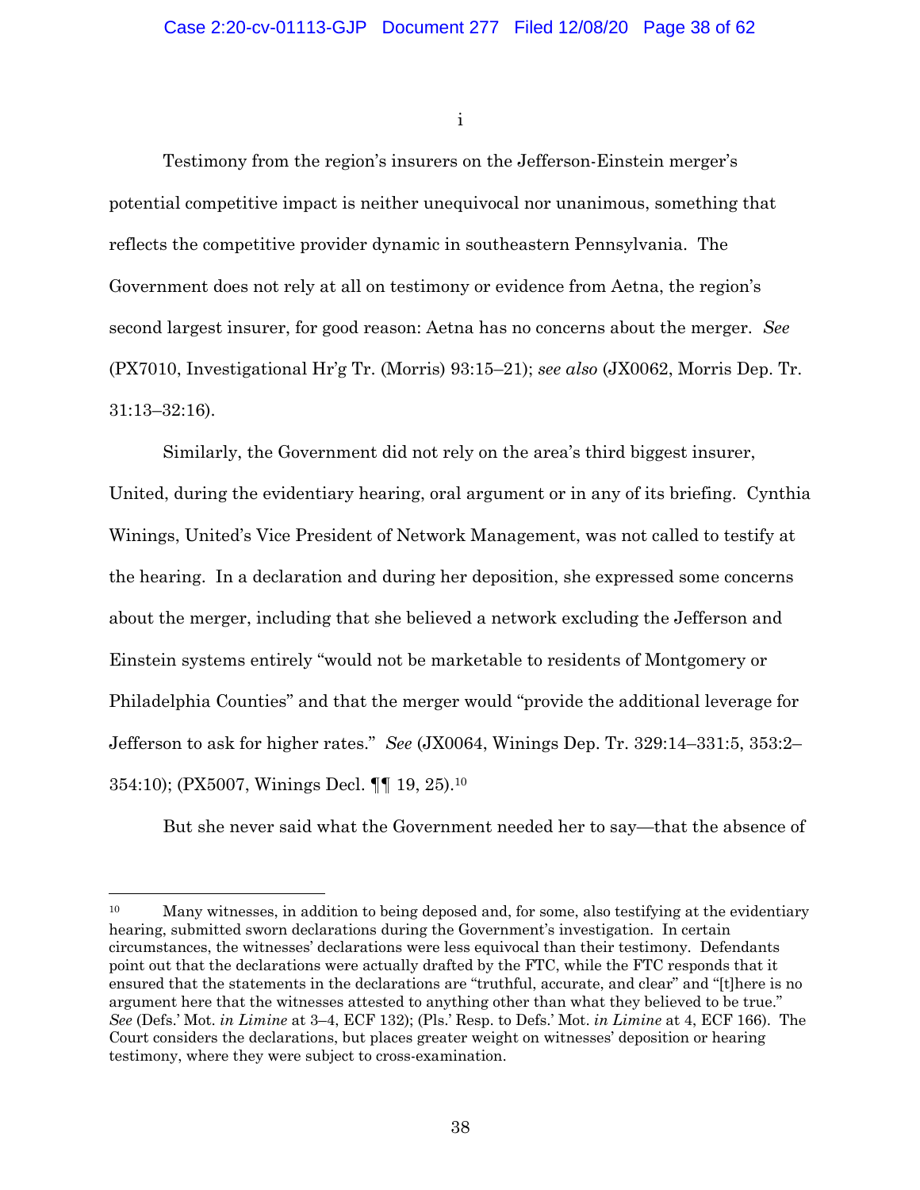i

Testimony from the region's insurers on the Jefferson-Einstein merger's potential competitive impact is neither unequivocal nor unanimous, something that reflects the competitive provider dynamic in southeastern Pennsylvania. The Government does not rely at all on testimony or evidence from Aetna, the region's second largest insurer, for good reason: Aetna has no concerns about the merger. *See* (PX7010, Investigational Hr'g Tr. (Morris) 93:15–21); *see also* (JX0062, Morris Dep. Tr. 31:13–32:16).

Similarly, the Government did not rely on the area's third biggest insurer, United, during the evidentiary hearing, oral argument or in any of its briefing. Cynthia Winings, United's Vice President of Network Management, was not called to testify at the hearing. In a declaration and during her deposition, she expressed some concerns about the merger, including that she believed a network excluding the Jefferson and Einstein systems entirely "would not be marketable to residents of Montgomery or Philadelphia Counties" and that the merger would "provide the additional leverage for Jefferson to ask for higher rates." *See* (JX0064, Winings Dep. Tr. 329:14–331:5, 353:2–354:10); (PX5007, Winings Decl. ¶¶ 19, 25).[10]

But she never said what the Government needed her to say—that the absence of

---

[10] Many witnesses, in addition to being deposed and, for some, also testifying at the evidentiary hearing, submitted sworn declarations during the Government's investigation. In certain circumstances, the witnesses' declarations were less equivocal than their testimony. Defendants point out that the declarations were actually drafted by the FTC, while the FTC responds that it ensured that the statements in the declarations are "truthful, accurate, and clear" and "[t]here is no argument here that the witnesses attested to anything other than what they believed to be true." *See* (Defs.' Mot. *in Limine* at 3–4, ECF 132); (Pls.' Resp. to Defs.' Mot. *in Limine* at 4, ECF 166). The Court considers the declarations, but places greater weight on witnesses' deposition or hearing testimony, where they were subject to cross-examination.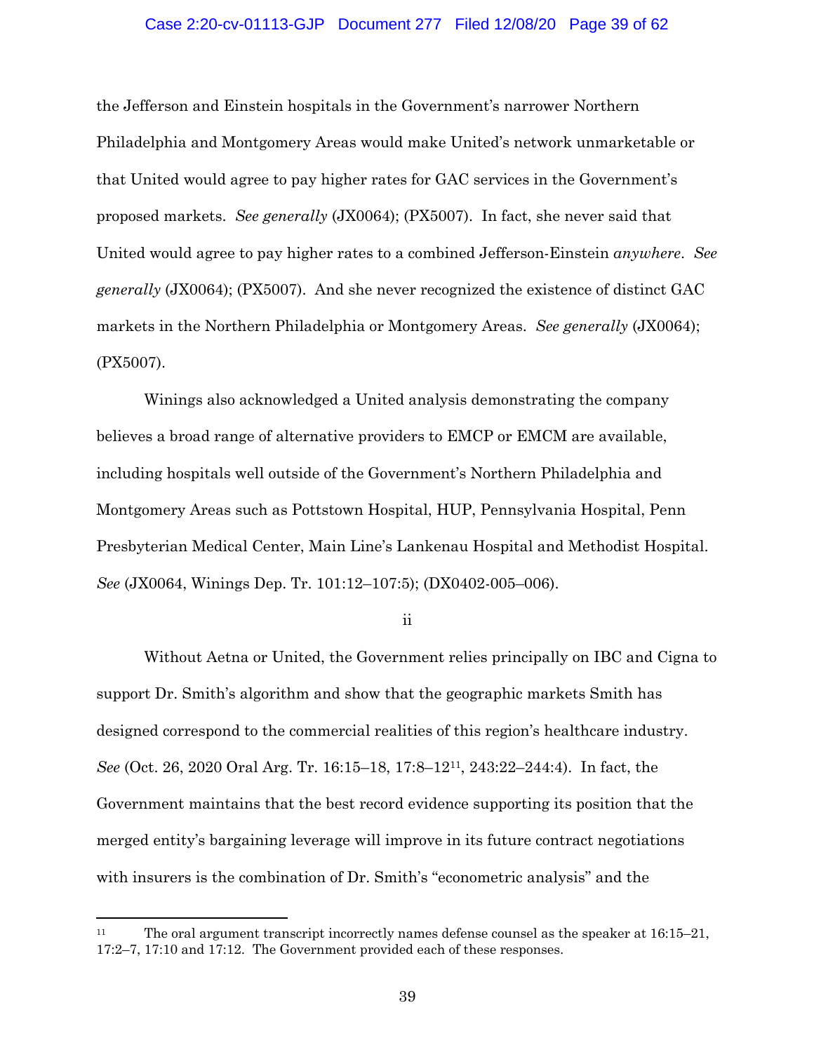the Jefferson and Einstein hospitals in the Government's narrower Northern Philadelphia and Montgomery Areas would make United's network unmarketable or that United would agree to pay higher rates for GAC services in the Government's proposed markets. *See generally* (JX0064); (PX5007). In fact, she never said that United would agree to pay higher rates to a combined Jefferson-Einstein *anywhere*. *See generally* (JX0064); (PX5007). And she never recognized the existence of distinct GAC markets in the Northern Philadelphia or Montgomery Areas. *See generally* (JX0064); (PX5007).

Winings also acknowledged a United analysis demonstrating the company believes a broad range of alternative providers to EMCP or EMCM are available, including hospitals well outside of the Government's Northern Philadelphia and Montgomery Areas such as Pottstown Hospital, HUP, Pennsylvania Hospital, Penn Presbyterian Medical Center, Main Line's Lankenau Hospital and Methodist Hospital. *See* (JX0064, Winings Dep. Tr. 101:12–107:5); (DX0402-005–006).

ii

Without Aetna or United, the Government relies principally on IBC and Cigna to support Dr. Smith's algorithm and show that the geographic markets Smith has designed correspond to the commercial realities of this region's healthcare industry. *See* (Oct. 26, 2020 Oral Arg. Tr. 16:15–18, 17:8–12[11], 243:22–244:4). In fact, the Government maintains that the best record evidence supporting its position that the merged entity's bargaining leverage will improve in its future contract negotiations with insurers is the combination of Dr. Smith's "econometric analysis" and the

---

[11] The oral argument transcript incorrectly names defense counsel as the speaker at 16:15–21, 17:2–7, 17:10 and 17:12. The Government provided each of these responses.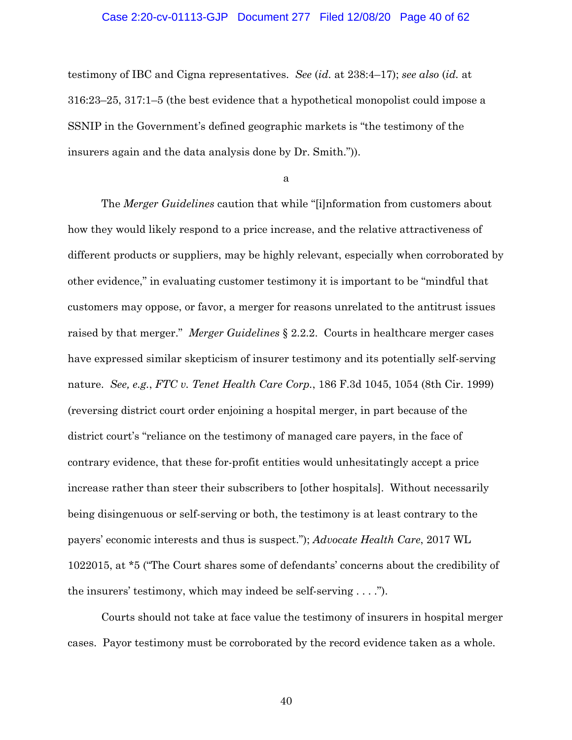testimony of IBC and Cigna representatives. *See* (*id.* at 238:4–17); *see also* (*id.* at 316:23–25, 317:1–5 (the best evidence that a hypothetical monopolist could impose a SSNIP in the Government's defined geographic markets is "the testimony of the insurers again and the data analysis done by Dr. Smith.")).

a

The *Merger Guidelines* caution that while "[i]nformation from customers about how they would likely respond to a price increase, and the relative attractiveness of different products or suppliers, may be highly relevant, especially when corroborated by other evidence," in evaluating customer testimony it is important to be "mindful that customers may oppose, or favor, a merger for reasons unrelated to the antitrust issues raised by that merger." *Merger Guidelines* § 2.2.2. Courts in healthcare merger cases have expressed similar skepticism of insurer testimony and its potentially self-serving nature. *See, e.g.*, *FTC v. Tenet Health Care Corp.*, 186 F.3d 1045, 1054 (8th Cir. 1999) (reversing district court order enjoining a hospital merger, in part because of the district court's "reliance on the testimony of managed care payers, in the face of contrary evidence, that these for-profit entities would unhesitatingly accept a price increase rather than steer their subscribers to [other hospitals]. Without necessarily being disingenuous or self-serving or both, the testimony is at least contrary to the payers' economic interests and thus is suspect."); *Advocate Health Care*, 2017 WL 1022015, at *5 ("The Court shares some of defendants' concerns about the credibility of the insurers' testimony, which may indeed be self-serving . . . .").

Courts should not take at face value the testimony of insurers in hospital merger cases. Payor testimony must be corroborated by the record evidence taken as a whole.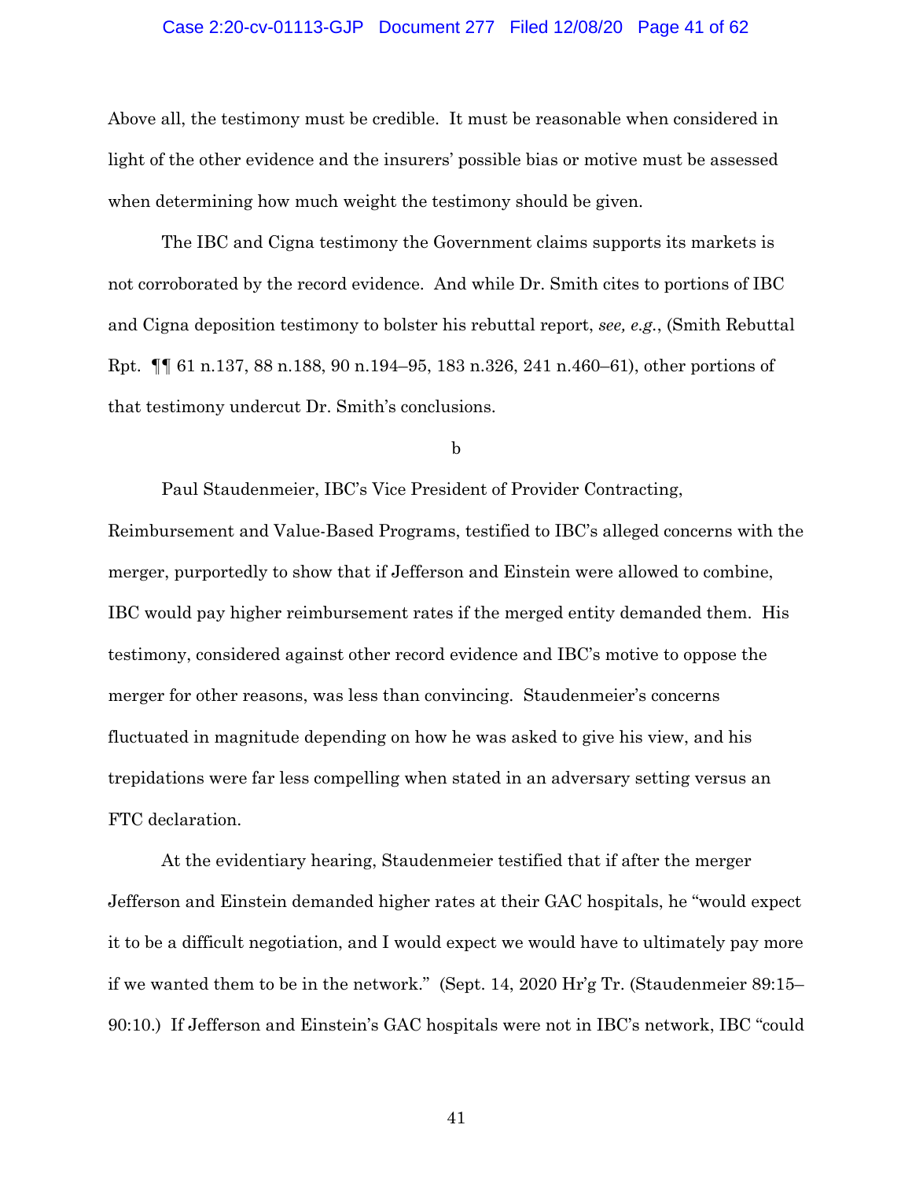Above all, the testimony must be credible. It must be reasonable when considered in light of the other evidence and the insurers' possible bias or motive must be assessed when determining how much weight the testimony should be given.

The IBC and Cigna testimony the Government claims supports its markets is not corroborated by the record evidence. And while Dr. Smith cites to portions of IBC and Cigna deposition testimony to bolster his rebuttal report, *see, e.g.*, (Smith Rebuttal Rpt. ¶¶ 61 n.137, 88 n.188, 90 n.194–95, 183 n.326, 241 n.460–61), other portions of that testimony undercut Dr. Smith's conclusions.

b

Paul Staudenmeier, IBC's Vice President of Provider Contracting, Reimbursement and Value-Based Programs, testified to IBC's alleged concerns with the merger, purportedly to show that if Jefferson and Einstein were allowed to combine, IBC would pay higher reimbursement rates if the merged entity demanded them. His testimony, considered against other record evidence and IBC's motive to oppose the merger for other reasons, was less than convincing. Staudenmeier's concerns fluctuated in magnitude depending on how he was asked to give his view, and his trepidations were far less compelling when stated in an adversary setting versus an FTC declaration.

At the evidentiary hearing, Staudenmeier testified that if after the merger Jefferson and Einstein demanded higher rates at their GAC hospitals, he "would expect it to be a difficult negotiation, and I would expect we would have to ultimately pay more if we wanted them to be in the network." (Sept. 14, 2020 Hr'g Tr. (Staudenmeier 89:15–90:10.) If Jefferson and Einstein's GAC hospitals were not in IBC's network, IBC "could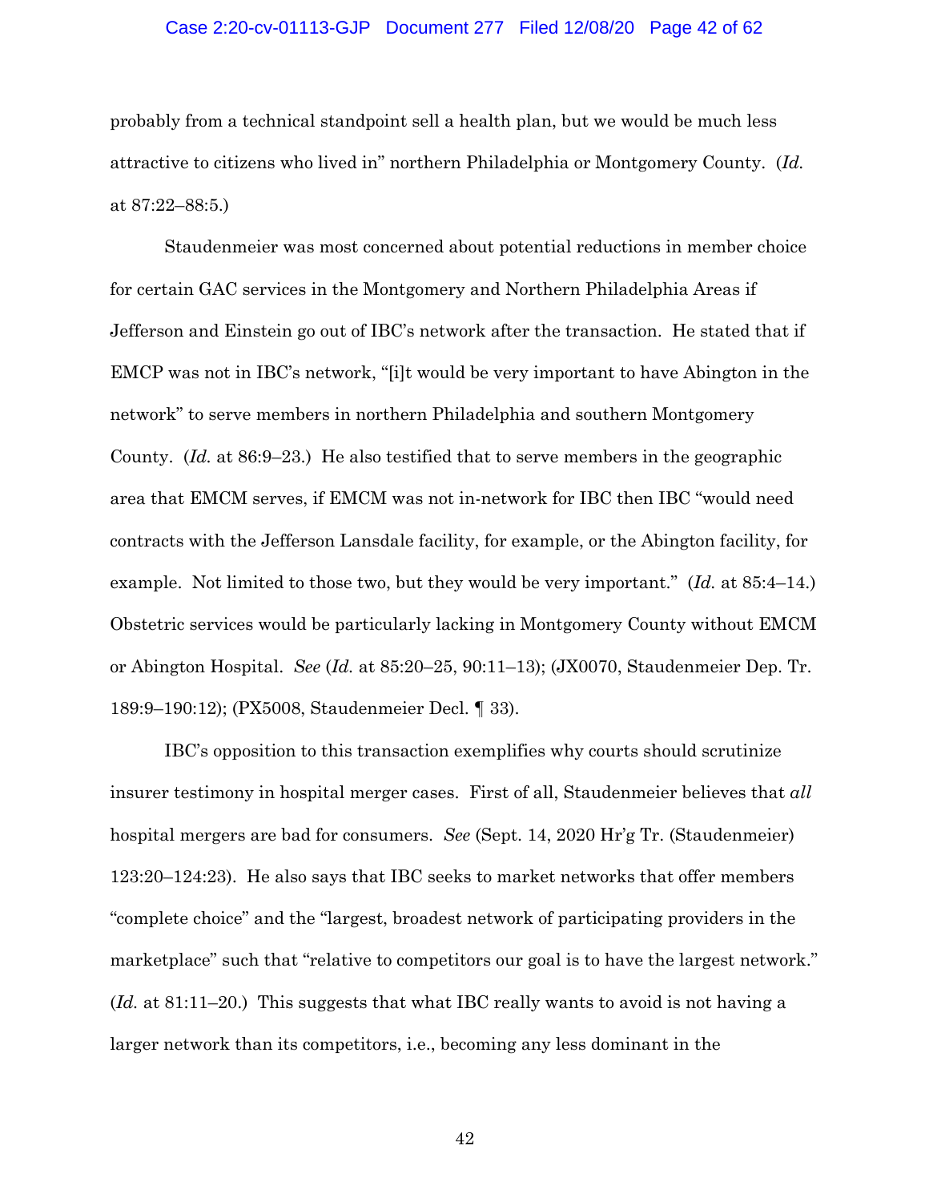probably from a technical standpoint sell a health plan, but we would be much less attractive to citizens who lived in" northern Philadelphia or Montgomery County. (*Id.* at 87:22–88:5.)

Staudenmeier was most concerned about potential reductions in member choice for certain GAC services in the Montgomery and Northern Philadelphia Areas if Jefferson and Einstein go out of IBC's network after the transaction. He stated that if EMCP was not in IBC's network, "[i]t would be very important to have Abington in the network" to serve members in northern Philadelphia and southern Montgomery County. (*Id.* at 86:9–23.) He also testified that to serve members in the geographic area that EMCM serves, if EMCM was not in-network for IBC then IBC "would need contracts with the Jefferson Lansdale facility, for example, or the Abington facility, for example. Not limited to those two, but they would be very important." (*Id.* at 85:4–14.) Obstetric services would be particularly lacking in Montgomery County without EMCM or Abington Hospital. *See* (*Id.* at 85:20–25, 90:11–13); (JX0070, Staudenmeier Dep. Tr. 189:9–190:12); (PX5008, Staudenmeier Decl. ¶ 33).

IBC's opposition to this transaction exemplifies why courts should scrutinize insurer testimony in hospital merger cases. First of all, Staudenmeier believes that *all* hospital mergers are bad for consumers. *See* (Sept. 14, 2020 Hr'g Tr. (Staudenmeier) 123:20–124:23). He also says that IBC seeks to market networks that offer members "complete choice" and the "largest, broadest network of participating providers in the marketplace" such that "relative to competitors our goal is to have the largest network." (*Id.* at 81:11–20.) This suggests that what IBC really wants to avoid is not having a larger network than its competitors, i.e., becoming any less dominant in the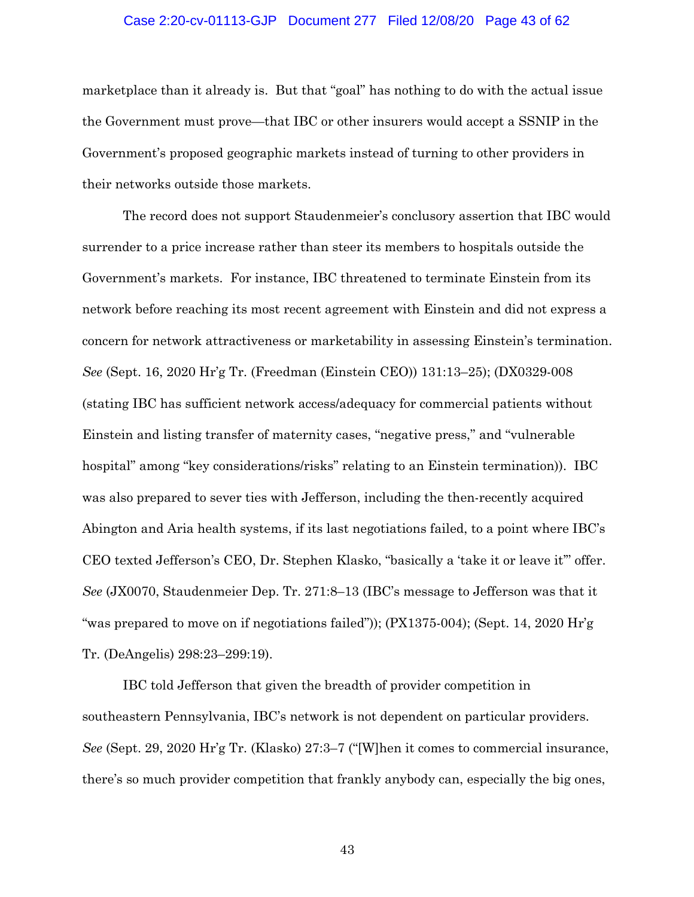marketplace than it already is. But that "goal" has nothing to do with the actual issue the Government must prove—that IBC or other insurers would accept a SSNIP in the Government's proposed geographic markets instead of turning to other providers in their networks outside those markets.

The record does not support Staudenmeier's conclusory assertion that IBC would surrender to a price increase rather than steer its members to hospitals outside the Government's markets. For instance, IBC threatened to terminate Einstein from its network before reaching its most recent agreement with Einstein and did not express a concern for network attractiveness or marketability in assessing Einstein's termination. *See* (Sept. 16, 2020 Hr'g Tr. (Freedman (Einstein CEO)) 131:13–25); (DX0329-008 (stating IBC has sufficient network access/adequacy for commercial patients without Einstein and listing transfer of maternity cases, "negative press," and "vulnerable hospital" among "key considerations/risks" relating to an Einstein termination)). IBC was also prepared to sever ties with Jefferson, including the then-recently acquired Abington and Aria health systems, if its last negotiations failed, to a point where IBC's CEO texted Jefferson's CEO, Dr. Stephen Klasko, "basically a 'take it or leave it'" offer. *See* (JX0070, Staudenmeier Dep. Tr. 271:8–13 (IBC's message to Jefferson was that it "was prepared to move on if negotiations failed")); (PX1375-004); (Sept. 14, 2020 Hr'g Tr. (DeAngelis) 298:23–299:19).

IBC told Jefferson that given the breadth of provider competition in southeastern Pennsylvania, IBC's network is not dependent on particular providers. *See* (Sept. 29, 2020 Hr'g Tr. (Klasko) 27:3–7 ("[W]hen it comes to commercial insurance, there's so much provider competition that frankly anybody can, especially the big ones,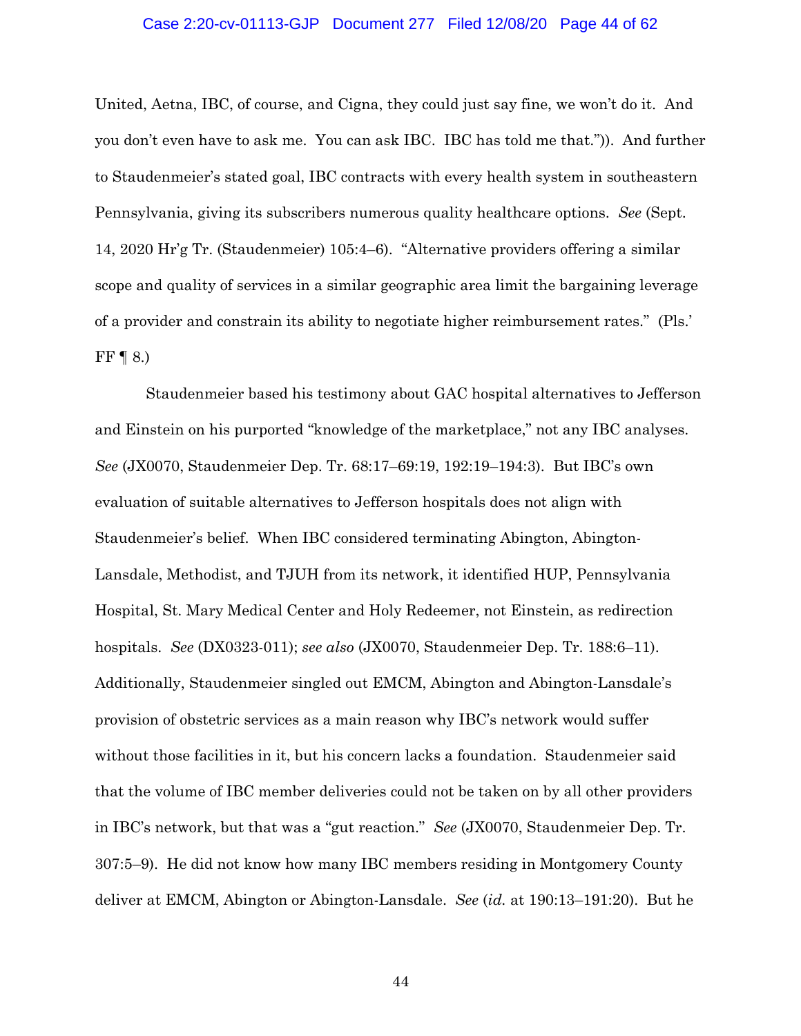United, Aetna, IBC, of course, and Cigna, they could just say fine, we won't do it. And you don't even have to ask me. You can ask IBC. IBC has told me that.")). And further to Staudenmeier's stated goal, IBC contracts with every health system in southeastern Pennsylvania, giving its subscribers numerous quality healthcare options. *See* (Sept. 14, 2020 Hr'g Tr. (Staudenmeier) 105:4–6). "Alternative providers offering a similar scope and quality of services in a similar geographic area limit the bargaining leverage of a provider and constrain its ability to negotiate higher reimbursement rates." (Pls.' FF ¶ 8.)

Staudenmeier based his testimony about GAC hospital alternatives to Jefferson and Einstein on his purported "knowledge of the marketplace," not any IBC analyses. *See* (JX0070, Staudenmeier Dep. Tr. 68:17–69:19, 192:19–194:3). But IBC's own evaluation of suitable alternatives to Jefferson hospitals does not align with Staudenmeier's belief. When IBC considered terminating Abington, Abington-Lansdale, Methodist, and TJUH from its network, it identified HUP, Pennsylvania Hospital, St. Mary Medical Center and Holy Redeemer, not Einstein, as redirection hospitals. *See* (DX0323-011); *see also* (JX0070, Staudenmeier Dep. Tr. 188:6–11). Additionally, Staudenmeier singled out EMCM, Abington and Abington-Lansdale's provision of obstetric services as a main reason why IBC's network would suffer without those facilities in it, but his concern lacks a foundation. Staudenmeier said that the volume of IBC member deliveries could not be taken on by all other providers in IBC's network, but that was a "gut reaction." *See* (JX0070, Staudenmeier Dep. Tr. 307:5–9). He did not know how many IBC members residing in Montgomery County deliver at EMCM, Abington or Abington-Lansdale. *See* (*id.* at 190:13–191:20). But he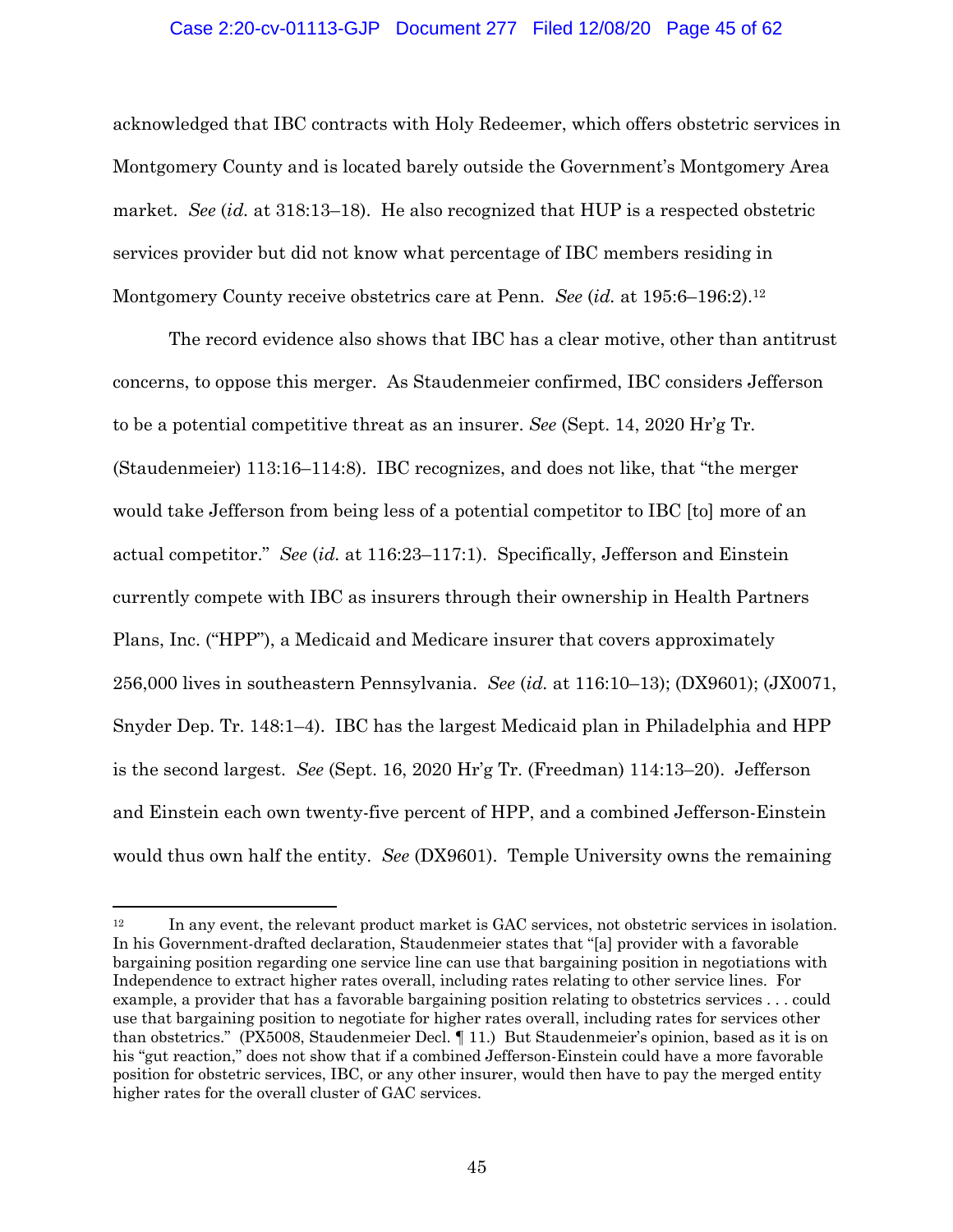acknowledged that IBC contracts with Holy Redeemer, which offers obstetric services in Montgomery County and is located barely outside the Government's Montgomery Area market. *See* (*id.* at 318:13–18). He also recognized that HUP is a respected obstetric services provider but did not know what percentage of IBC members residing in Montgomery County receive obstetrics care at Penn. *See* (*id.* at 195:6–196:2).[12]

The record evidence also shows that IBC has a clear motive, other than antitrust concerns, to oppose this merger. As Staudenmeier confirmed, IBC considers Jefferson to be a potential competitive threat as an insurer. *See* (Sept. 14, 2020 Hr'g Tr. (Staudenmeier) 113:16–114:8). IBC recognizes, and does not like, that "the merger would take Jefferson from being less of a potential competitor to IBC [to] more of an actual competitor." *See* (*id.* at 116:23–117:1). Specifically, Jefferson and Einstein currently compete with IBC as insurers through their ownership in Health Partners Plans, Inc. ("HPP"), a Medicaid and Medicare insurer that covers approximately 256,000 lives in southeastern Pennsylvania. *See* (*id.* at 116:10–13); (DX9601); (JX0071, Snyder Dep. Tr. 148:1–4). IBC has the largest Medicaid plan in Philadelphia and HPP is the second largest. *See* (Sept. 16, 2020 Hr'g Tr. (Freedman) 114:13–20). Jefferson and Einstein each own twenty-five percent of HPP, and a combined Jefferson-Einstein would thus own half the entity. *See* (DX9601). Temple University owns the remaining

---

[12] In any event, the relevant product market is GAC services, not obstetric services in isolation. In his Government-drafted declaration, Staudenmeier states that "[a] provider with a favorable bargaining position regarding one service line can use that bargaining position in negotiations with Independence to extract higher rates overall, including rates relating to other service lines. For example, a provider that has a favorable bargaining position relating to obstetrics services . . . could use that bargaining position to negotiate for higher rates overall, including rates for services other than obstetrics." (PX5008, Staudenmeier Decl. ¶ 11.) But Staudenmeier's opinion, based as it is on his "gut reaction," does not show that if a combined Jefferson-Einstein could have a more favorable position for obstetric services, IBC, or any other insurer, would then have to pay the merged entity higher rates for the overall cluster of GAC services.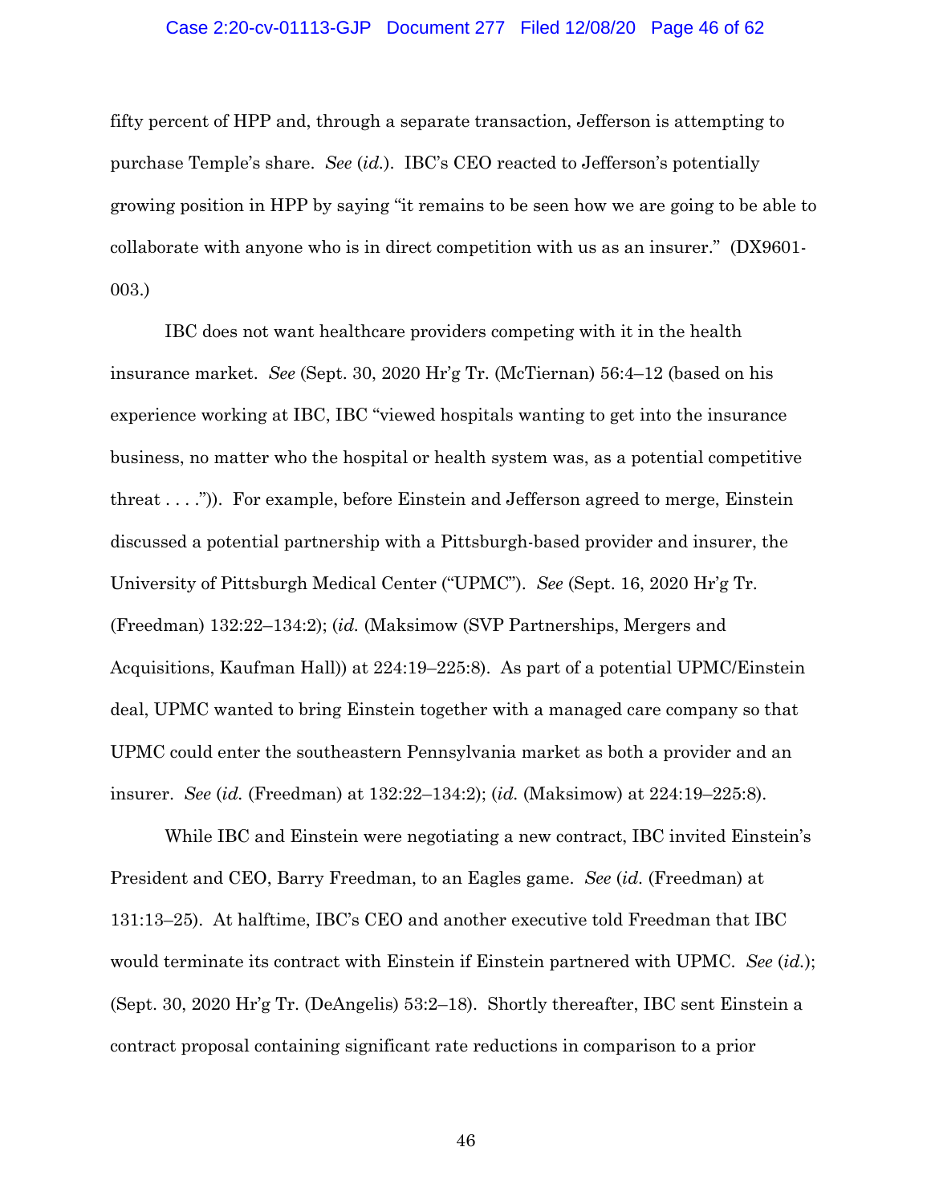fifty percent of HPP and, through a separate transaction, Jefferson is attempting to purchase Temple's share. *See* (*id.*). IBC's CEO reacted to Jefferson's potentially growing position in HPP by saying "it remains to be seen how we are going to be able to collaborate with anyone who is in direct competition with us as an insurer." (DX9601-003.)

IBC does not want healthcare providers competing with it in the health insurance market. *See* (Sept. 30, 2020 Hr'g Tr. (McTiernan) 56:4–12 (based on his experience working at IBC, IBC "viewed hospitals wanting to get into the insurance business, no matter who the hospital or health system was, as a potential competitive threat . . . .")). For example, before Einstein and Jefferson agreed to merge, Einstein discussed a potential partnership with a Pittsburgh-based provider and insurer, the University of Pittsburgh Medical Center ("UPMC"). *See* (Sept. 16, 2020 Hr'g Tr. (Freedman) 132:22–134:2); (*id.* (Maksimow (SVP Partnerships, Mergers and Acquisitions, Kaufman Hall)) at 224:19–225:8). As part of a potential UPMC/Einstein deal, UPMC wanted to bring Einstein together with a managed care company so that UPMC could enter the southeastern Pennsylvania market as both a provider and an insurer. *See* (*id.* (Freedman) at 132:22–134:2); (*id.* (Maksimow) at 224:19–225:8).

While IBC and Einstein were negotiating a new contract, IBC invited Einstein's President and CEO, Barry Freedman, to an Eagles game. *See* (*id.* (Freedman) at 131:13–25). At halftime, IBC's CEO and another executive told Freedman that IBC would terminate its contract with Einstein if Einstein partnered with UPMC. *See* (*id.*); (Sept. 30, 2020 Hr'g Tr. (DeAngelis) 53:2–18). Shortly thereafter, IBC sent Einstein a contract proposal containing significant rate reductions in comparison to a prior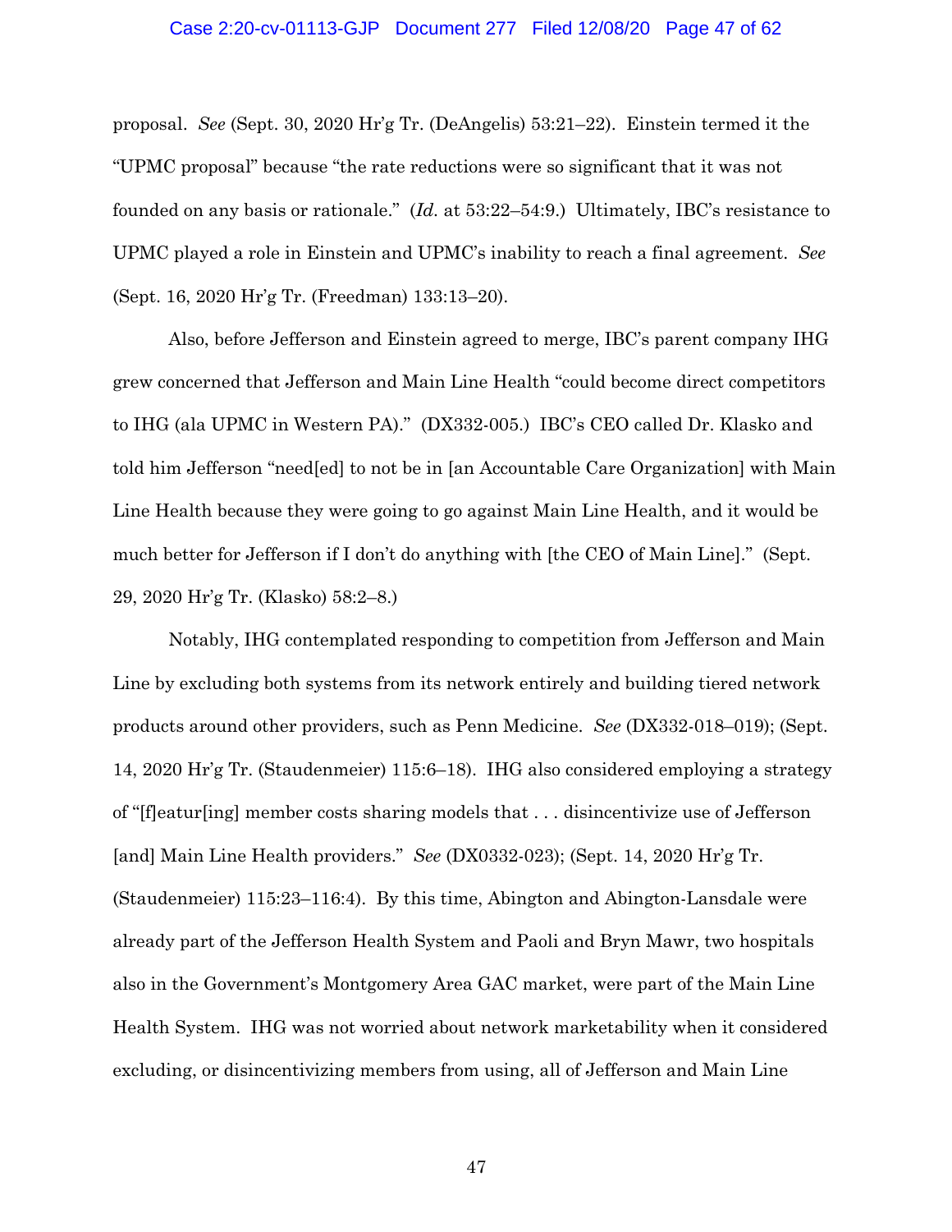proposal. *See* (Sept. 30, 2020 Hr'g Tr. (DeAngelis) 53:21–22). Einstein termed it the "UPMC proposal" because "the rate reductions were so significant that it was not founded on any basis or rationale." (*Id.* at 53:22–54:9.) Ultimately, IBC's resistance to UPMC played a role in Einstein and UPMC's inability to reach a final agreement. *See* (Sept. 16, 2020 Hr'g Tr. (Freedman) 133:13–20).

Also, before Jefferson and Einstein agreed to merge, IBC's parent company IHG grew concerned that Jefferson and Main Line Health "could become direct competitors to IHG (ala UPMC in Western PA)." (DX332-005.) IBC's CEO called Dr. Klasko and told him Jefferson "need[ed] to not be in [an Accountable Care Organization] with Main Line Health because they were going to go against Main Line Health, and it would be much better for Jefferson if I don't do anything with [the CEO of Main Line]." (Sept. 29, 2020 Hr'g Tr. (Klasko) 58:2–8.)

Notably, IHG contemplated responding to competition from Jefferson and Main Line by excluding both systems from its network entirely and building tiered network products around other providers, such as Penn Medicine. *See* (DX332-018–019); (Sept. 14, 2020 Hr'g Tr. (Staudenmeier) 115:6–18). IHG also considered employing a strategy of "[f]eatur[ing] member costs sharing models that . . . disincentivize use of Jefferson [and] Main Line Health providers." *See* (DX0332-023); (Sept. 14, 2020 Hr'g Tr. (Staudenmeier) 115:23–116:4). By this time, Abington and Abington-Lansdale were already part of the Jefferson Health System and Paoli and Bryn Mawr, two hospitals also in the Government's Montgomery Area GAC market, were part of the Main Line Health System. IHG was not worried about network marketability when it considered excluding, or disincentivizing members from using, all of Jefferson and Main Line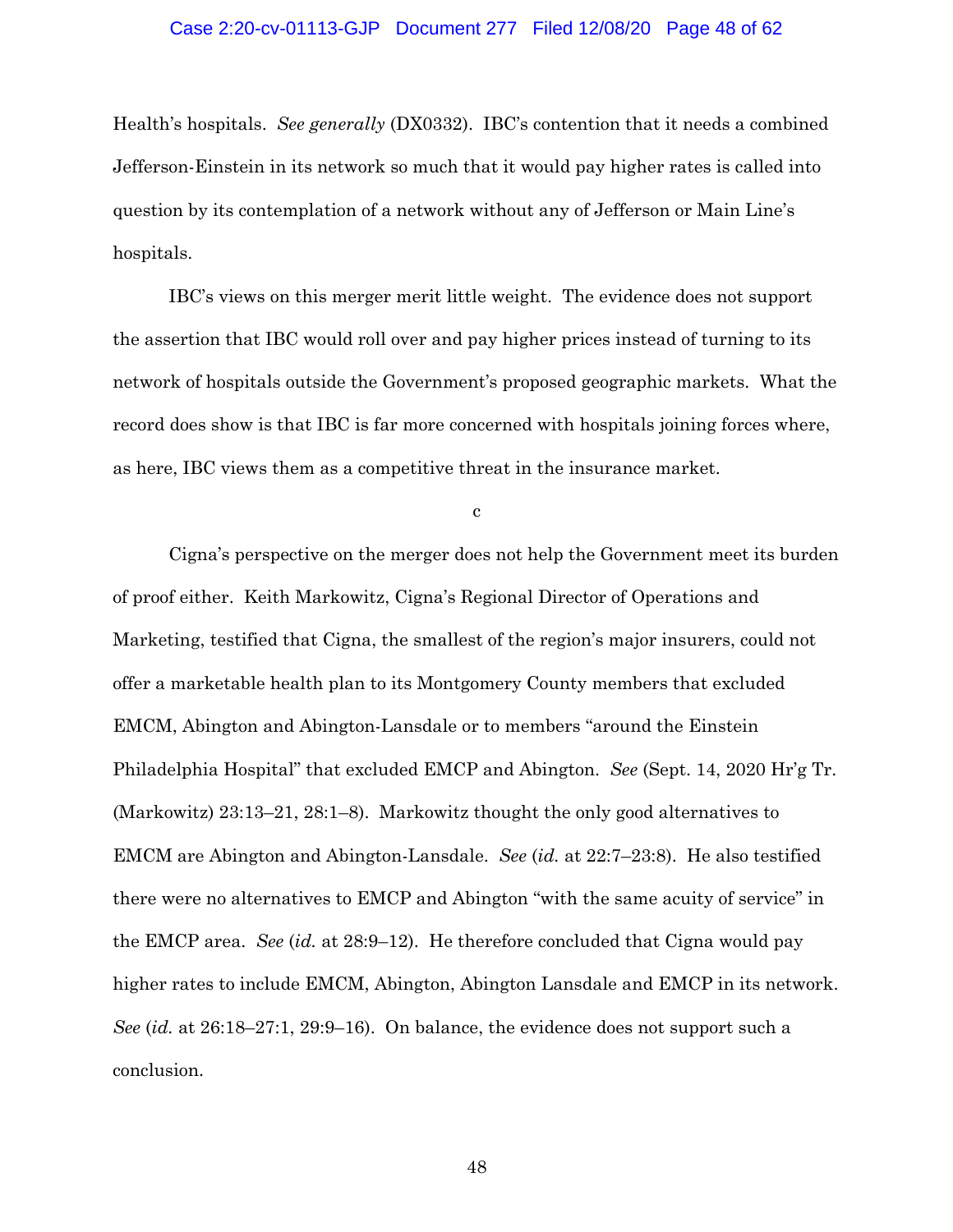Health's hospitals. *See generally* (DX0332). IBC's contention that it needs a combined Jefferson-Einstein in its network so much that it would pay higher rates is called into question by its contemplation of a network without any of Jefferson or Main Line's hospitals.

IBC's views on this merger merit little weight. The evidence does not support the assertion that IBC would roll over and pay higher prices instead of turning to its network of hospitals outside the Government's proposed geographic markets. What the record does show is that IBC is far more concerned with hospitals joining forces where, as here, IBC views them as a competitive threat in the insurance market.

c

Cigna's perspective on the merger does not help the Government meet its burden of proof either. Keith Markowitz, Cigna's Regional Director of Operations and Marketing, testified that Cigna, the smallest of the region's major insurers, could not offer a marketable health plan to its Montgomery County members that excluded EMCM, Abington and Abington-Lansdale or to members "around the Einstein Philadelphia Hospital" that excluded EMCP and Abington. *See* (Sept. 14, 2020 Hr'g Tr. (Markowitz) 23:13–21, 28:1–8). Markowitz thought the only good alternatives to EMCM are Abington and Abington-Lansdale. *See* (*id.* at 22:7–23:8). He also testified there were no alternatives to EMCP and Abington "with the same acuity of service" in the EMCP area. *See* (*id.* at 28:9–12). He therefore concluded that Cigna would pay higher rates to include EMCM, Abington, Abington Lansdale and EMCP in its network. *See* (*id.* at 26:18–27:1, 29:9–16). On balance, the evidence does not support such a conclusion.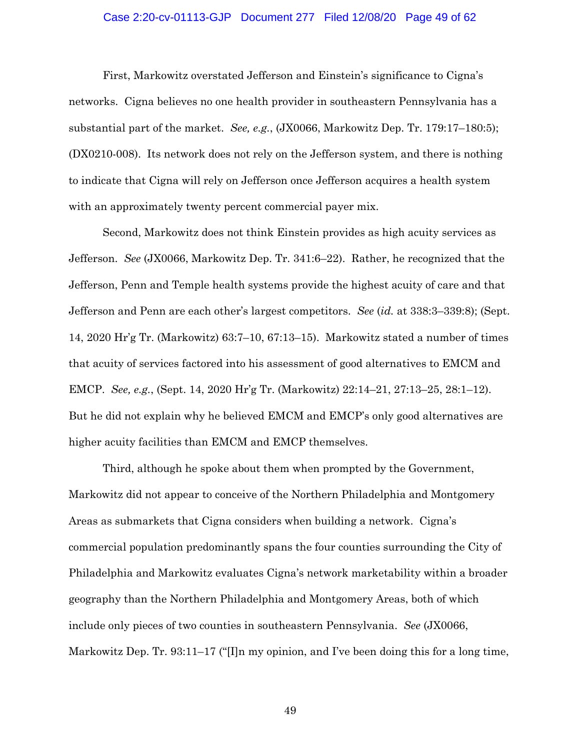First, Markowitz overstated Jefferson and Einstein's significance to Cigna's networks. Cigna believes no one health provider in southeastern Pennsylvania has a substantial part of the market. *See, e.g.*, (JX0066, Markowitz Dep. Tr. 179:17–180:5); (DX0210-008). Its network does not rely on the Jefferson system, and there is nothing to indicate that Cigna will rely on Jefferson once Jefferson acquires a health system with an approximately twenty percent commercial payer mix.

Second, Markowitz does not think Einstein provides as high acuity services as Jefferson. *See* (JX0066, Markowitz Dep. Tr. 341:6–22). Rather, he recognized that the Jefferson, Penn and Temple health systems provide the highest acuity of care and that Jefferson and Penn are each other's largest competitors. *See* (*id.* at 338:3–339:8); (Sept. 14, 2020 Hr'g Tr. (Markowitz) 63:7–10, 67:13–15). Markowitz stated a number of times that acuity of services factored into his assessment of good alternatives to EMCM and EMCP. *See, e.g.*, (Sept. 14, 2020 Hr'g Tr. (Markowitz) 22:14–21, 27:13–25, 28:1–12). But he did not explain why he believed EMCM and EMCP's only good alternatives are higher acuity facilities than EMCM and EMCP themselves.

Third, although he spoke about them when prompted by the Government, Markowitz did not appear to conceive of the Northern Philadelphia and Montgomery Areas as submarkets that Cigna considers when building a network. Cigna's commercial population predominantly spans the four counties surrounding the City of Philadelphia and Markowitz evaluates Cigna's network marketability within a broader geography than the Northern Philadelphia and Montgomery Areas, both of which include only pieces of two counties in southeastern Pennsylvania. *See* (JX0066, Markowitz Dep. Tr. 93:11–17 ("[I]n my opinion, and I've been doing this for a long time,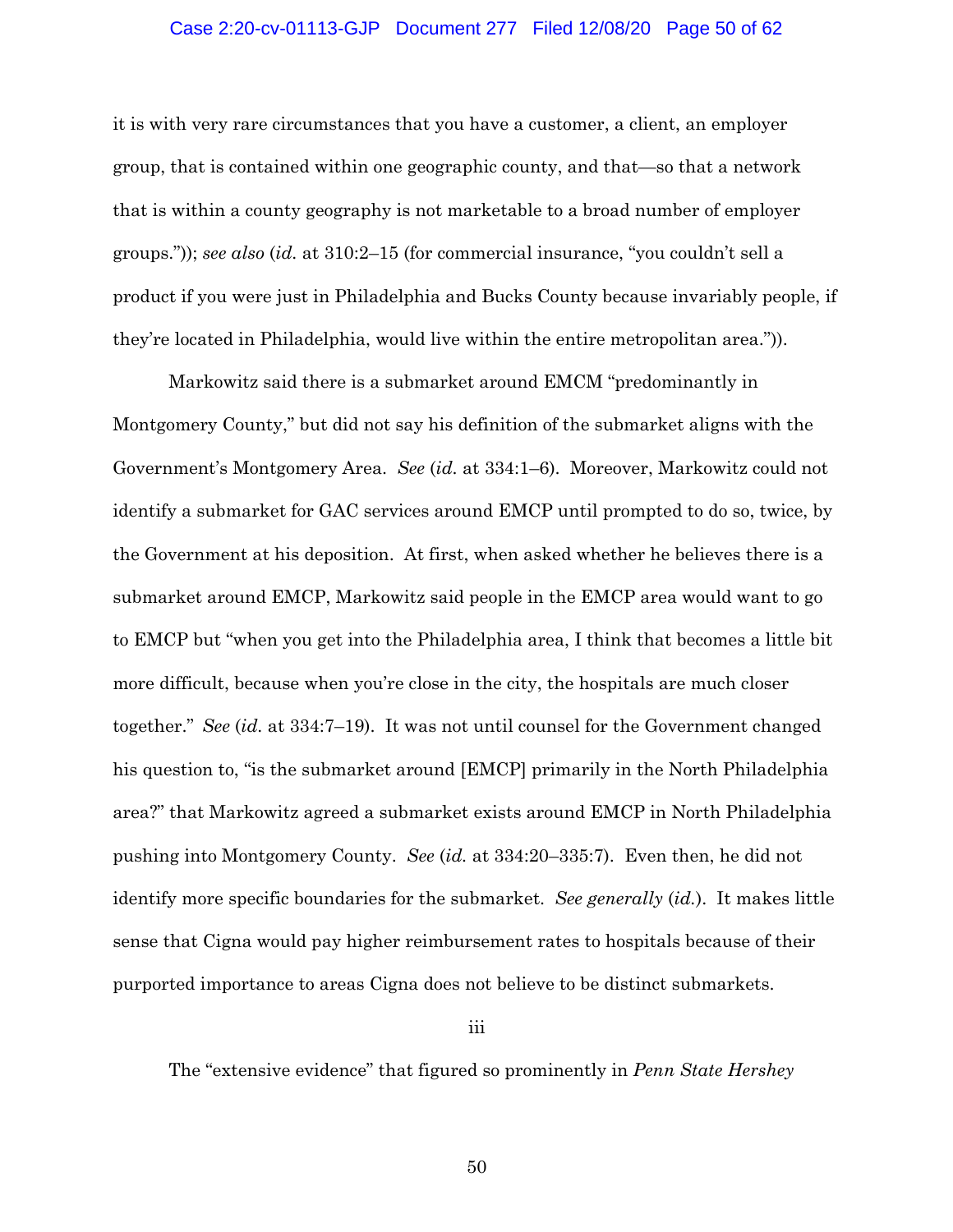it is with very rare circumstances that you have a customer, a client, an employer group, that is contained within one geographic county, and that—so that a network that is within a county geography is not marketable to a broad number of employer groups.")); *see also* (*id.* at 310:2–15 (for commercial insurance, "you couldn't sell a product if you were just in Philadelphia and Bucks County because invariably people, if they're located in Philadelphia, would live within the entire metropolitan area.")).

Markowitz said there is a submarket around EMCM "predominantly in Montgomery County," but did not say his definition of the submarket aligns with the Government's Montgomery Area. *See* (*id.* at 334:1–6). Moreover, Markowitz could not identify a submarket for GAC services around EMCP until prompted to do so, twice, by the Government at his deposition. At first, when asked whether he believes there is a submarket around EMCP, Markowitz said people in the EMCP area would want to go to EMCP but "when you get into the Philadelphia area, I think that becomes a little bit more difficult, because when you're close in the city, the hospitals are much closer together." *See* (*id.* at 334:7–19). It was not until counsel for the Government changed his question to, "is the submarket around [EMCP] primarily in the North Philadelphia area?" that Markowitz agreed a submarket exists around EMCP in North Philadelphia pushing into Montgomery County. *See* (*id.* at 334:20–335:7). Even then, he did not identify more specific boundaries for the submarket. *See generally* (*id.*). It makes little sense that Cigna would pay higher reimbursement rates to hospitals because of their purported importance to areas Cigna does not believe to be distinct submarkets.

iii

The "extensive evidence" that figured so prominently in *Penn State Hershey*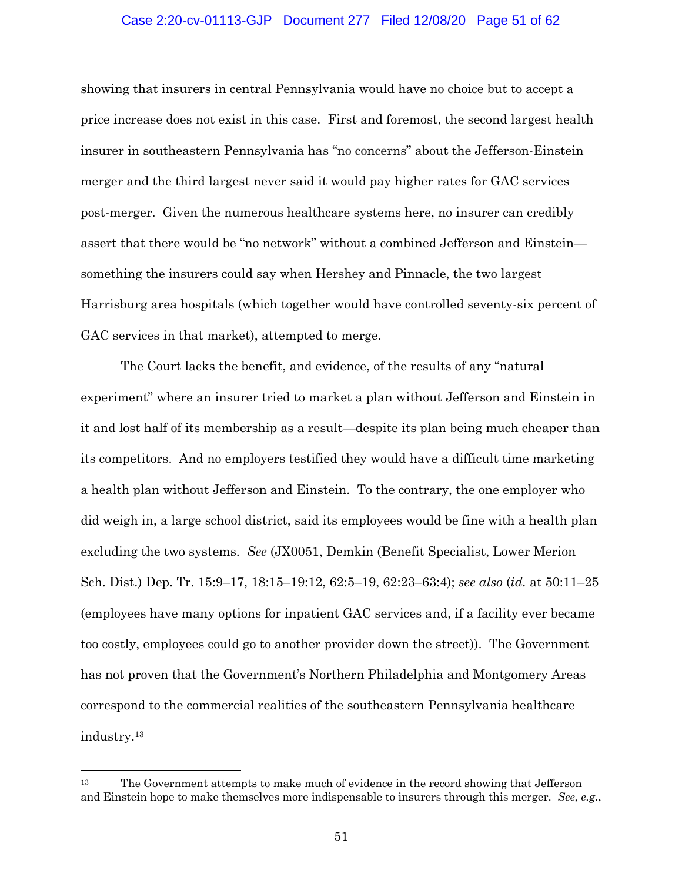showing that insurers in central Pennsylvania would have no choice but to accept a price increase does not exist in this case. First and foremost, the second largest health insurer in southeastern Pennsylvania has "no concerns" about the Jefferson-Einstein merger and the third largest never said it would pay higher rates for GAC services post-merger. Given the numerous healthcare systems here, no insurer can credibly assert that there would be "no network" without a combined Jefferson and Einstein—something the insurers could say when Hershey and Pinnacle, the two largest Harrisburg area hospitals (which together would have controlled seventy-six percent of GAC services in that market), attempted to merge.

The Court lacks the benefit, and evidence, of the results of any "natural experiment" where an insurer tried to market a plan without Jefferson and Einstein in it and lost half of its membership as a result—despite its plan being much cheaper than its competitors. And no employers testified they would have a difficult time marketing a health plan without Jefferson and Einstein. To the contrary, the one employer who did weigh in, a large school district, said its employees would be fine with a health plan excluding the two systems. *See* (JX0051, Demkin (Benefit Specialist, Lower Merion Sch. Dist.) Dep. Tr. 15:9–17, 18:15–19:12, 62:5–19, 62:23–63:4); *see also* (*id.* at 50:11–25 (employees have many options for inpatient GAC services and, if a facility ever became too costly, employees could go to another provider down the street)). The Government has not proven that the Government's Northern Philadelphia and Montgomery Areas correspond to the commercial realities of the southeastern Pennsylvania healthcare industry.[13]

---

[13] The Government attempts to make much of evidence in the record showing that Jefferson and Einstein hope to make themselves more indispensable to insurers through this merger. *See, e.g.*,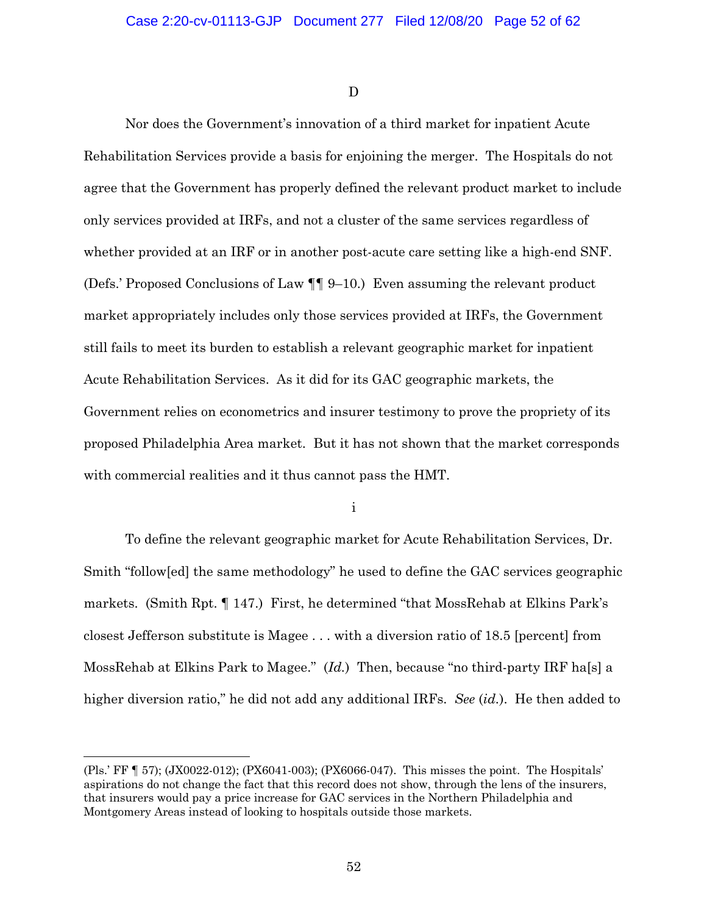D

Nor does the Government's innovation of a third market for inpatient Acute Rehabilitation Services provide a basis for enjoining the merger. The Hospitals do not agree that the Government has properly defined the relevant product market to include only services provided at IRFs, and not a cluster of the same services regardless of whether provided at an IRF or in another post-acute care setting like a high-end SNF. (Defs.' Proposed Conclusions of Law ¶¶ 9–10.) Even assuming the relevant product market appropriately includes only those services provided at IRFs, the Government still fails to meet its burden to establish a relevant geographic market for inpatient Acute Rehabilitation Services. As it did for its GAC geographic markets, the Government relies on econometrics and insurer testimony to prove the propriety of its proposed Philadelphia Area market. But it has not shown that the market corresponds with commercial realities and it thus cannot pass the HMT.

i

To define the relevant geographic market for Acute Rehabilitation Services, Dr. Smith "follow[ed] the same methodology" he used to define the GAC services geographic markets. (Smith Rpt. ¶ 147.) First, he determined "that MossRehab at Elkins Park's closest Jefferson substitute is Magee . . . with a diversion ratio of 18.5 [percent] from MossRehab at Elkins Park to Magee." (*Id.*) Then, because "no third-party IRF ha[s] a higher diversion ratio," he did not add any additional IRFs. *See* (*id.*). He then added to

---

(Pls.' FF ¶ 57); (JX0022-012); (PX6041-003); (PX6066-047). This misses the point. The Hospitals' aspirations do not change the fact that this record does not show, through the lens of the insurers, that insurers would pay a price increase for GAC services in the Northern Philadelphia and Montgomery Areas instead of looking to hospitals outside those markets.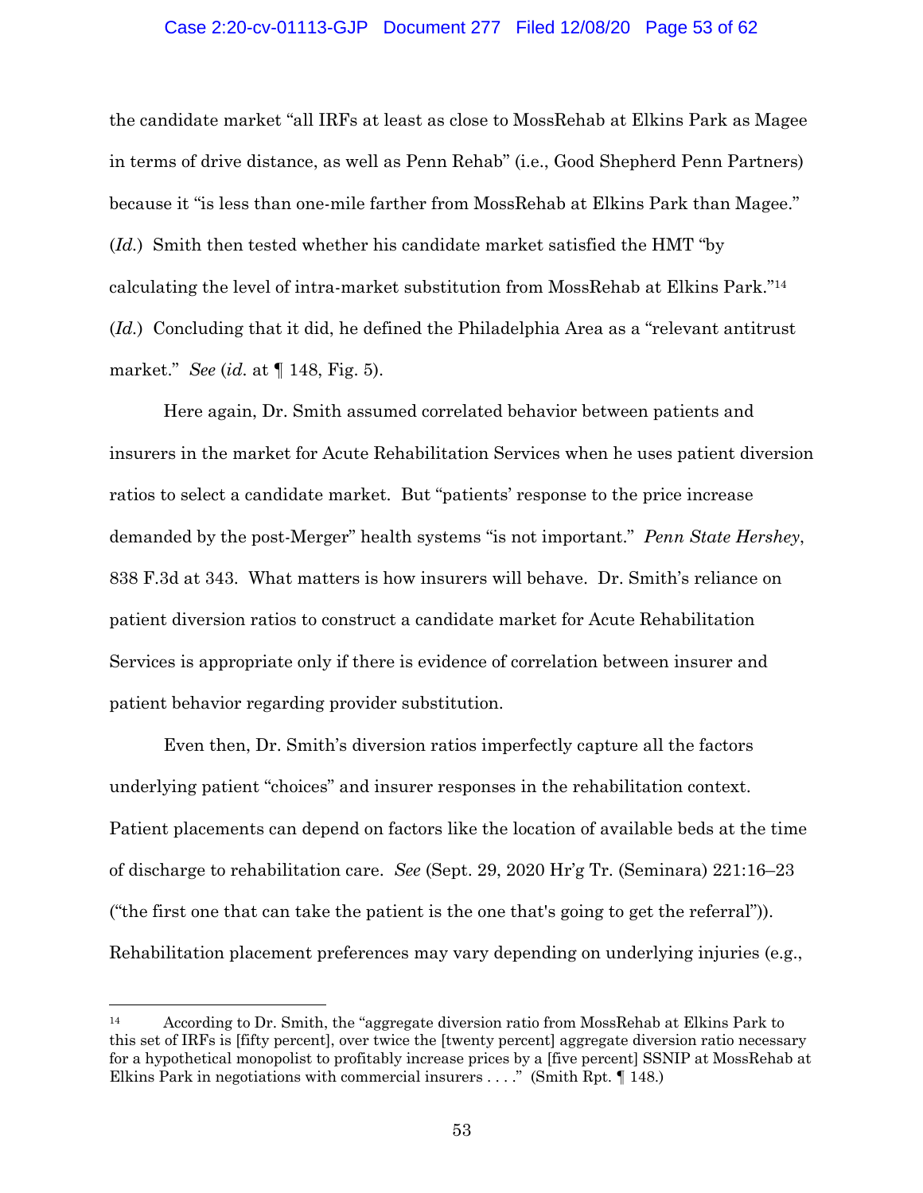the candidate market "all IRFs at least as close to MossRehab at Elkins Park as Magee in terms of drive distance, as well as Penn Rehab" (i.e., Good Shepherd Penn Partners) because it "is less than one-mile farther from MossRehab at Elkins Park than Magee." (*Id.*) Smith then tested whether his candidate market satisfied the HMT "by calculating the level of intra-market substitution from MossRehab at Elkins Park."[14] (*Id.*) Concluding that it did, he defined the Philadelphia Area as a "relevant antitrust market." *See* (*id.* at ¶ 148, Fig. 5).

Here again, Dr. Smith assumed correlated behavior between patients and insurers in the market for Acute Rehabilitation Services when he uses patient diversion ratios to select a candidate market. But "patients' response to the price increase demanded by the post-Merger" health systems "is not important." *Penn State Hershey*, 838 F.3d at 343. What matters is how insurers will behave. Dr. Smith's reliance on patient diversion ratios to construct a candidate market for Acute Rehabilitation Services is appropriate only if there is evidence of correlation between insurer and patient behavior regarding provider substitution.

Even then, Dr. Smith's diversion ratios imperfectly capture all the factors underlying patient "choices" and insurer responses in the rehabilitation context. Patient placements can depend on factors like the location of available beds at the time of discharge to rehabilitation care. *See* (Sept. 29, 2020 Hr'g Tr. (Seminara) 221:16–23 ("the first one that can take the patient is the one that's going to get the referral")). Rehabilitation placement preferences may vary depending on underlying injuries (e.g.,

---

[14] According to Dr. Smith, the "aggregate diversion ratio from MossRehab at Elkins Park to this set of IRFs is [fifty percent], over twice the [twenty percent] aggregate diversion ratio necessary for a hypothetical monopolist to profitably increase prices by a [five percent] SSNIP at MossRehab at Elkins Park in negotiations with commercial insurers . . . ." (Smith Rpt. ¶ 148.)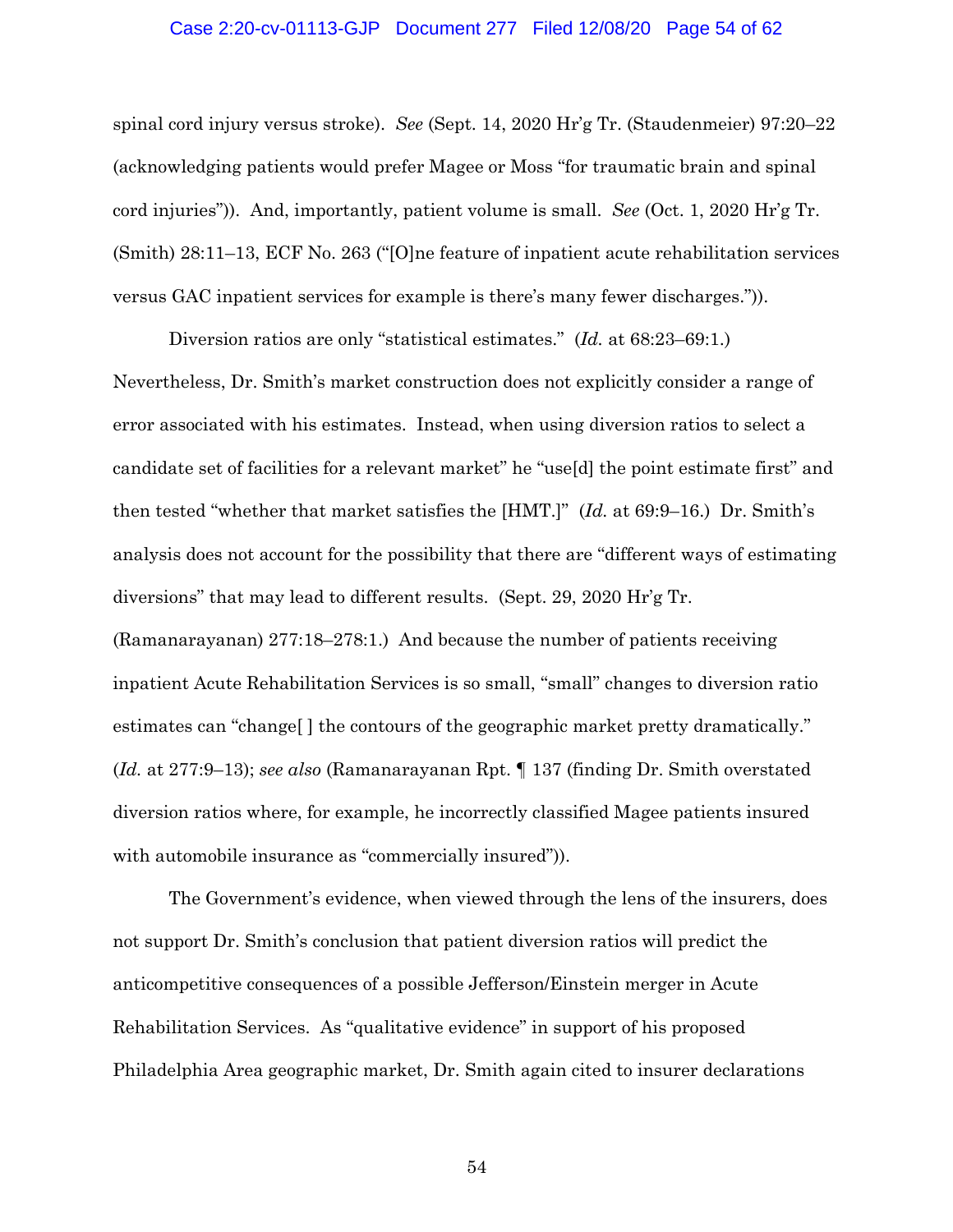spinal cord injury versus stroke). *See* (Sept. 14, 2020 Hr'g Tr. (Staudenmeier) 97:20–22 (acknowledging patients would prefer Magee or Moss "for traumatic brain and spinal cord injuries")). And, importantly, patient volume is small. *See* (Oct. 1, 2020 Hr'g Tr. (Smith) 28:11–13, ECF No. 263 ("[O]ne feature of inpatient acute rehabilitation services versus GAC inpatient services for example is there's many fewer discharges.")).

Diversion ratios are only "statistical estimates." (*Id.* at 68:23–69:1.) Nevertheless, Dr. Smith's market construction does not explicitly consider a range of error associated with his estimates. Instead, when using diversion ratios to select a candidate set of facilities for a relevant market" he "use[d] the point estimate first" and then tested "whether that market satisfies the [HMT.]" (*Id.* at 69:9–16.) Dr. Smith's analysis does not account for the possibility that there are "different ways of estimating diversions" that may lead to different results. (Sept. 29, 2020 Hr'g Tr. (Ramanarayanan) 277:18–278:1.) And because the number of patients receiving inpatient Acute Rehabilitation Services is so small, "small" changes to diversion ratio estimates can "change[ ] the contours of the geographic market pretty dramatically." (*Id.* at 277:9–13); *see also* (Ramanarayanan Rpt. ¶ 137 (finding Dr. Smith overstated diversion ratios where, for example, he incorrectly classified Magee patients insured with automobile insurance as "commercially insured")).

The Government's evidence, when viewed through the lens of the insurers, does not support Dr. Smith's conclusion that patient diversion ratios will predict the anticompetitive consequences of a possible Jefferson/Einstein merger in Acute Rehabilitation Services. As "qualitative evidence" in support of his proposed Philadelphia Area geographic market, Dr. Smith again cited to insurer declarations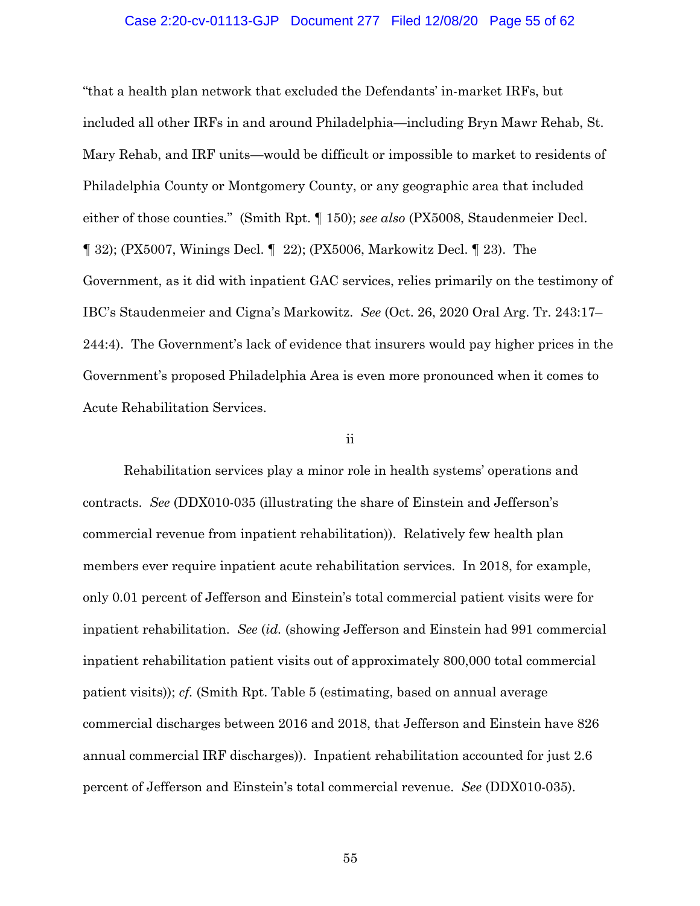"that a health plan network that excluded the Defendants' in-market IRFs, but included all other IRFs in and around Philadelphia—including Bryn Mawr Rehab, St. Mary Rehab, and IRF units—would be difficult or impossible to market to residents of Philadelphia County or Montgomery County, or any geographic area that included either of those counties." (Smith Rpt. ¶ 150); *see also* (PX5008, Staudenmeier Decl. ¶ 32); (PX5007, Winings Decl. ¶ 22); (PX5006, Markowitz Decl. ¶ 23). The Government, as it did with inpatient GAC services, relies primarily on the testimony of IBC's Staudenmeier and Cigna's Markowitz. *See* (Oct. 26, 2020 Oral Arg. Tr. 243:17–244:4). The Government's lack of evidence that insurers would pay higher prices in the Government's proposed Philadelphia Area is even more pronounced when it comes to Acute Rehabilitation Services.

ii

Rehabilitation services play a minor role in health systems' operations and contracts. *See* (DDX010-035 (illustrating the share of Einstein and Jefferson's commercial revenue from inpatient rehabilitation)). Relatively few health plan members ever require inpatient acute rehabilitation services. In 2018, for example, only 0.01 percent of Jefferson and Einstein's total commercial patient visits were for inpatient rehabilitation. *See* (*id.* (showing Jefferson and Einstein had 991 commercial inpatient rehabilitation patient visits out of approximately 800,000 total commercial patient visits)); *cf.* (Smith Rpt. Table 5 (estimating, based on annual average commercial discharges between 2016 and 2018, that Jefferson and Einstein have 826 annual commercial IRF discharges)). Inpatient rehabilitation accounted for just 2.6 percent of Jefferson and Einstein's total commercial revenue. *See* (DDX010-035).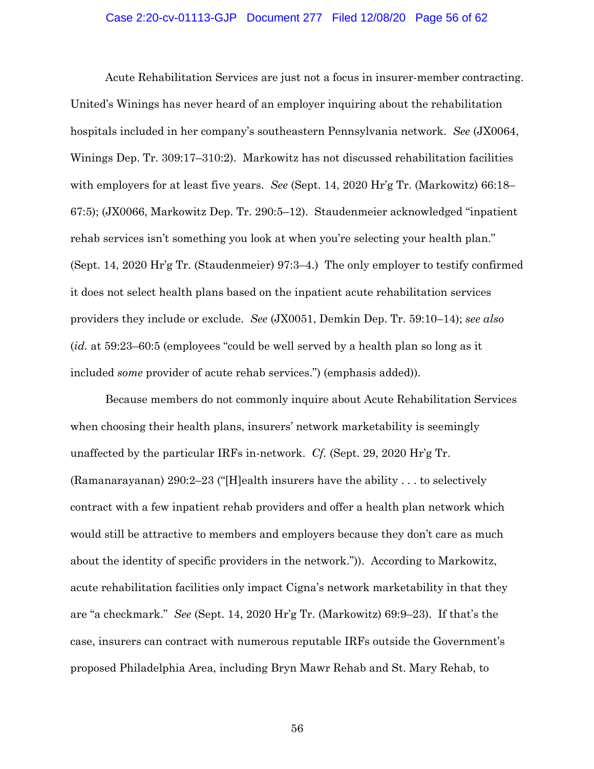Acute Rehabilitation Services are just not a focus in insurer-member contracting. United's Winings has never heard of an employer inquiring about the rehabilitation hospitals included in her company's southeastern Pennsylvania network. *See* (JX0064, Winings Dep. Tr. 309:17–310:2). Markowitz has not discussed rehabilitation facilities with employers for at least five years. *See* (Sept. 14, 2020 Hr'g Tr. (Markowitz) 66:18–67:5); (JX0066, Markowitz Dep. Tr. 290:5–12). Staudenmeier acknowledged "inpatient rehab services isn't something you look at when you're selecting your health plan." (Sept. 14, 2020 Hr'g Tr. (Staudenmeier) 97:3–4.) The only employer to testify confirmed it does not select health plans based on the inpatient acute rehabilitation services providers they include or exclude. *See* (JX0051, Demkin Dep. Tr. 59:10–14); *see also* (*id.* at 59:23–60:5 (employees "could be well served by a health plan so long as it included *some* provider of acute rehab services.") (emphasis added)).

Because members do not commonly inquire about Acute Rehabilitation Services when choosing their health plans, insurers' network marketability is seemingly unaffected by the particular IRFs in-network. *Cf.* (Sept. 29, 2020 Hr'g Tr. (Ramanarayanan) 290:2–23 ("[H]ealth insurers have the ability . . . to selectively contract with a few inpatient rehab providers and offer a health plan network which would still be attractive to members and employers because they don't care as much about the identity of specific providers in the network.")). According to Markowitz, acute rehabilitation facilities only impact Cigna's network marketability in that they are "a checkmark." *See* (Sept. 14, 2020 Hr'g Tr. (Markowitz) 69:9–23). If that's the case, insurers can contract with numerous reputable IRFs outside the Government's proposed Philadelphia Area, including Bryn Mawr Rehab and St. Mary Rehab, to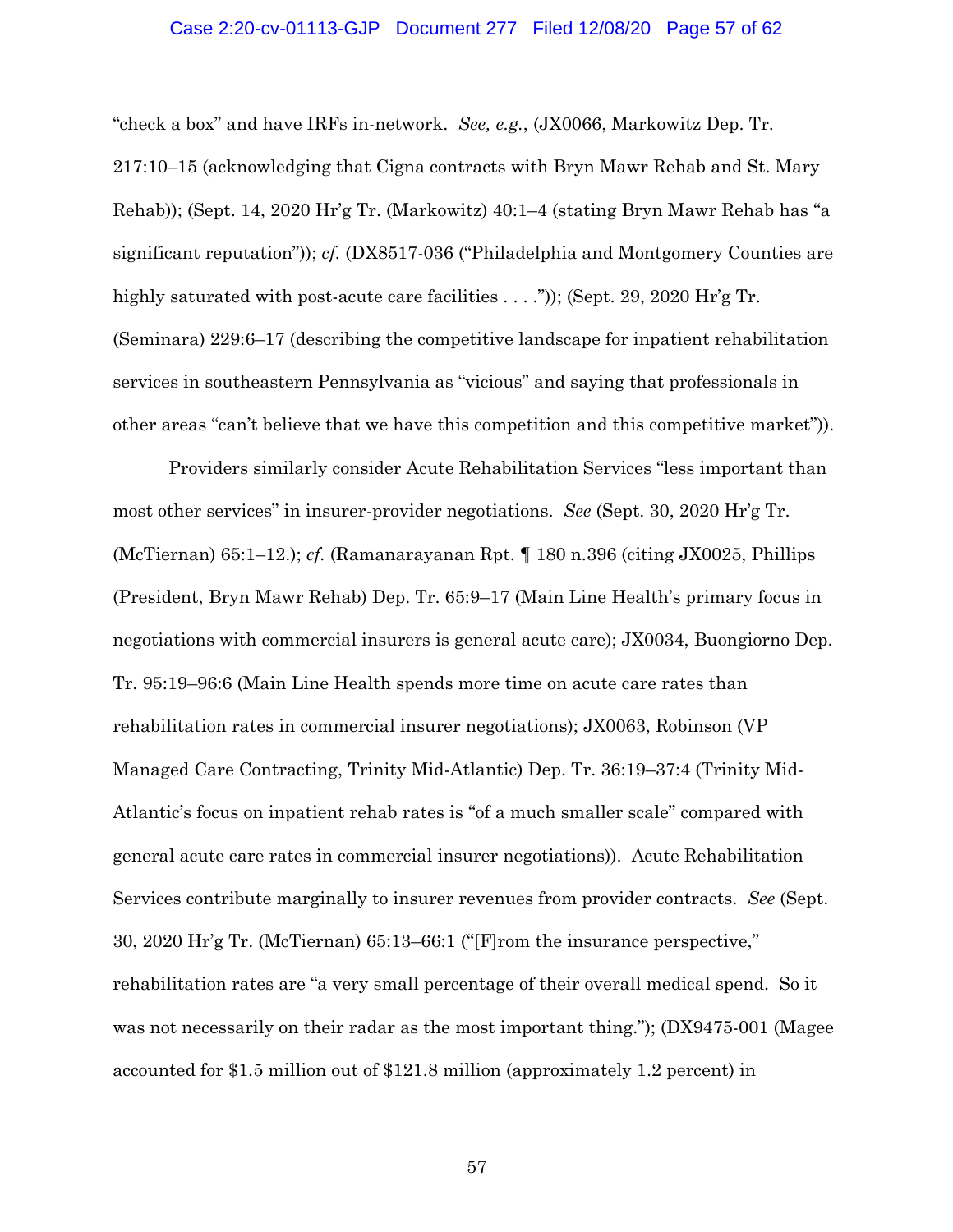"check a box" and have IRFs in-network. *See, e.g.*, (JX0066, Markowitz Dep. Tr. 217:10–15 (acknowledging that Cigna contracts with Bryn Mawr Rehab and St. Mary Rehab)); (Sept. 14, 2020 Hr'g Tr. (Markowitz) 40:1–4 (stating Bryn Mawr Rehab has "a significant reputation")); *cf.* (DX8517-036 ("Philadelphia and Montgomery Counties are highly saturated with post-acute care facilities . . . .")); (Sept. 29, 2020 Hr'g Tr. (Seminara) 229:6–17 (describing the competitive landscape for inpatient rehabilitation services in southeastern Pennsylvania as "vicious" and saying that professionals in other areas "can't believe that we have this competition and this competitive market")).

Providers similarly consider Acute Rehabilitation Services "less important than most other services" in insurer-provider negotiations. *See* (Sept. 30, 2020 Hr'g Tr. (McTiernan) 65:1–12.); *cf.* (Ramanarayanan Rpt. ¶ 180 n.396 (citing JX0025, Phillips (President, Bryn Mawr Rehab) Dep. Tr. 65:9–17 (Main Line Health's primary focus in negotiations with commercial insurers is general acute care); JX0034, Buongiorno Dep. Tr. 95:19–96:6 (Main Line Health spends more time on acute care rates than rehabilitation rates in commercial insurer negotiations); JX0063, Robinson (VP Managed Care Contracting, Trinity Mid-Atlantic) Dep. Tr. 36:19–37:4 (Trinity Mid-Atlantic's focus on inpatient rehab rates is "of a much smaller scale" compared with general acute care rates in commercial insurer negotiations)). Acute Rehabilitation Services contribute marginally to insurer revenues from provider contracts. *See* (Sept. 30, 2020 Hr'g Tr. (McTiernan) 65:13–66:1 ("[F]rom the insurance perspective," rehabilitation rates are "a very small percentage of their overall medical spend. So it was not necessarily on their radar as the most important thing."); (DX9475-001 (Magee accounted for $1.5 million out of $121.8 million (approximately 1.2 percent) in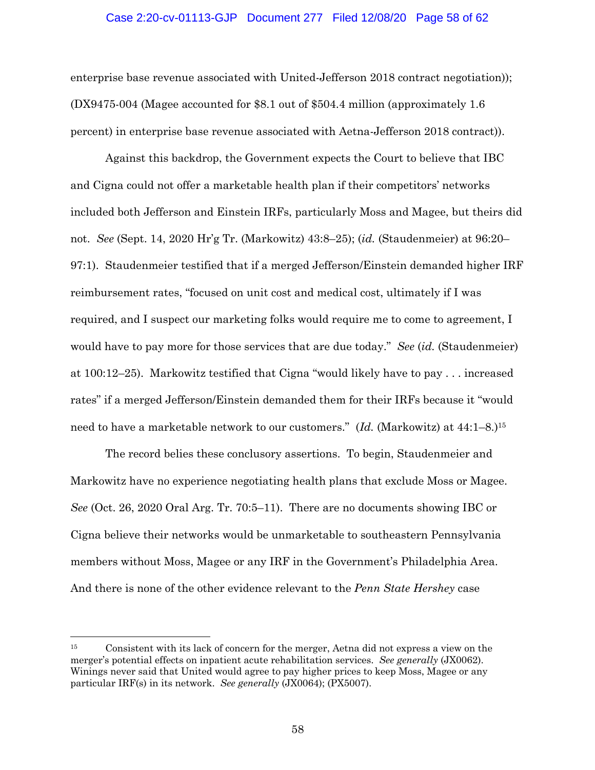enterprise base revenue associated with United-Jefferson 2018 contract negotiation)); (DX9475-004 (Magee accounted for $8.1 out of $504.4 million (approximately 1.6 percent) in enterprise base revenue associated with Aetna-Jefferson 2018 contract)).

Against this backdrop, the Government expects the Court to believe that IBC and Cigna could not offer a marketable health plan if their competitors' networks included both Jefferson and Einstein IRFs, particularly Moss and Magee, but theirs did not. *See* (Sept. 14, 2020 Hr'g Tr. (Markowitz) 43:8–25); (*id.* (Staudenmeier) at 96:20–97:1). Staudenmeier testified that if a merged Jefferson/Einstein demanded higher IRF reimbursement rates, "focused on unit cost and medical cost, ultimately if I was required, and I suspect our marketing folks would require me to come to agreement, I would have to pay more for those services that are due today." *See* (*id.* (Staudenmeier) at 100:12–25). Markowitz testified that Cigna "would likely have to pay . . . increased rates" if a merged Jefferson/Einstein demanded them for their IRFs because it "would need to have a marketable network to our customers." (*Id.* (Markowitz) at 44:1–8.)[15]

The record belies these conclusory assertions. To begin, Staudenmeier and Markowitz have no experience negotiating health plans that exclude Moss or Magee. *See* (Oct. 26, 2020 Oral Arg. Tr. 70:5–11). There are no documents showing IBC or Cigna believe their networks would be unmarketable to southeastern Pennsylvania members without Moss, Magee or any IRF in the Government's Philadelphia Area. And there is none of the other evidence relevant to the *Penn State Hershey* case

---

[15] Consistent with its lack of concern for the merger, Aetna did not express a view on the merger's potential effects on inpatient acute rehabilitation services. *See generally* (JX0062). Winings never said that United would agree to pay higher prices to keep Moss, Magee or any particular IRF(s) in its network. *See generally* (JX0064); (PX5007).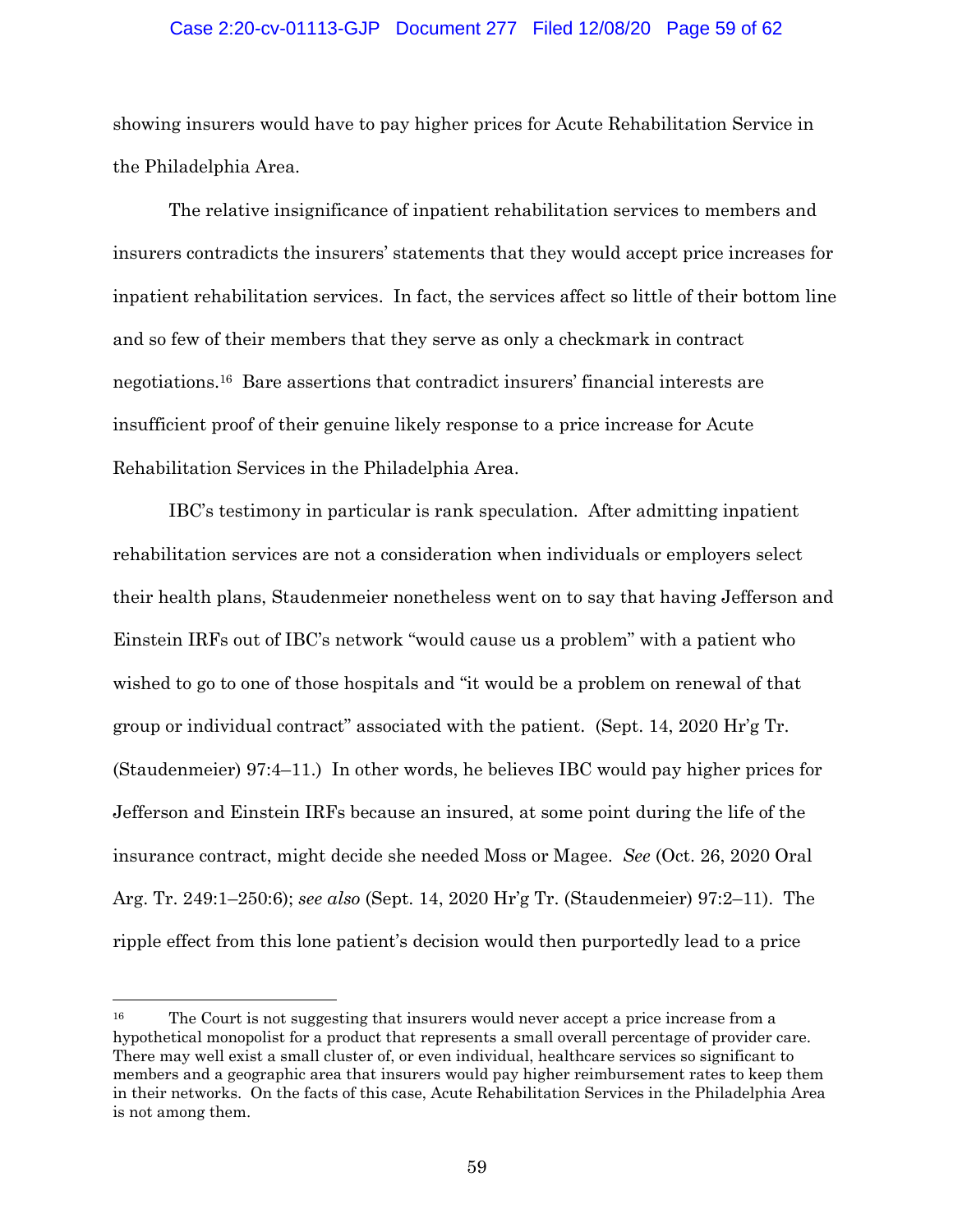showing insurers would have to pay higher prices for Acute Rehabilitation Service in the Philadelphia Area.

The relative insignificance of inpatient rehabilitation services to members and insurers contradicts the insurers' statements that they would accept price increases for inpatient rehabilitation services. In fact, the services affect so little of their bottom line and so few of their members that they serve as only a checkmark in contract negotiations.[16] Bare assertions that contradict insurers' financial interests are insufficient proof of their genuine likely response to a price increase for Acute Rehabilitation Services in the Philadelphia Area.

IBC's testimony in particular is rank speculation. After admitting inpatient rehabilitation services are not a consideration when individuals or employers select their health plans, Staudenmeier nonetheless went on to say that having Jefferson and Einstein IRFs out of IBC's network "would cause us a problem" with a patient who wished to go to one of those hospitals and "it would be a problem on renewal of that group or individual contract" associated with the patient. (Sept. 14, 2020 Hr'g Tr. (Staudenmeier) 97:4–11.) In other words, he believes IBC would pay higher prices for Jefferson and Einstein IRFs because an insured, at some point during the life of the insurance contract, might decide she needed Moss or Magee. *See* (Oct. 26, 2020 Oral Arg. Tr. 249:1–250:6); *see also* (Sept. 14, 2020 Hr'g Tr. (Staudenmeier) 97:2–11). The ripple effect from this lone patient's decision would then purportedly lead to a price

---

[16] The Court is not suggesting that insurers would never accept a price increase from a hypothetical monopolist for a product that represents a small overall percentage of provider care. There may well exist a small cluster of, or even individual, healthcare services so significant to members and a geographic area that insurers would pay higher reimbursement rates to keep them in their networks. On the facts of this case, Acute Rehabilitation Services in the Philadelphia Area is not among them.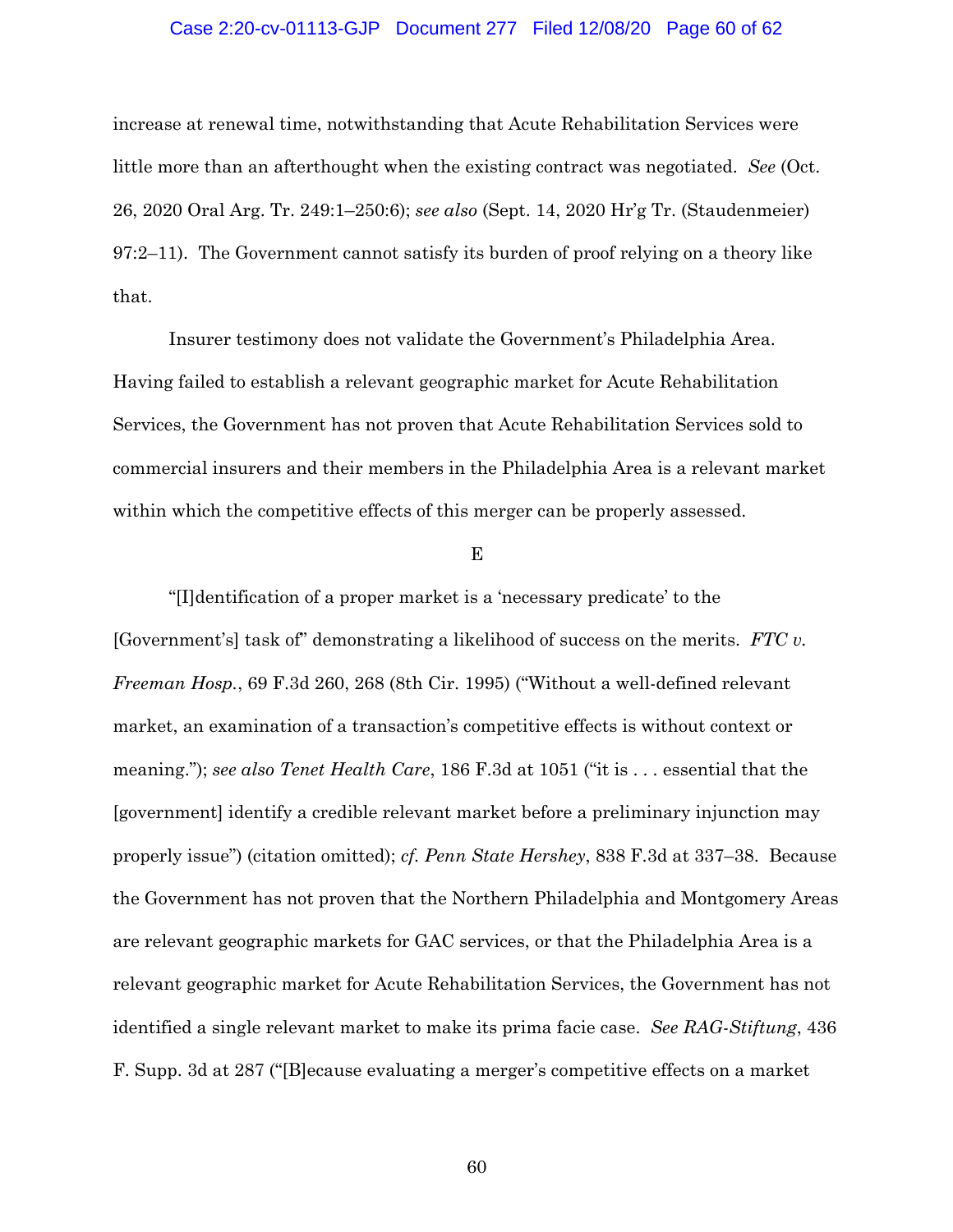increase at renewal time, notwithstanding that Acute Rehabilitation Services were little more than an afterthought when the existing contract was negotiated. *See* (Oct. 26, 2020 Oral Arg. Tr. 249:1–250:6); *see also* (Sept. 14, 2020 Hr'g Tr. (Staudenmeier) 97:2–11). The Government cannot satisfy its burden of proof relying on a theory like that.

Insurer testimony does not validate the Government's Philadelphia Area. Having failed to establish a relevant geographic market for Acute Rehabilitation Services, the Government has not proven that Acute Rehabilitation Services sold to commercial insurers and their members in the Philadelphia Area is a relevant market within which the competitive effects of this merger can be properly assessed.

E

"[I]dentification of a proper market is a 'necessary predicate' to the [Government's] task of" demonstrating a likelihood of success on the merits. *FTC v. Freeman Hosp.*, 69 F.3d 260, 268 (8th Cir. 1995) ("Without a well-defined relevant market, an examination of a transaction's competitive effects is without context or meaning."); *see also Tenet Health Care*, 186 F.3d at 1051 ("it is . . . essential that the [government] identify a credible relevant market before a preliminary injunction may properly issue") (citation omitted); *cf. Penn State Hershey*, 838 F.3d at 337–38. Because the Government has not proven that the Northern Philadelphia and Montgomery Areas are relevant geographic markets for GAC services, or that the Philadelphia Area is a relevant geographic market for Acute Rehabilitation Services, the Government has not identified a single relevant market to make its prima facie case. *See RAG-Stiftung*, 436 F. Supp. 3d at 287 ("[B]ecause evaluating a merger's competitive effects on a market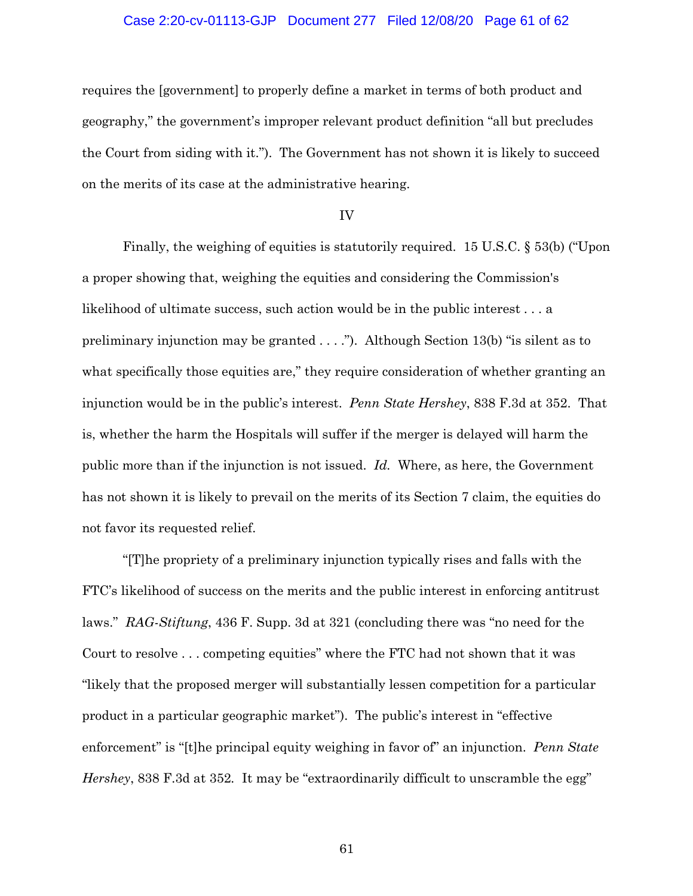requires the [government] to properly define a market in terms of both product and geography," the government's improper relevant product definition "all but precludes the Court from siding with it."). The Government has not shown it is likely to succeed on the merits of its case at the administrative hearing.

IV

Finally, the weighing of equities is statutorily required. 15 U.S.C. § 53(b) ("Upon a proper showing that, weighing the equities and considering the Commission's likelihood of ultimate success, such action would be in the public interest . . . a preliminary injunction may be granted . . . ."). Although Section 13(b) "is silent as to what specifically those equities are," they require consideration of whether granting an injunction would be in the public's interest. *Penn State Hershey*, 838 F.3d at 352. That is, whether the harm the Hospitals will suffer if the merger is delayed will harm the public more than if the injunction is not issued. *Id.* Where, as here, the Government has not shown it is likely to prevail on the merits of its Section 7 claim, the equities do not favor its requested relief.

"[T]he propriety of a preliminary injunction typically rises and falls with the FTC's likelihood of success on the merits and the public interest in enforcing antitrust laws." *RAG-Stiftung*, 436 F. Supp. 3d at 321 (concluding there was "no need for the Court to resolve . . . competing equities" where the FTC had not shown that it was "likely that the proposed merger will substantially lessen competition for a particular product in a particular geographic market"). The public's interest in "effective enforcement" is "[t]he principal equity weighing in favor of" an injunction. *Penn State Hershey*, 838 F.3d at 352. It may be "extraordinarily difficult to unscramble the egg"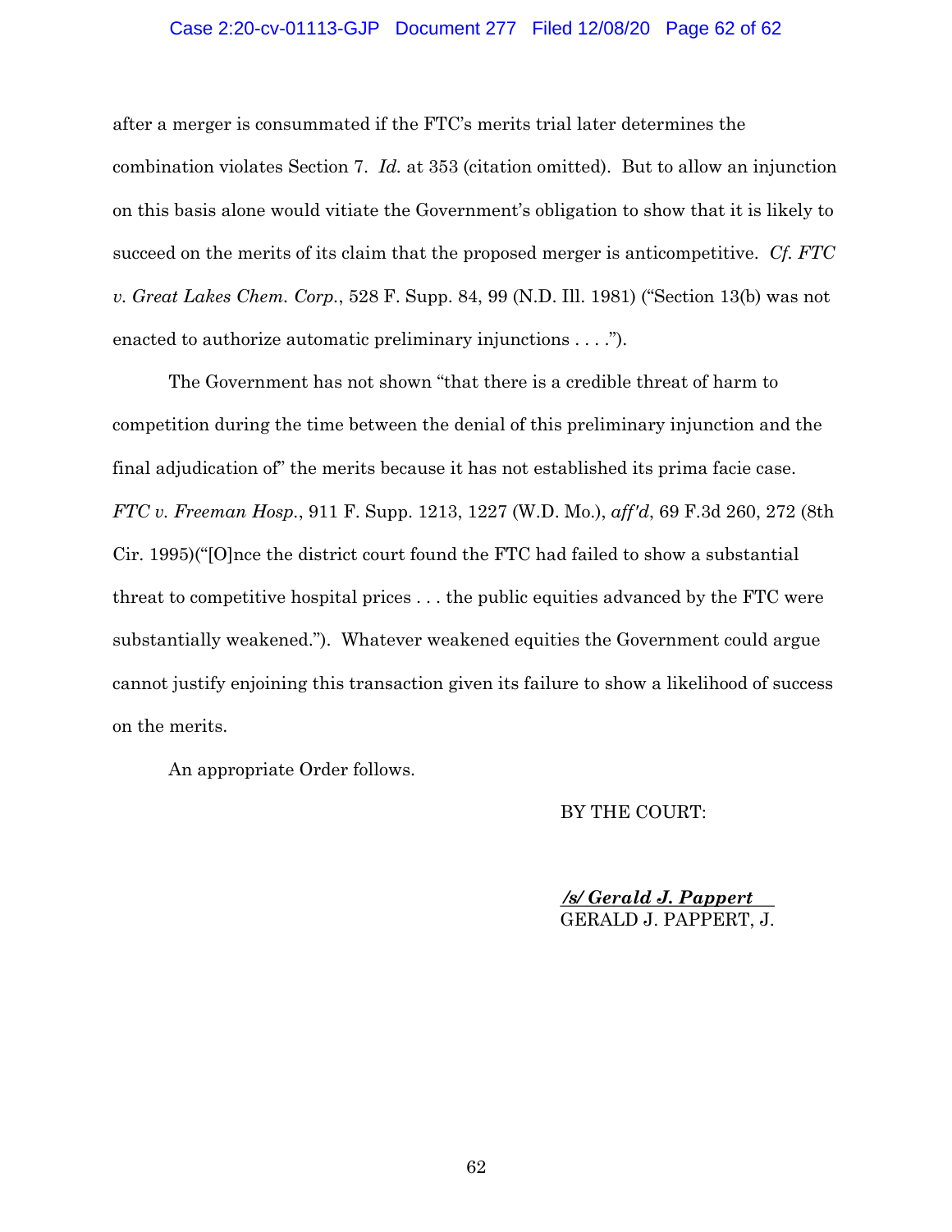after a merger is consummated if the FTC's merits trial later determines the combination violates Section 7. *Id.* at 353 (citation omitted). But to allow an injunction on this basis alone would vitiate the Government's obligation to show that it is likely to succeed on the merits of its claim that the proposed merger is anticompetitive. *Cf. FTC v. Great Lakes Chem. Corp.*, 528 F. Supp. 84, 99 (N.D. Ill. 1981) ("Section 13(b) was not enacted to authorize automatic preliminary injunctions . . . .").

The Government has not shown "that there is a credible threat of harm to competition during the time between the denial of this preliminary injunction and the final adjudication of" the merits because it has not established its prima facie case. *FTC v. Freeman Hosp.*, 911 F. Supp. 1213, 1227 (W.D. Mo.), *aff'd*, 69 F.3d 260, 272 (8th Cir. 1995)("[O]nce the district court found the FTC had failed to show a substantial threat to competitive hospital prices . . . the public equities advanced by the FTC were substantially weakened."). Whatever weakened equities the Government could argue cannot justify enjoining this transaction given its failure to show a likelihood of success on the merits.

An appropriate Order follows.

BY THE COURT:

***/s/ Gerald J. Pappert***
GERALD J. PAPPERT, J.